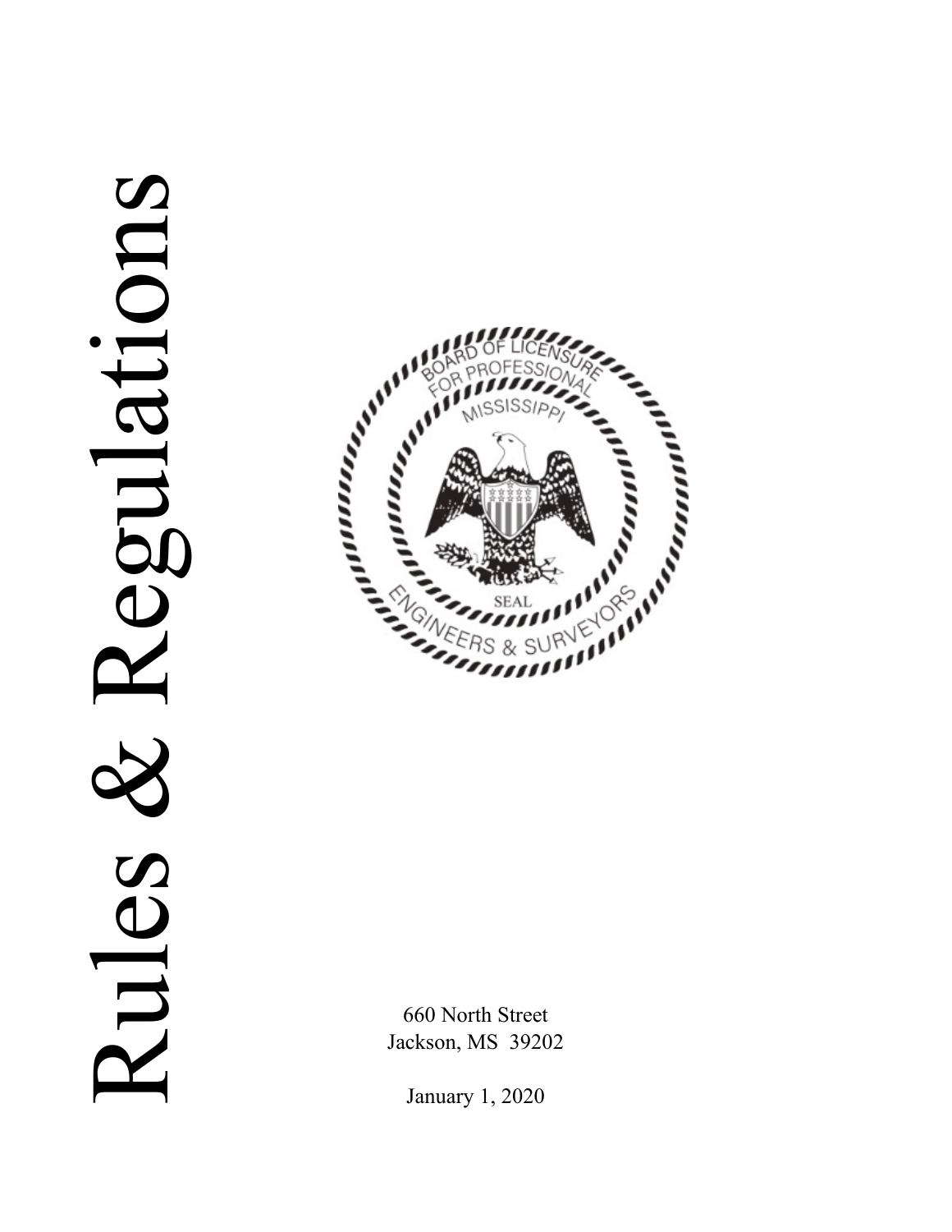# Rules & Regulations

BOARD OF LICENSURE FOR PROFESSIONAL ENGINEERS & SURVEYORS

MISSISSIPPI

SEAL

660 North Street
Jackson, MS 39202

January 1, 2020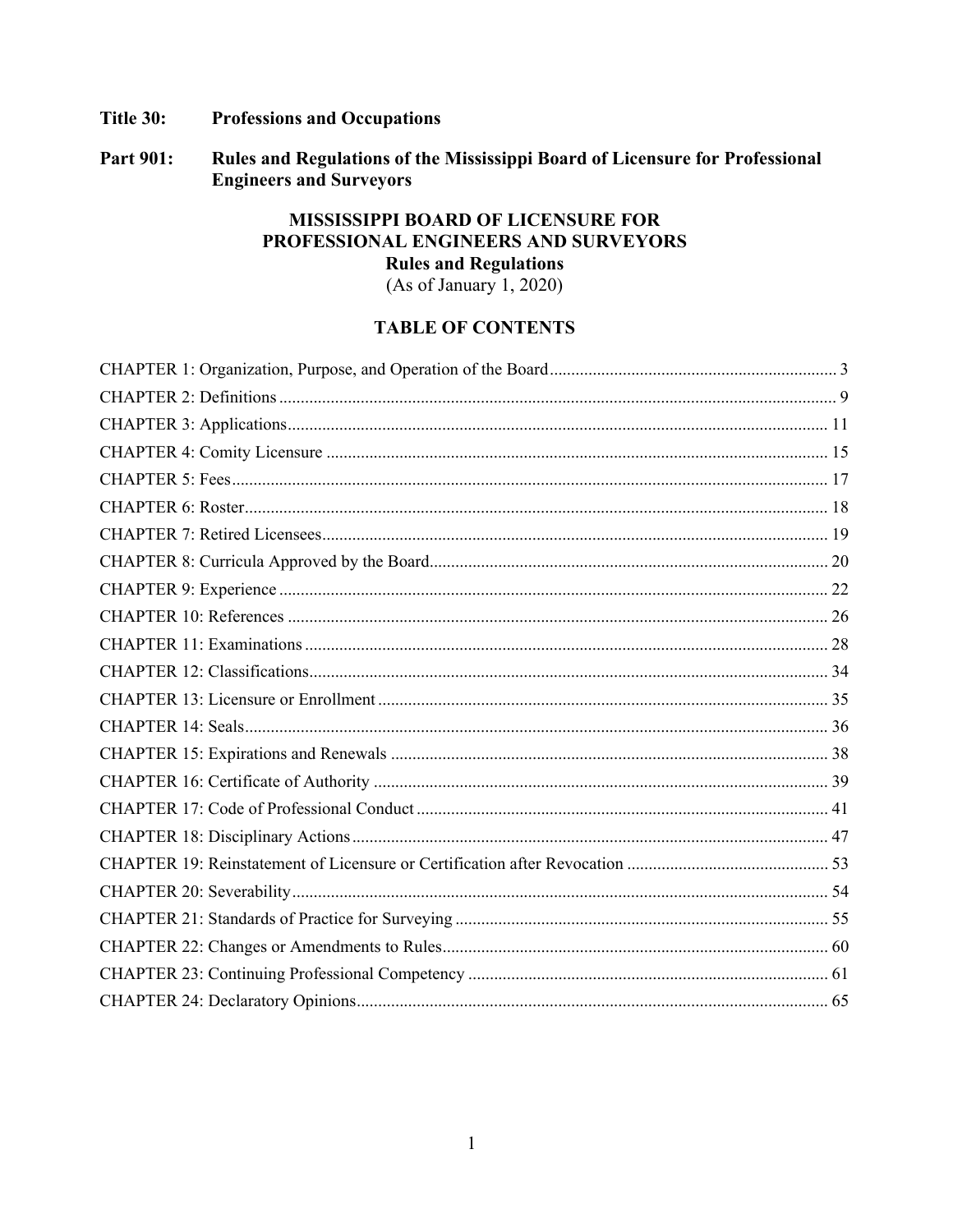**Title 30: Professions and Occupations**

**Part 901: Rules and Regulations of the Mississippi Board of Licensure for Professional Engineers and Surveyors**

# MISSISSIPPI BOARD OF LICENSURE FOR PROFESSIONAL ENGINEERS AND SURVEYORS

## Rules and Regulations

(As of January 1, 2020)

## TABLE OF CONTENTS

| | |
|---|---|
| CHAPTER 1: Organization, Purpose, and Operation of the Board | 3 |
| CHAPTER 2: Definitions | 9 |
| CHAPTER 3: Applications | 11 |
| CHAPTER 4: Comity Licensure | 15 |
| CHAPTER 5: Fees | 17 |
| CHAPTER 6: Roster | 18 |
| CHAPTER 7: Retired Licensees | 19 |
| CHAPTER 8: Curricula Approved by the Board | 20 |
| CHAPTER 9: Experience | 22 |
| CHAPTER 10: References | 26 |
| CHAPTER 11: Examinations | 28 |
| CHAPTER 12: Classifications | 34 |
| CHAPTER 13: Licensure or Enrollment | 35 |
| CHAPTER 14: Seals | 36 |
| CHAPTER 15: Expirations and Renewals | 38 |
| CHAPTER 16: Certificate of Authority | 39 |
| CHAPTER 17: Code of Professional Conduct | 41 |
| CHAPTER 18: Disciplinary Actions | 47 |
| CHAPTER 19: Reinstatement of Licensure or Certification after Revocation | 53 |
| CHAPTER 20: Severability | 54 |
| CHAPTER 21: Standards of Practice for Surveying | 55 |
| CHAPTER 22: Changes or Amendments to Rules | 60 |
| CHAPTER 23: Continuing Professional Competency | 61 |
| CHAPTER 24: Declaratory Opinions | 65 |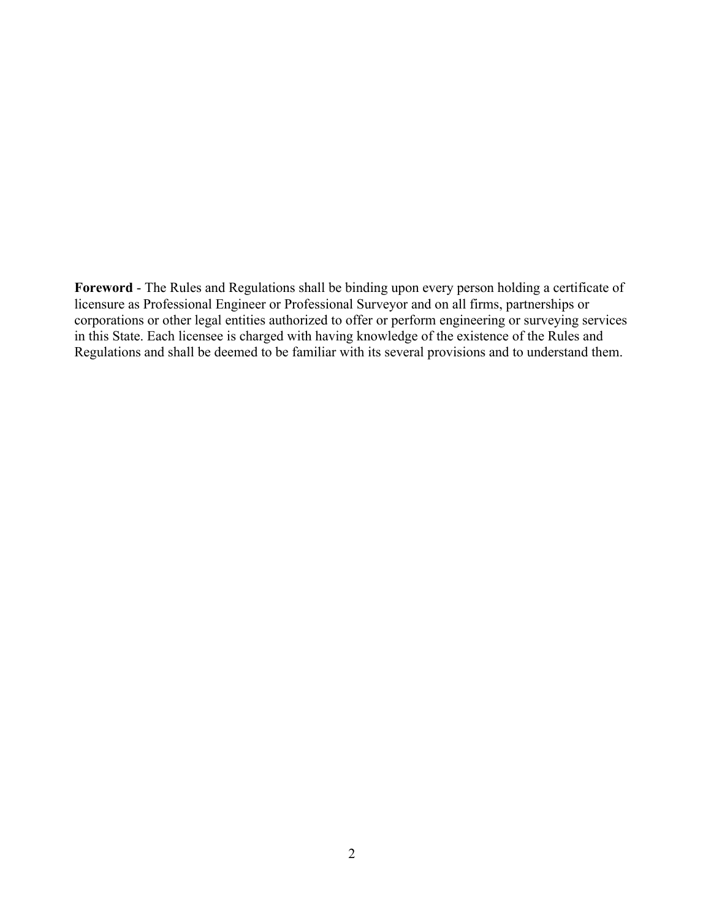**Foreword** - The Rules and Regulations shall be binding upon every person holding a certificate of licensure as Professional Engineer or Professional Surveyor and on all firms, partnerships or corporations or other legal entities authorized to offer or perform engineering or surveying services in this State. Each licensee is charged with having knowledge of the existence of the Rules and Regulations and shall be deemed to be familiar with its several provisions and to understand them.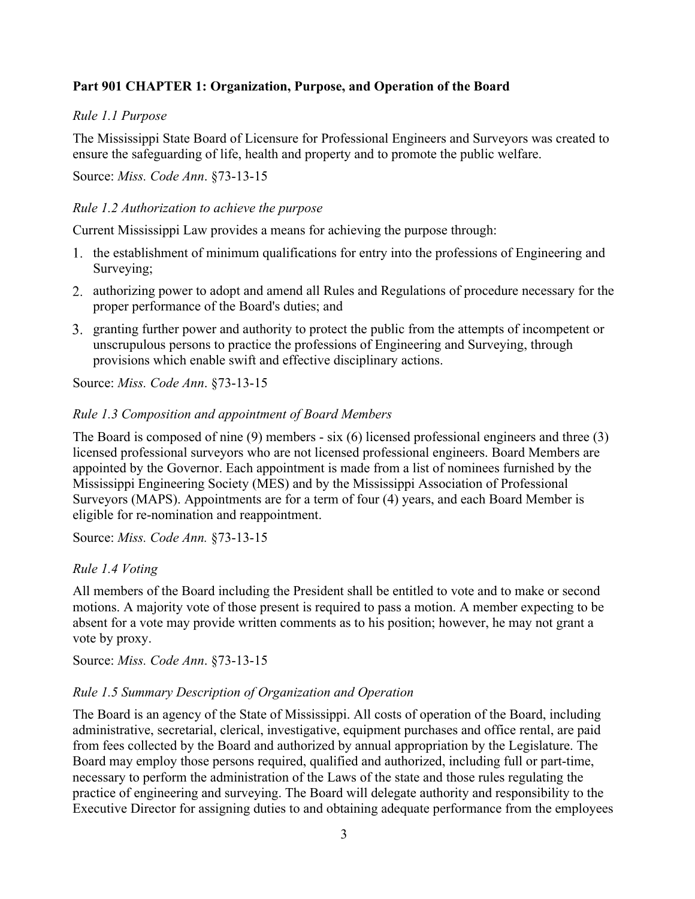## Part 901 CHAPTER 1: Organization, Purpose, and Operation of the Board

*Rule 1.1 Purpose*

The Mississippi State Board of Licensure for Professional Engineers and Surveyors was created to ensure the safeguarding of life, health and property and to promote the public welfare.

Source: *Miss. Code Ann*. §73-13-15

*Rule 1.2 Authorization to achieve the purpose*

Current Mississippi Law provides a means for achieving the purpose through:

1. the establishment of minimum qualifications for entry into the professions of Engineering and Surveying;
2. authorizing power to adopt and amend all Rules and Regulations of procedure necessary for the proper performance of the Board's duties; and
3. granting further power and authority to protect the public from the attempts of incompetent or unscrupulous persons to practice the professions of Engineering and Surveying, through provisions which enable swift and effective disciplinary actions.

Source: *Miss. Code Ann*. §73-13-15

*Rule 1.3 Composition and appointment of Board Members*

The Board is composed of nine (9) members - six (6) licensed professional engineers and three (3) licensed professional surveyors who are not licensed professional engineers. Board Members are appointed by the Governor. Each appointment is made from a list of nominees furnished by the Mississippi Engineering Society (MES) and by the Mississippi Association of Professional Surveyors (MAPS). Appointments are for a term of four (4) years, and each Board Member is eligible for re-nomination and reappointment.

Source: *Miss. Code Ann.* §73-13-15

*Rule 1.4 Voting*

All members of the Board including the President shall be entitled to vote and to make or second motions. A majority vote of those present is required to pass a motion. A member expecting to be absent for a vote may provide written comments as to his position; however, he may not grant a vote by proxy.

Source: *Miss. Code Ann*. §73-13-15

*Rule 1.5 Summary Description of Organization and Operation*

The Board is an agency of the State of Mississippi. All costs of operation of the Board, including administrative, secretarial, clerical, investigative, equipment purchases and office rental, are paid from fees collected by the Board and authorized by annual appropriation by the Legislature. The Board may employ those persons required, qualified and authorized, including full or part-time, necessary to perform the administration of the Laws of the state and those rules regulating the practice of engineering and surveying. The Board will delegate authority and responsibility to the Executive Director for assigning duties to and obtaining adequate performance from the employees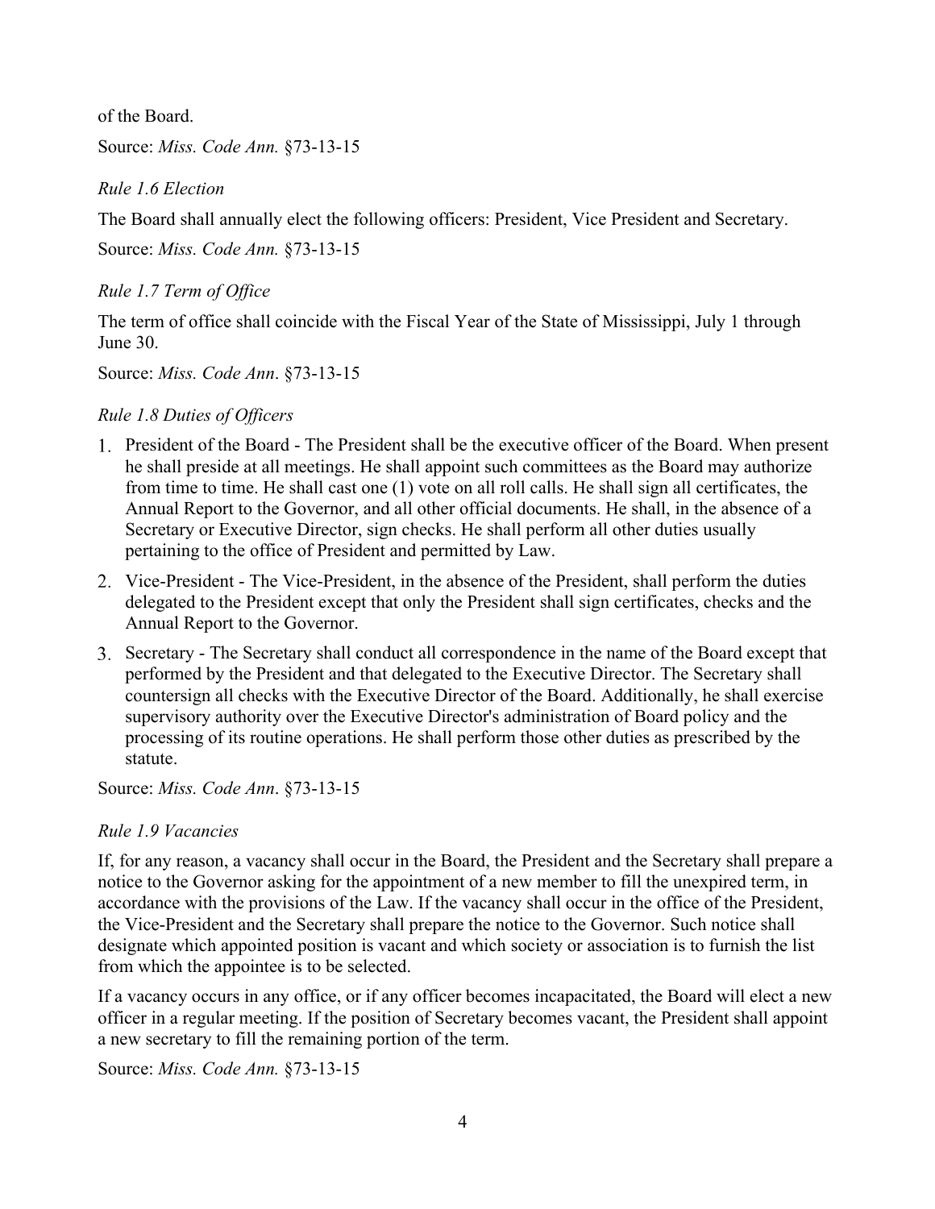of the Board.

Source: *Miss. Code Ann.* §73-13-15

*Rule 1.6 Election*

The Board shall annually elect the following officers: President, Vice President and Secretary.

Source: *Miss. Code Ann.* §73-13-15

*Rule 1.7 Term of Office*

The term of office shall coincide with the Fiscal Year of the State of Mississippi, July 1 through June 30.

Source: *Miss. Code Ann*. §73-13-15

*Rule 1.8 Duties of Officers*

1. President of the Board - The President shall be the executive officer of the Board. When present he shall preside at all meetings. He shall appoint such committees as the Board may authorize from time to time. He shall cast one (1) vote on all roll calls. He shall sign all certificates, the Annual Report to the Governor, and all other official documents. He shall, in the absence of a Secretary or Executive Director, sign checks. He shall perform all other duties usually pertaining to the office of President and permitted by Law.
2. Vice-President - The Vice-President, in the absence of the President, shall perform the duties delegated to the President except that only the President shall sign certificates, checks and the Annual Report to the Governor.
3. Secretary - The Secretary shall conduct all correspondence in the name of the Board except that performed by the President and that delegated to the Executive Director. The Secretary shall countersign all checks with the Executive Director of the Board. Additionally, he shall exercise supervisory authority over the Executive Director's administration of Board policy and the processing of its routine operations. He shall perform those other duties as prescribed by the statute.

Source: *Miss. Code Ann*. §73-13-15

*Rule 1.9 Vacancies*

If, for any reason, a vacancy shall occur in the Board, the President and the Secretary shall prepare a notice to the Governor asking for the appointment of a new member to fill the unexpired term, in accordance with the provisions of the Law. If the vacancy shall occur in the office of the President, the Vice-President and the Secretary shall prepare the notice to the Governor. Such notice shall designate which appointed position is vacant and which society or association is to furnish the list from which the appointee is to be selected.

If a vacancy occurs in any office, or if any officer becomes incapacitated, the Board will elect a new officer in a regular meeting. If the position of Secretary becomes vacant, the President shall appoint a new secretary to fill the remaining portion of the term.

Source: *Miss. Code Ann.* §73-13-15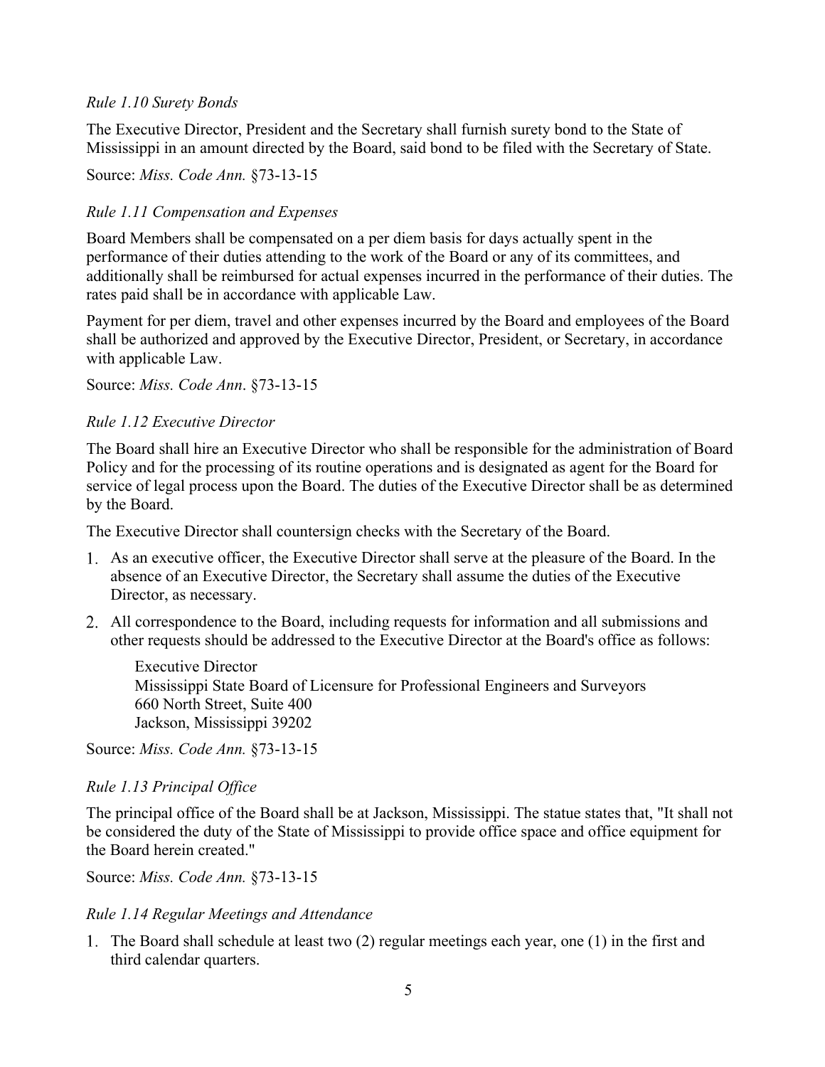*Rule 1.10 Surety Bonds*

The Executive Director, President and the Secretary shall furnish surety bond to the State of Mississippi in an amount directed by the Board, said bond to be filed with the Secretary of State.

Source: *Miss. Code Ann.* §73-13-15

*Rule 1.11 Compensation and Expenses*

Board Members shall be compensated on a per diem basis for days actually spent in the performance of their duties attending to the work of the Board or any of its committees, and additionally shall be reimbursed for actual expenses incurred in the performance of their duties. The rates paid shall be in accordance with applicable Law.

Payment for per diem, travel and other expenses incurred by the Board and employees of the Board shall be authorized and approved by the Executive Director, President, or Secretary, in accordance with applicable Law.

Source: *Miss. Code Ann*. §73-13-15

*Rule 1.12 Executive Director*

The Board shall hire an Executive Director who shall be responsible for the administration of Board Policy and for the processing of its routine operations and is designated as agent for the Board for service of legal process upon the Board. The duties of the Executive Director shall be as determined by the Board.

The Executive Director shall countersign checks with the Secretary of the Board.

1. As an executive officer, the Executive Director shall serve at the pleasure of the Board. In the absence of an Executive Director, the Secretary shall assume the duties of the Executive Director, as necessary.
2. All correspondence to the Board, including requests for information and all submissions and other requests should be addressed to the Executive Director at the Board's office as follows:

   Executive Director
   Mississippi State Board of Licensure for Professional Engineers and Surveyors
   660 North Street, Suite 400
   Jackson, Mississippi 39202

Source: *Miss. Code Ann.* §73-13-15

*Rule 1.13 Principal Office*

The principal office of the Board shall be at Jackson, Mississippi. The statue states that, "It shall not be considered the duty of the State of Mississippi to provide office space and office equipment for the Board herein created."

Source: *Miss. Code Ann.* §73-13-15

*Rule 1.14 Regular Meetings and Attendance*

1. The Board shall schedule at least two (2) regular meetings each year, one (1) in the first and third calendar quarters.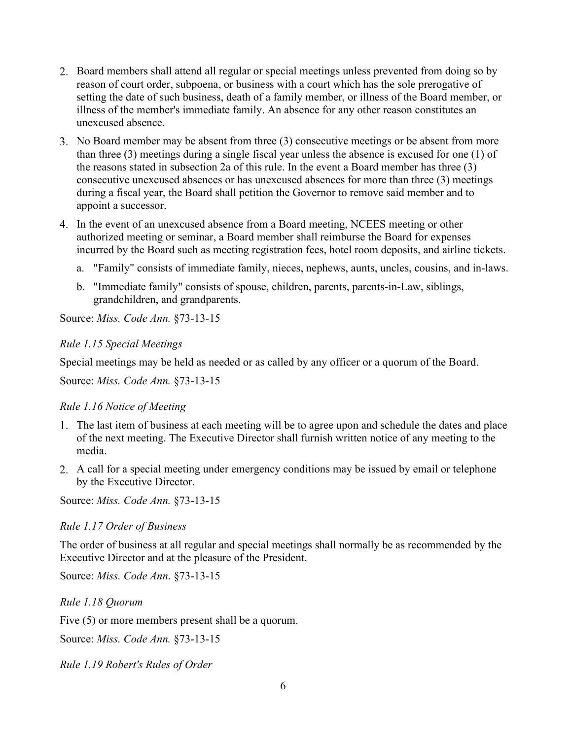2. Board members shall attend all regular or special meetings unless prevented from doing so by reason of court order, subpoena, or business with a court which has the sole prerogative of setting the date of such business, death of a family member, or illness of the Board member, or illness of the member's immediate family. An absence for any other reason constitutes an unexcused absence.
3. No Board member may be absent from three (3) consecutive meetings or be absent from more than three (3) meetings during a single fiscal year unless the absence is excused for one (1) of the reasons stated in subsection 2a of this rule. In the event a Board member has three (3) consecutive unexcused absences or has unexcused absences for more than three (3) meetings during a fiscal year, the Board shall petition the Governor to remove said member and to appoint a successor.
4. In the event of an unexcused absence from a Board meeting, NCEES meeting or other authorized meeting or seminar, a Board member shall reimburse the Board for expenses incurred by the Board such as meeting registration fees, hotel room deposits, and airline tickets.
   a. "Family" consists of immediate family, nieces, nephews, aunts, uncles, cousins, and in-laws.
   b. "Immediate family" consists of spouse, children, parents, parents-in-Law, siblings, grandchildren, and grandparents.

Source: *Miss. Code Ann.* §73-13-15

*Rule 1.15 Special Meetings*

Special meetings may be held as needed or as called by any officer or a quorum of the Board.

Source: *Miss. Code Ann.* §73-13-15

*Rule 1.16 Notice of Meeting*

1. The last item of business at each meeting will be to agree upon and schedule the dates and place of the next meeting. The Executive Director shall furnish written notice of any meeting to the media.
2. A call for a special meeting under emergency conditions may be issued by email or telephone by the Executive Director.

Source: *Miss. Code Ann.* §73-13-15

*Rule 1.17 Order of Business*

The order of business at all regular and special meetings shall normally be as recommended by the Executive Director and at the pleasure of the President.

Source: *Miss. Code Ann*. §73-13-15

*Rule 1.18 Quorum*

Five (5) or more members present shall be a quorum.

Source: *Miss. Code Ann.* §73-13-15

*Rule 1.19 Robert's Rules of Order*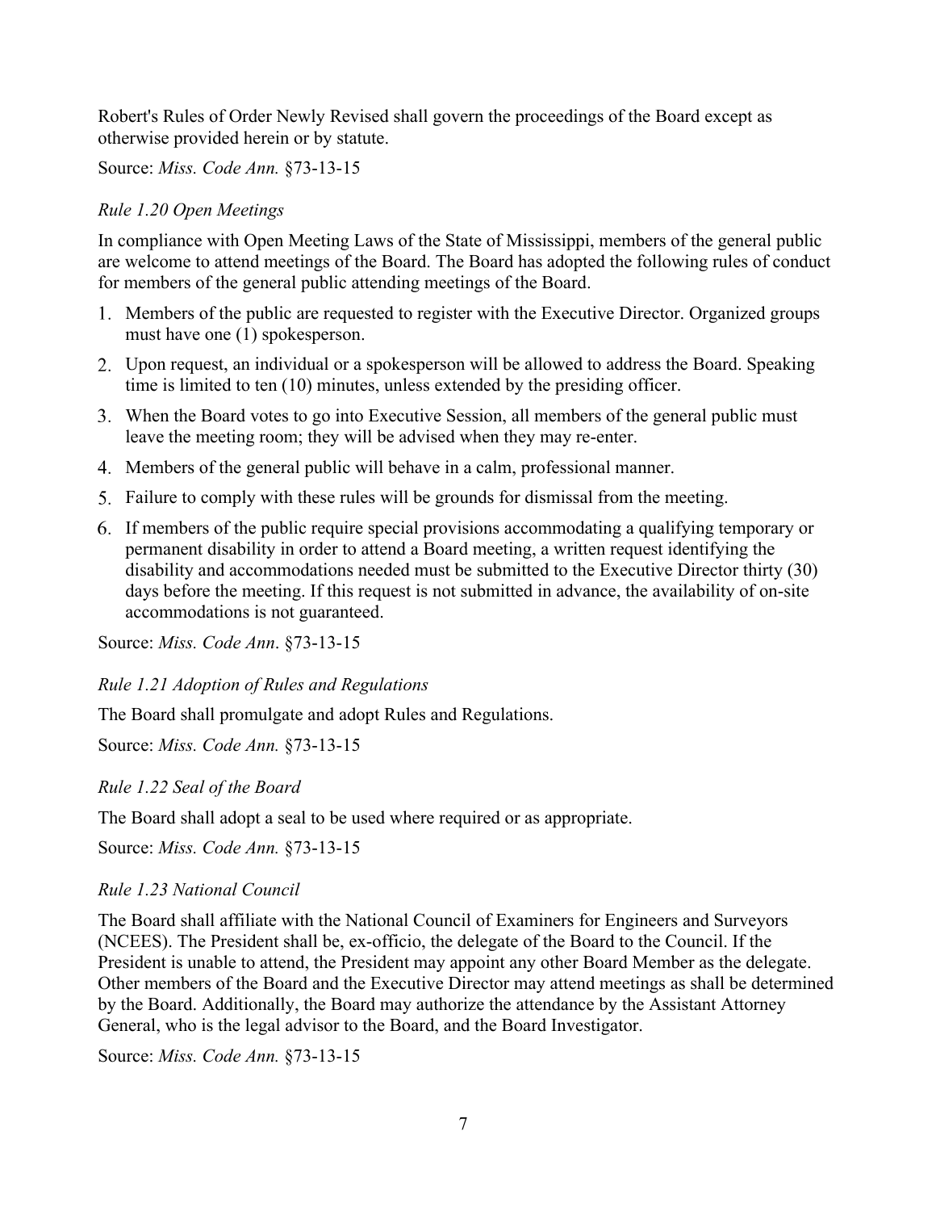Robert's Rules of Order Newly Revised shall govern the proceedings of the Board except as otherwise provided herein or by statute.

Source: *Miss. Code Ann.* §73-13-15

*Rule 1.20 Open Meetings*

In compliance with Open Meeting Laws of the State of Mississippi, members of the general public are welcome to attend meetings of the Board. The Board has adopted the following rules of conduct for members of the general public attending meetings of the Board.

1. Members of the public are requested to register with the Executive Director. Organized groups must have one (1) spokesperson.
2. Upon request, an individual or a spokesperson will be allowed to address the Board. Speaking time is limited to ten (10) minutes, unless extended by the presiding officer.
3. When the Board votes to go into Executive Session, all members of the general public must leave the meeting room; they will be advised when they may re-enter.
4. Members of the general public will behave in a calm, professional manner.
5. Failure to comply with these rules will be grounds for dismissal from the meeting.
6. If members of the public require special provisions accommodating a qualifying temporary or permanent disability in order to attend a Board meeting, a written request identifying the disability and accommodations needed must be submitted to the Executive Director thirty (30) days before the meeting. If this request is not submitted in advance, the availability of on-site accommodations is not guaranteed.

Source: *Miss. Code Ann*. §73-13-15

*Rule 1.21 Adoption of Rules and Regulations*

The Board shall promulgate and adopt Rules and Regulations.

Source: *Miss. Code Ann.* §73-13-15

*Rule 1.22 Seal of the Board*

The Board shall adopt a seal to be used where required or as appropriate.

Source: *Miss. Code Ann.* §73-13-15

*Rule 1.23 National Council*

The Board shall affiliate with the National Council of Examiners for Engineers and Surveyors (NCEES). The President shall be, ex-officio, the delegate of the Board to the Council. If the President is unable to attend, the President may appoint any other Board Member as the delegate. Other members of the Board and the Executive Director may attend meetings as shall be determined by the Board. Additionally, the Board may authorize the attendance by the Assistant Attorney General, who is the legal advisor to the Board, and the Board Investigator.

Source: *Miss. Code Ann.* §73-13-15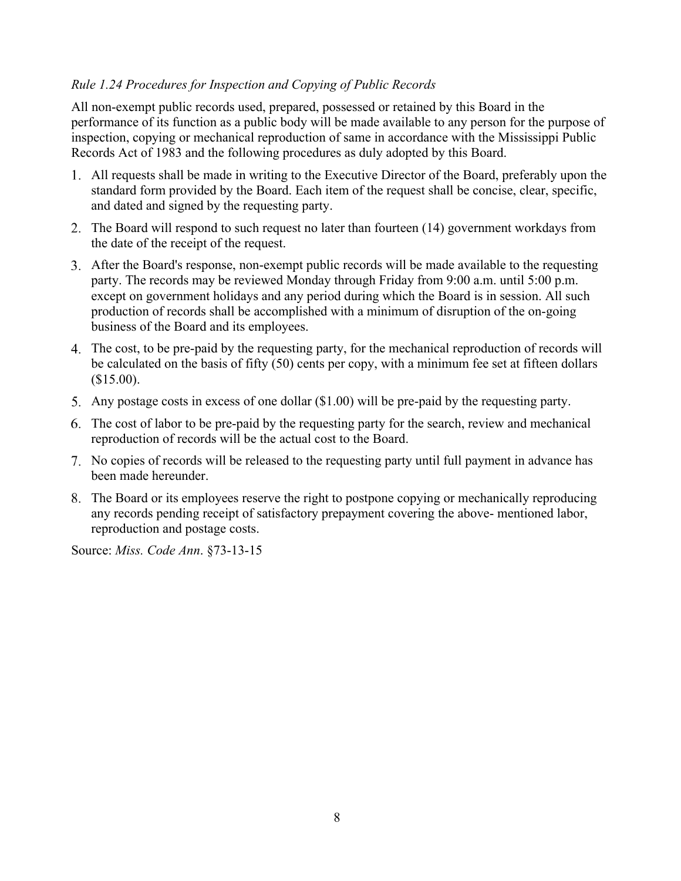*Rule 1.24 Procedures for Inspection and Copying of Public Records*

All non-exempt public records used, prepared, possessed or retained by this Board in the performance of its function as a public body will be made available to any person for the purpose of inspection, copying or mechanical reproduction of same in accordance with the Mississippi Public Records Act of 1983 and the following procedures as duly adopted by this Board.

1. All requests shall be made in writing to the Executive Director of the Board, preferably upon the standard form provided by the Board. Each item of the request shall be concise, clear, specific, and dated and signed by the requesting party.
2. The Board will respond to such request no later than fourteen (14) government workdays from the date of the receipt of the request.
3. After the Board's response, non-exempt public records will be made available to the requesting party. The records may be reviewed Monday through Friday from 9:00 a.m. until 5:00 p.m. except on government holidays and any period during which the Board is in session. All such production of records shall be accomplished with a minimum of disruption of the on-going business of the Board and its employees.
4. The cost, to be pre-paid by the requesting party, for the mechanical reproduction of records will be calculated on the basis of fifty (50) cents per copy, with a minimum fee set at fifteen dollars ($15.00).
5. Any postage costs in excess of one dollar ($1.00) will be pre-paid by the requesting party.
6. The cost of labor to be pre-paid by the requesting party for the search, review and mechanical reproduction of records will be the actual cost to the Board.
7. No copies of records will be released to the requesting party until full payment in advance has been made hereunder.
8. The Board or its employees reserve the right to postpone copying or mechanically reproducing any records pending receipt of satisfactory prepayment covering the above- mentioned labor, reproduction and postage costs.

Source: *Miss. Code Ann*. §73-13-15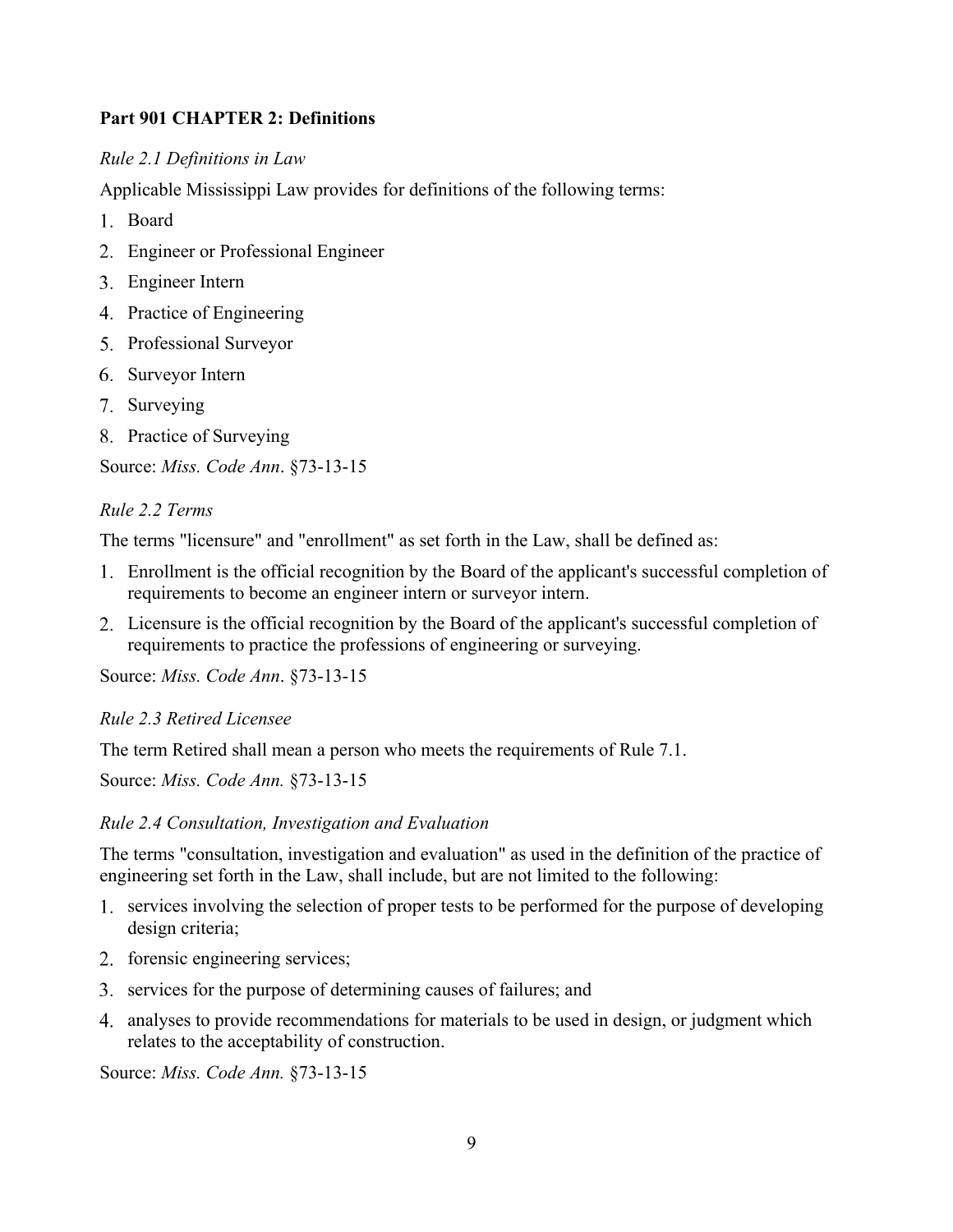## Part 901 CHAPTER 2: Definitions

*Rule 2.1 Definitions in Law*

Applicable Mississippi Law provides for definitions of the following terms:

1. Board
2. Engineer or Professional Engineer
3. Engineer Intern
4. Practice of Engineering
5. Professional Surveyor
6. Surveyor Intern
7. Surveying
8. Practice of Surveying

Source: *Miss. Code Ann*. §73-13-15

*Rule 2.2 Terms*

The terms "licensure" and "enrollment" as set forth in the Law, shall be defined as:

1. Enrollment is the official recognition by the Board of the applicant's successful completion of requirements to become an engineer intern or surveyor intern.
2. Licensure is the official recognition by the Board of the applicant's successful completion of requirements to practice the professions of engineering or surveying.

Source: *Miss. Code Ann*. §73-13-15

*Rule 2.3 Retired Licensee*

The term Retired shall mean a person who meets the requirements of Rule 7.1.

Source: *Miss. Code Ann.* §73-13-15

*Rule 2.4 Consultation, Investigation and Evaluation*

The terms "consultation, investigation and evaluation" as used in the definition of the practice of engineering set forth in the Law, shall include, but are not limited to the following:

1. services involving the selection of proper tests to be performed for the purpose of developing design criteria;
2. forensic engineering services;
3. services for the purpose of determining causes of failures; and
4. analyses to provide recommendations for materials to be used in design, or judgment which relates to the acceptability of construction.

Source: *Miss. Code Ann.* §73-13-15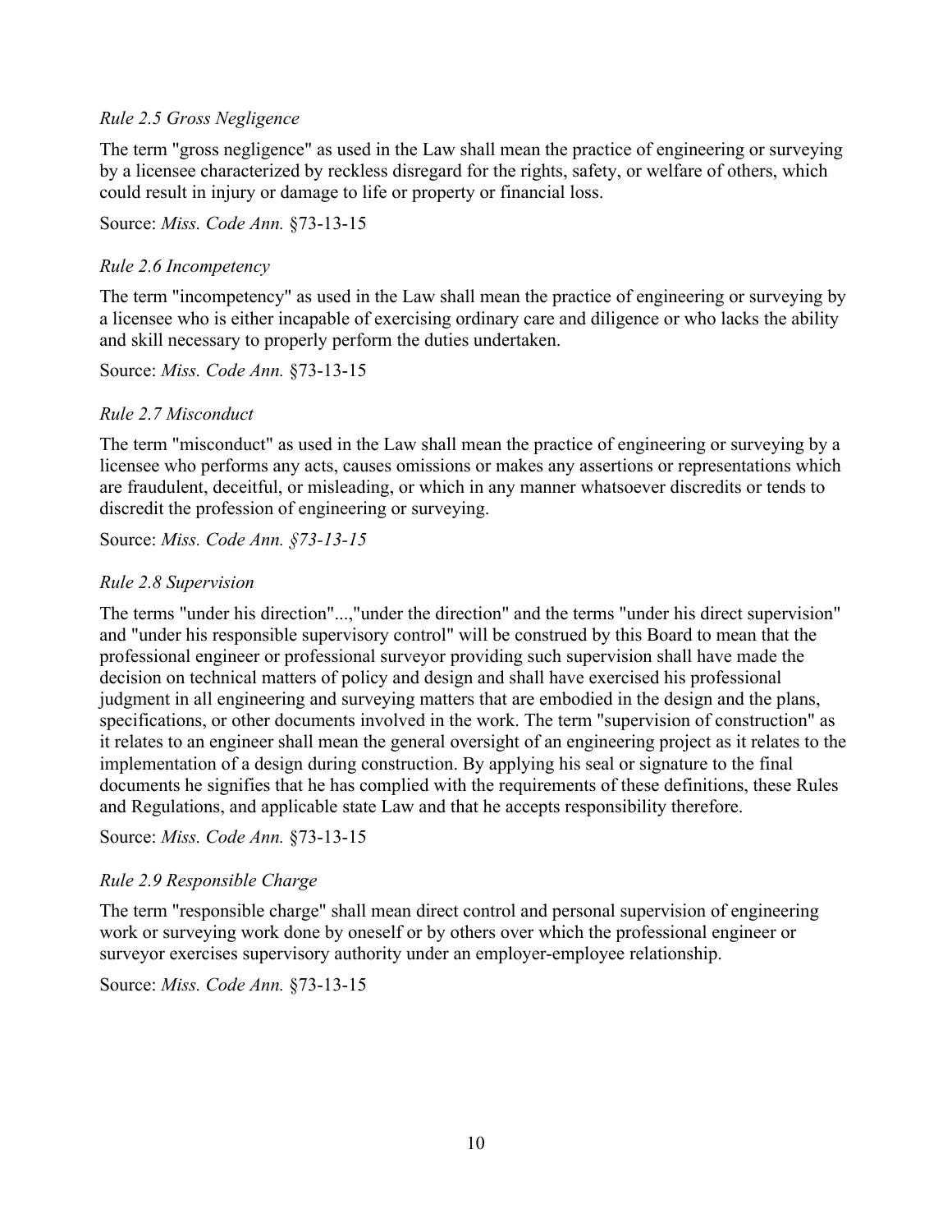*Rule 2.5 Gross Negligence*

The term "gross negligence" as used in the Law shall mean the practice of engineering or surveying by a licensee characterized by reckless disregard for the rights, safety, or welfare of others, which could result in injury or damage to life or property or financial loss.

Source: *Miss. Code Ann.* §73-13-15

*Rule 2.6 Incompetency*

The term "incompetency" as used in the Law shall mean the practice of engineering or surveying by a licensee who is either incapable of exercising ordinary care and diligence or who lacks the ability and skill necessary to properly perform the duties undertaken.

Source: *Miss. Code Ann.* §73-13-15

*Rule 2.7 Misconduct*

The term "misconduct" as used in the Law shall mean the practice of engineering or surveying by a licensee who performs any acts, causes omissions or makes any assertions or representations which are fraudulent, deceitful, or misleading, or which in any manner whatsoever discredits or tends to discredit the profession of engineering or surveying.

Source: *Miss. Code Ann. §73-13-15*

*Rule 2.8 Supervision*

The terms "under his direction"...,"under the direction" and the terms "under his direct supervision" and "under his responsible supervisory control" will be construed by this Board to mean that the professional engineer or professional surveyor providing such supervision shall have made the decision on technical matters of policy and design and shall have exercised his professional judgment in all engineering and surveying matters that are embodied in the design and the plans, specifications, or other documents involved in the work. The term "supervision of construction" as it relates to an engineer shall mean the general oversight of an engineering project as it relates to the implementation of a design during construction. By applying his seal or signature to the final documents he signifies that he has complied with the requirements of these definitions, these Rules and Regulations, and applicable state Law and that he accepts responsibility therefore.

Source: *Miss. Code Ann.* §73-13-15

*Rule 2.9 Responsible Charge*

The term "responsible charge" shall mean direct control and personal supervision of engineering work or surveying work done by oneself or by others over which the professional engineer or surveyor exercises supervisory authority under an employer-employee relationship.

Source: *Miss. Code Ann.* §73-13-15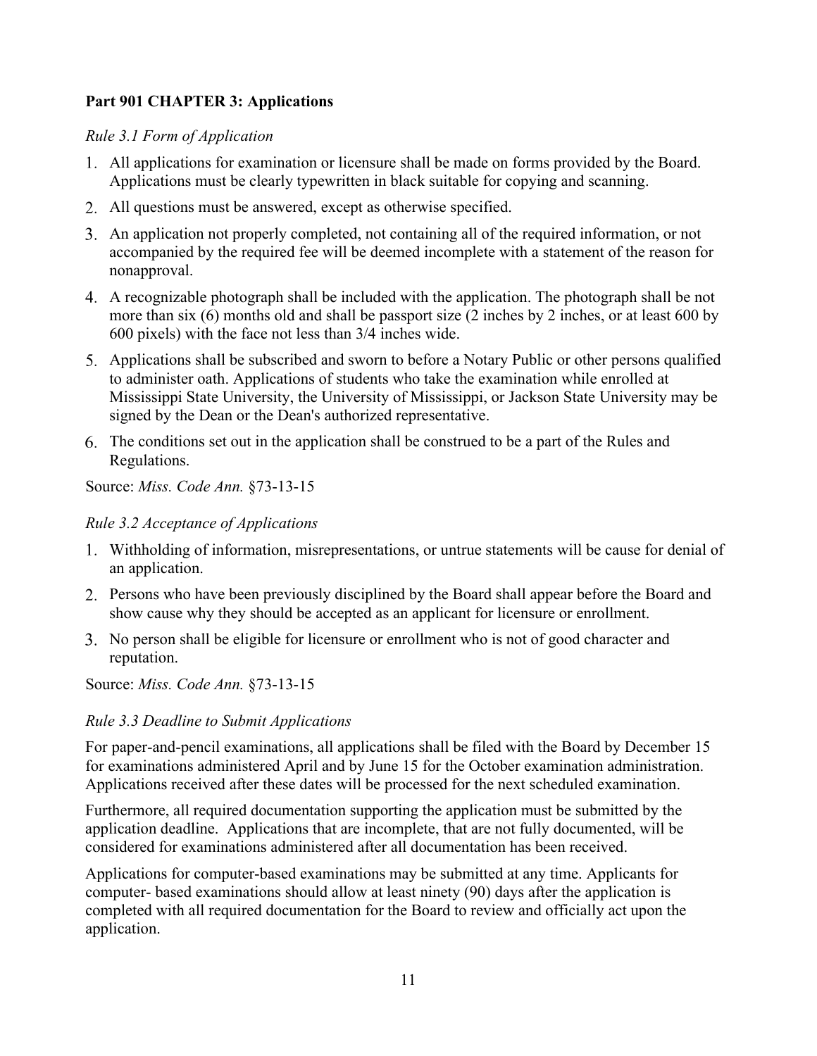## Part 901 CHAPTER 3: Applications

*Rule 3.1 Form of Application*

1. All applications for examination or licensure shall be made on forms provided by the Board. Applications must be clearly typewritten in black suitable for copying and scanning.
2. All questions must be answered, except as otherwise specified.
3. An application not properly completed, not containing all of the required information, or not accompanied by the required fee will be deemed incomplete with a statement of the reason for nonapproval.
4. A recognizable photograph shall be included with the application. The photograph shall be not more than six (6) months old and shall be passport size (2 inches by 2 inches, or at least 600 by 600 pixels) with the face not less than 3/4 inches wide.
5. Applications shall be subscribed and sworn to before a Notary Public or other persons qualified to administer oath. Applications of students who take the examination while enrolled at Mississippi State University, the University of Mississippi, or Jackson State University may be signed by the Dean or the Dean's authorized representative.
6. The conditions set out in the application shall be construed to be a part of the Rules and Regulations.

Source: *Miss. Code Ann.* §73-13-15

*Rule 3.2 Acceptance of Applications*

1. Withholding of information, misrepresentations, or untrue statements will be cause for denial of an application.
2. Persons who have been previously disciplined by the Board shall appear before the Board and show cause why they should be accepted as an applicant for licensure or enrollment.
3. No person shall be eligible for licensure or enrollment who is not of good character and reputation.

Source: *Miss. Code Ann.* §73-13-15

*Rule 3.3 Deadline to Submit Applications*

For paper-and-pencil examinations, all applications shall be filed with the Board by December 15 for examinations administered April and by June 15 for the October examination administration. Applications received after these dates will be processed for the next scheduled examination.

Furthermore, all required documentation supporting the application must be submitted by the application deadline. Applications that are incomplete, that are not fully documented, will be considered for examinations administered after all documentation has been received.

Applications for computer-based examinations may be submitted at any time. Applicants for computer- based examinations should allow at least ninety (90) days after the application is completed with all required documentation for the Board to review and officially act upon the application.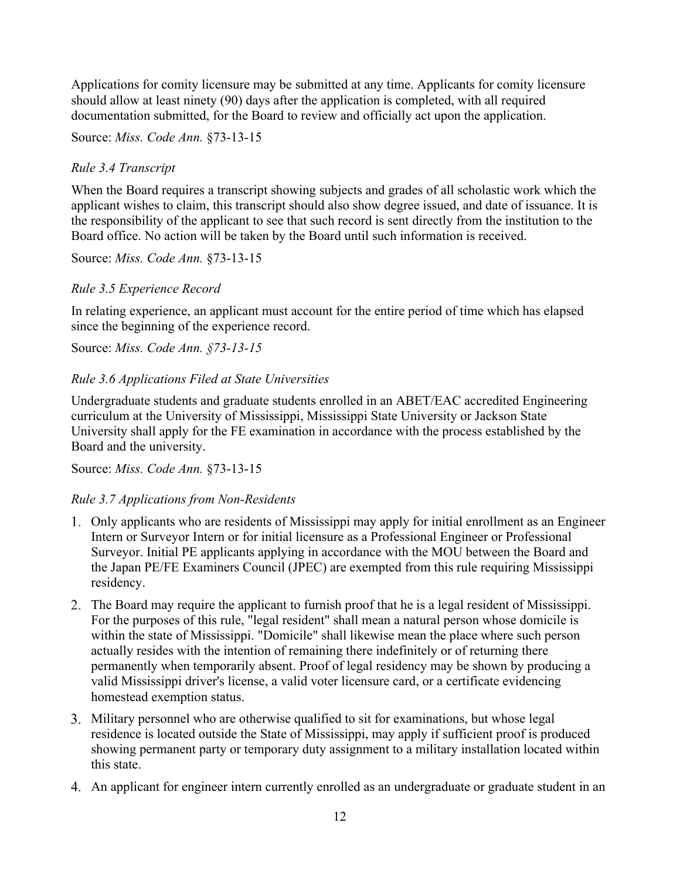Applications for comity licensure may be submitted at any time. Applicants for comity licensure should allow at least ninety (90) days after the application is completed, with all required documentation submitted, for the Board to review and officially act upon the application.

Source: *Miss. Code Ann.* §73-13-15

*Rule 3.4 Transcript*

When the Board requires a transcript showing subjects and grades of all scholastic work which the applicant wishes to claim, this transcript should also show degree issued, and date of issuance. It is the responsibility of the applicant to see that such record is sent directly from the institution to the Board office. No action will be taken by the Board until such information is received.

Source: *Miss. Code Ann.* §73-13-15

*Rule 3.5 Experience Record*

In relating experience, an applicant must account for the entire period of time which has elapsed since the beginning of the experience record.

Source: *Miss. Code Ann. §73-13-15*

*Rule 3.6 Applications Filed at State Universities*

Undergraduate students and graduate students enrolled in an ABET/EAC accredited Engineering curriculum at the University of Mississippi, Mississippi State University or Jackson State University shall apply for the FE examination in accordance with the process established by the Board and the university.

Source: *Miss. Code Ann.* §73-13-15

*Rule 3.7 Applications from Non-Residents*

1. Only applicants who are residents of Mississippi may apply for initial enrollment as an Engineer Intern or Surveyor Intern or for initial licensure as a Professional Engineer or Professional Surveyor. Initial PE applicants applying in accordance with the MOU between the Board and the Japan PE/FE Examiners Council (JPEC) are exempted from this rule requiring Mississippi residency.
2. The Board may require the applicant to furnish proof that he is a legal resident of Mississippi. For the purposes of this rule, "legal resident" shall mean a natural person whose domicile is within the state of Mississippi. "Domicile" shall likewise mean the place where such person actually resides with the intention of remaining there indefinitely or of returning there permanently when temporarily absent. Proof of legal residency may be shown by producing a valid Mississippi driver's license, a valid voter licensure card, or a certificate evidencing homestead exemption status.
3. Military personnel who are otherwise qualified to sit for examinations, but whose legal residence is located outside the State of Mississippi, may apply if sufficient proof is produced showing permanent party or temporary duty assignment to a military installation located within this state.
4. An applicant for engineer intern currently enrolled as an undergraduate or graduate student in an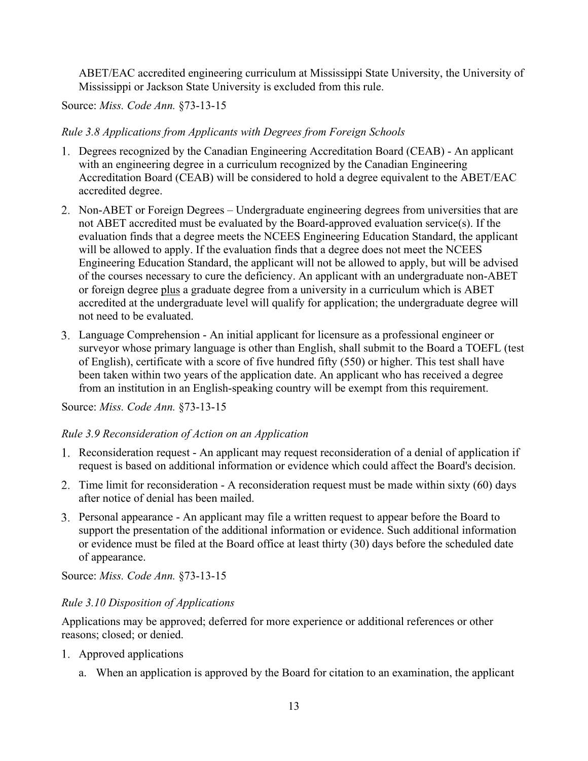ABET/EAC accredited engineering curriculum at Mississippi State University, the University of Mississippi or Jackson State University is excluded from this rule.

Source: *Miss. Code Ann.* §73-13-15

*Rule 3.8 Applications from Applicants with Degrees from Foreign Schools*

1. Degrees recognized by the Canadian Engineering Accreditation Board (CEAB) - An applicant with an engineering degree in a curriculum recognized by the Canadian Engineering Accreditation Board (CEAB) will be considered to hold a degree equivalent to the ABET/EAC accredited degree.
2. Non-ABET or Foreign Degrees – Undergraduate engineering degrees from universities that are not ABET accredited must be evaluated by the Board-approved evaluation service(s). If the evaluation finds that a degree meets the NCEES Engineering Education Standard, the applicant will be allowed to apply. If the evaluation finds that a degree does not meet the NCEES Engineering Education Standard, the applicant will not be allowed to apply, but will be advised of the courses necessary to cure the deficiency. An applicant with an undergraduate non-ABET or foreign degree plus a graduate degree from a university in a curriculum which is ABET accredited at the undergraduate level will qualify for application; the undergraduate degree will not need to be evaluated.
3. Language Comprehension - An initial applicant for licensure as a professional engineer or surveyor whose primary language is other than English, shall submit to the Board a TOEFL (test of English), certificate with a score of five hundred fifty (550) or higher. This test shall have been taken within two years of the application date. An applicant who has received a degree from an institution in an English-speaking country will be exempt from this requirement.

Source: *Miss. Code Ann.* §73-13-15

*Rule 3.9 Reconsideration of Action on an Application*

1. Reconsideration request - An applicant may request reconsideration of a denial of application if request is based on additional information or evidence which could affect the Board's decision.
2. Time limit for reconsideration - A reconsideration request must be made within sixty (60) days after notice of denial has been mailed.
3. Personal appearance - An applicant may file a written request to appear before the Board to support the presentation of the additional information or evidence. Such additional information or evidence must be filed at the Board office at least thirty (30) days before the scheduled date of appearance.

Source: *Miss. Code Ann.* §73-13-15

*Rule 3.10 Disposition of Applications*

Applications may be approved; deferred for more experience or additional references or other reasons; closed; or denied.

1. Approved applications
   a. When an application is approved by the Board for citation to an examination, the applicant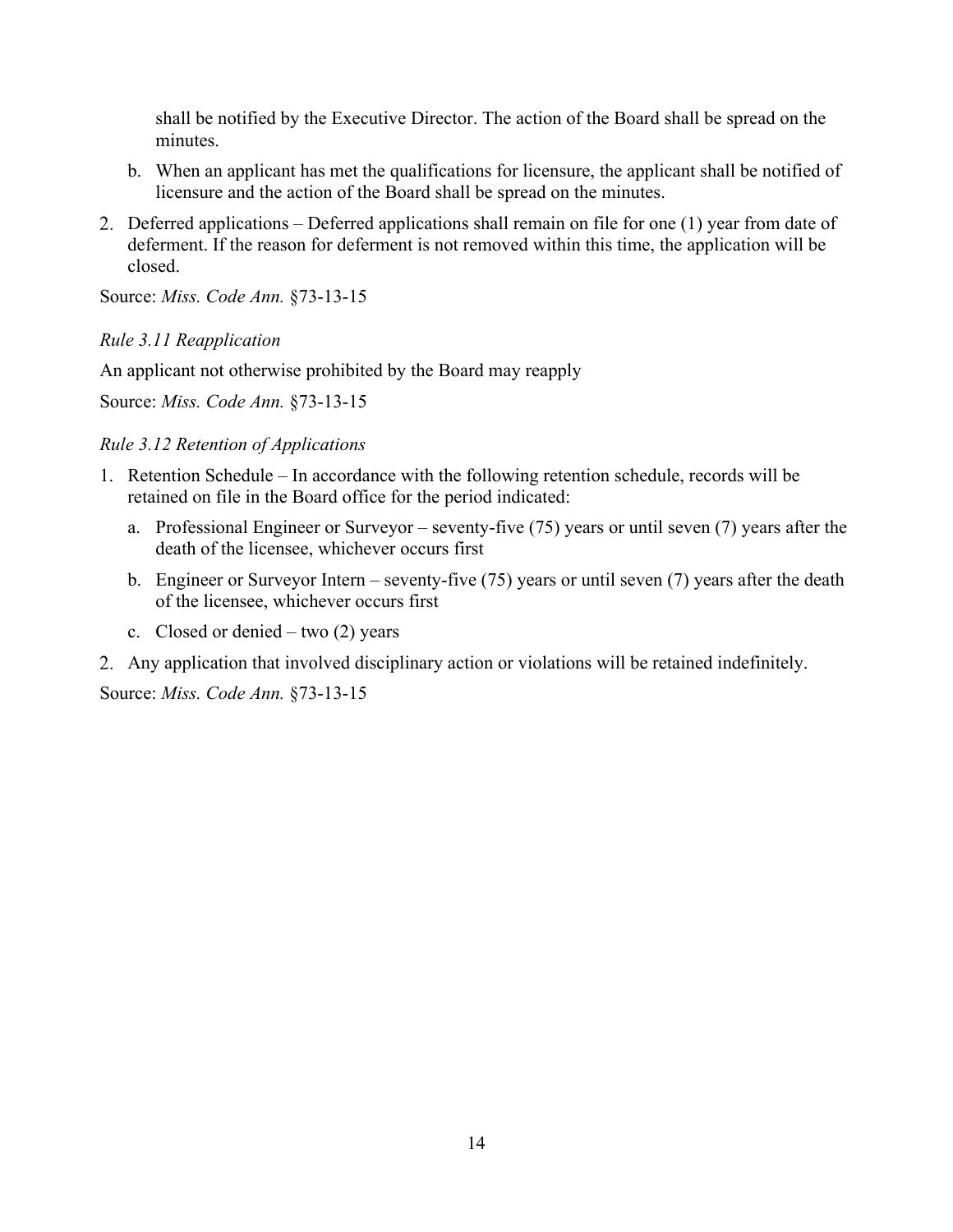shall be notified by the Executive Director. The action of the Board shall be spread on the minutes.

b. When an applicant has met the qualifications for licensure, the applicant shall be notified of licensure and the action of the Board shall be spread on the minutes.

2. Deferred applications – Deferred applications shall remain on file for one (1) year from date of deferment. If the reason for deferment is not removed within this time, the application will be closed.

Source: *Miss. Code Ann.* §73-13-15

*Rule 3.11 Reapplication*

An applicant not otherwise prohibited by the Board may reapply

Source: *Miss. Code Ann.* §73-13-15

*Rule 3.12 Retention of Applications*

1. Retention Schedule – In accordance with the following retention schedule, records will be retained on file in the Board office for the period indicated:
   a. Professional Engineer or Surveyor – seventy-five (75) years or until seven (7) years after the death of the licensee, whichever occurs first
   b. Engineer or Surveyor Intern – seventy-five (75) years or until seven (7) years after the death of the licensee, whichever occurs first
   c. Closed or denied – two (2) years
2. Any application that involved disciplinary action or violations will be retained indefinitely.

Source: *Miss. Code Ann.* §73-13-15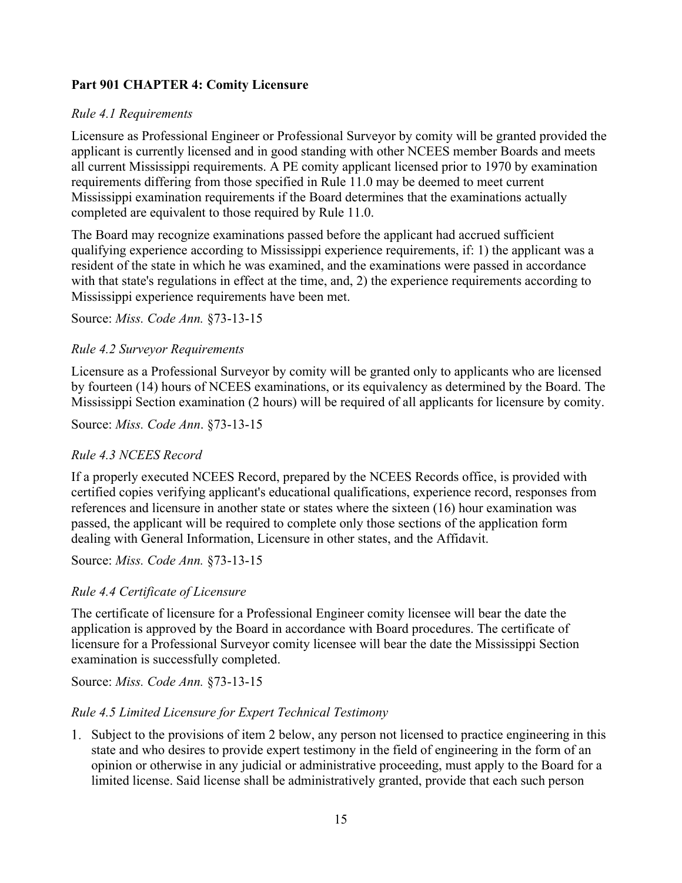## Part 901 CHAPTER 4: Comity Licensure

*Rule 4.1 Requirements*

Licensure as Professional Engineer or Professional Surveyor by comity will be granted provided the applicant is currently licensed and in good standing with other NCEES member Boards and meets all current Mississippi requirements. A PE comity applicant licensed prior to 1970 by examination requirements differing from those specified in Rule 11.0 may be deemed to meet current Mississippi examination requirements if the Board determines that the examinations actually completed are equivalent to those required by Rule 11.0.

The Board may recognize examinations passed before the applicant had accrued sufficient qualifying experience according to Mississippi experience requirements, if: 1) the applicant was a resident of the state in which he was examined, and the examinations were passed in accordance with that state's regulations in effect at the time, and, 2) the experience requirements according to Mississippi experience requirements have been met.

Source: *Miss. Code Ann.* §73-13-15

*Rule 4.2 Surveyor Requirements*

Licensure as a Professional Surveyor by comity will be granted only to applicants who are licensed by fourteen (14) hours of NCEES examinations, or its equivalency as determined by the Board. The Mississippi Section examination (2 hours) will be required of all applicants for licensure by comity.

Source: *Miss. Code Ann*. §73-13-15

*Rule 4.3 NCEES Record*

If a properly executed NCEES Record, prepared by the NCEES Records office, is provided with certified copies verifying applicant's educational qualifications, experience record, responses from references and licensure in another state or states where the sixteen (16) hour examination was passed, the applicant will be required to complete only those sections of the application form dealing with General Information, Licensure in other states, and the Affidavit.

Source: *Miss. Code Ann.* §73-13-15

*Rule 4.4 Certificate of Licensure*

The certificate of licensure for a Professional Engineer comity licensee will bear the date the application is approved by the Board in accordance with Board procedures. The certificate of licensure for a Professional Surveyor comity licensee will bear the date the Mississippi Section examination is successfully completed.

Source: *Miss. Code Ann.* §73-13-15

*Rule 4.5 Limited Licensure for Expert Technical Testimony*

1. Subject to the provisions of item 2 below, any person not licensed to practice engineering in this state and who desires to provide expert testimony in the field of engineering in the form of an opinion or otherwise in any judicial or administrative proceeding, must apply to the Board for a limited license. Said license shall be administratively granted, provide that each such person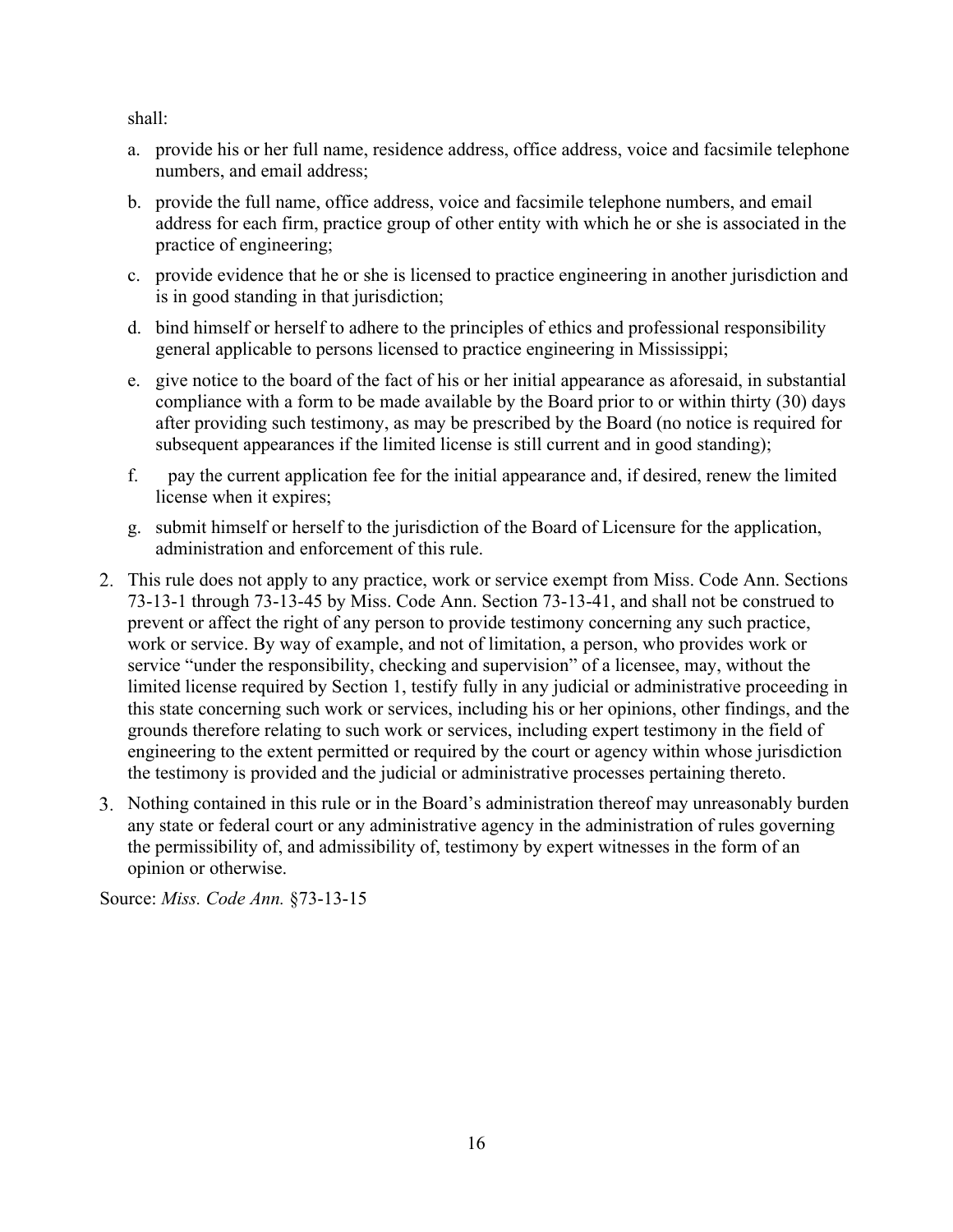shall:

a. provide his or her full name, residence address, office address, voice and facsimile telephone numbers, and email address;

b. provide the full name, office address, voice and facsimile telephone numbers, and email address for each firm, practice group of other entity with which he or she is associated in the practice of engineering;

c. provide evidence that he or she is licensed to practice engineering in another jurisdiction and is in good standing in that jurisdiction;

d. bind himself or herself to adhere to the principles of ethics and professional responsibility general applicable to persons licensed to practice engineering in Mississippi;

e. give notice to the board of the fact of his or her initial appearance as aforesaid, in substantial compliance with a form to be made available by the Board prior to or within thirty (30) days after providing such testimony, as may be prescribed by the Board (no notice is required for subsequent appearances if the limited license is still current and in good standing);

f. pay the current application fee for the initial appearance and, if desired, renew the limited license when it expires;

g. submit himself or herself to the jurisdiction of the Board of Licensure for the application, administration and enforcement of this rule.

2. This rule does not apply to any practice, work or service exempt from Miss. Code Ann. Sections 73-13-1 through 73-13-45 by Miss. Code Ann. Section 73-13-41, and shall not be construed to prevent or affect the right of any person to provide testimony concerning any such practice, work or service. By way of example, and not of limitation, a person, who provides work or service "under the responsibility, checking and supervision" of a licensee, may, without the limited license required by Section 1, testify fully in any judicial or administrative proceeding in this state concerning such work or services, including his or her opinions, other findings, and the grounds therefore relating to such work or services, including expert testimony in the field of engineering to the extent permitted or required by the court or agency within whose jurisdiction the testimony is provided and the judicial or administrative processes pertaining thereto.

3. Nothing contained in this rule or in the Board's administration thereof may unreasonably burden any state or federal court or any administrative agency in the administration of rules governing the permissibility of, and admissibility of, testimony by expert witnesses in the form of an opinion or otherwise.

Source: *Miss. Code Ann.* §73-13-15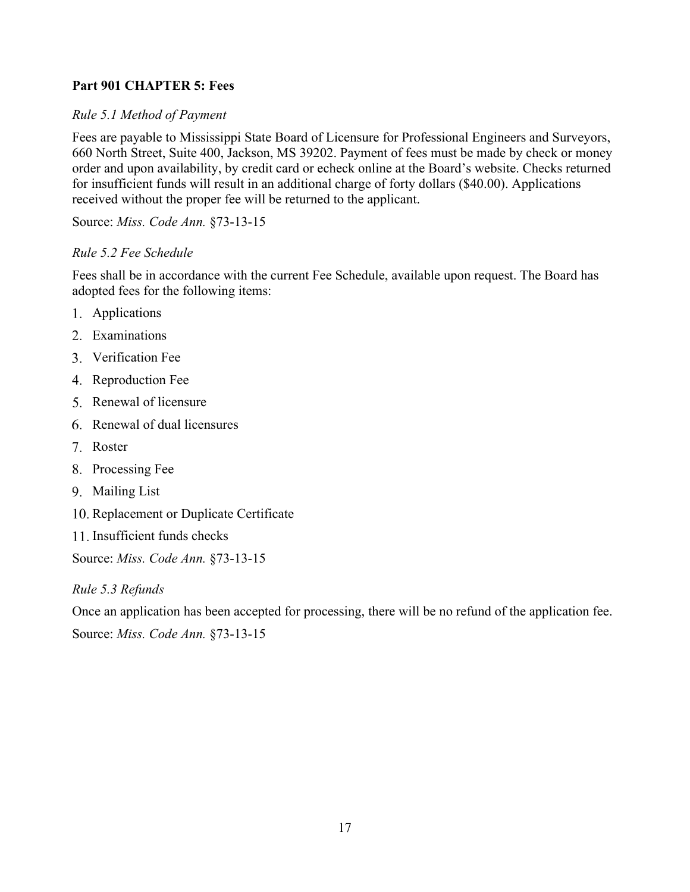## Part 901 CHAPTER 5: Fees

*Rule 5.1 Method of Payment*

Fees are payable to Mississippi State Board of Licensure for Professional Engineers and Surveyors, 660 North Street, Suite 400, Jackson, MS 39202. Payment of fees must be made by check or money order and upon availability, by credit card or echeck online at the Board's website. Checks returned for insufficient funds will result in an additional charge of forty dollars ($40.00). Applications received without the proper fee will be returned to the applicant.

Source: *Miss. Code Ann.* §73-13-15

*Rule 5.2 Fee Schedule*

Fees shall be in accordance with the current Fee Schedule, available upon request. The Board has adopted fees for the following items:

1. Applications
2. Examinations
3. Verification Fee
4. Reproduction Fee
5. Renewal of licensure
6. Renewal of dual licensures
7. Roster
8. Processing Fee
9. Mailing List
10. Replacement or Duplicate Certificate
11. Insufficient funds checks

Source: *Miss. Code Ann.* §73-13-15

*Rule 5.3 Refunds*

Once an application has been accepted for processing, there will be no refund of the application fee.

Source: *Miss. Code Ann.* §73-13-15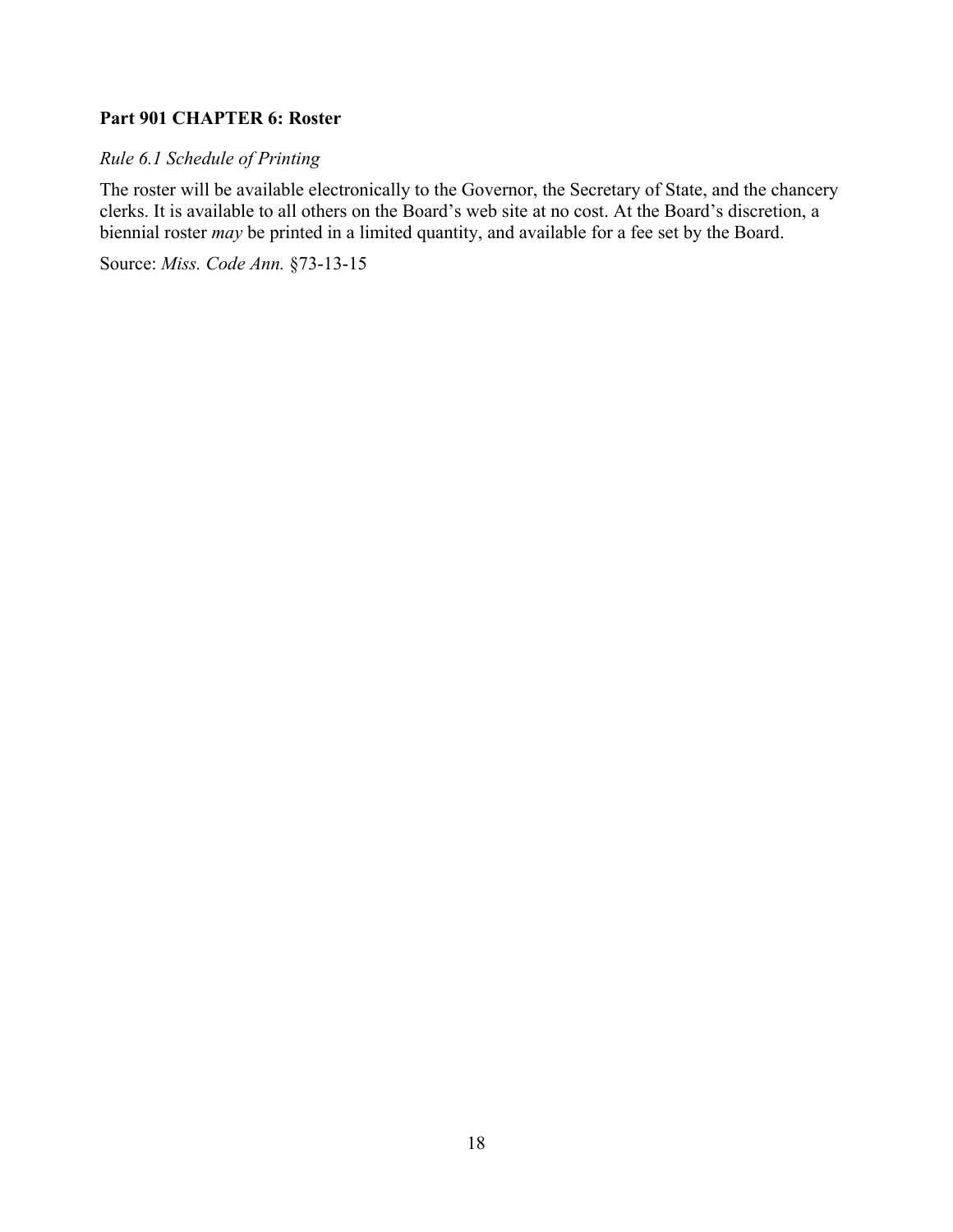**Part 901 CHAPTER 6: Roster**

*Rule 6.1 Schedule of Printing*

The roster will be available electronically to the Governor, the Secretary of State, and the chancery clerks. It is available to all others on the Board's web site at no cost. At the Board's discretion, a biennial roster *may* be printed in a limited quantity, and available for a fee set by the Board.

Source: *Miss. Code Ann.* §73-13-15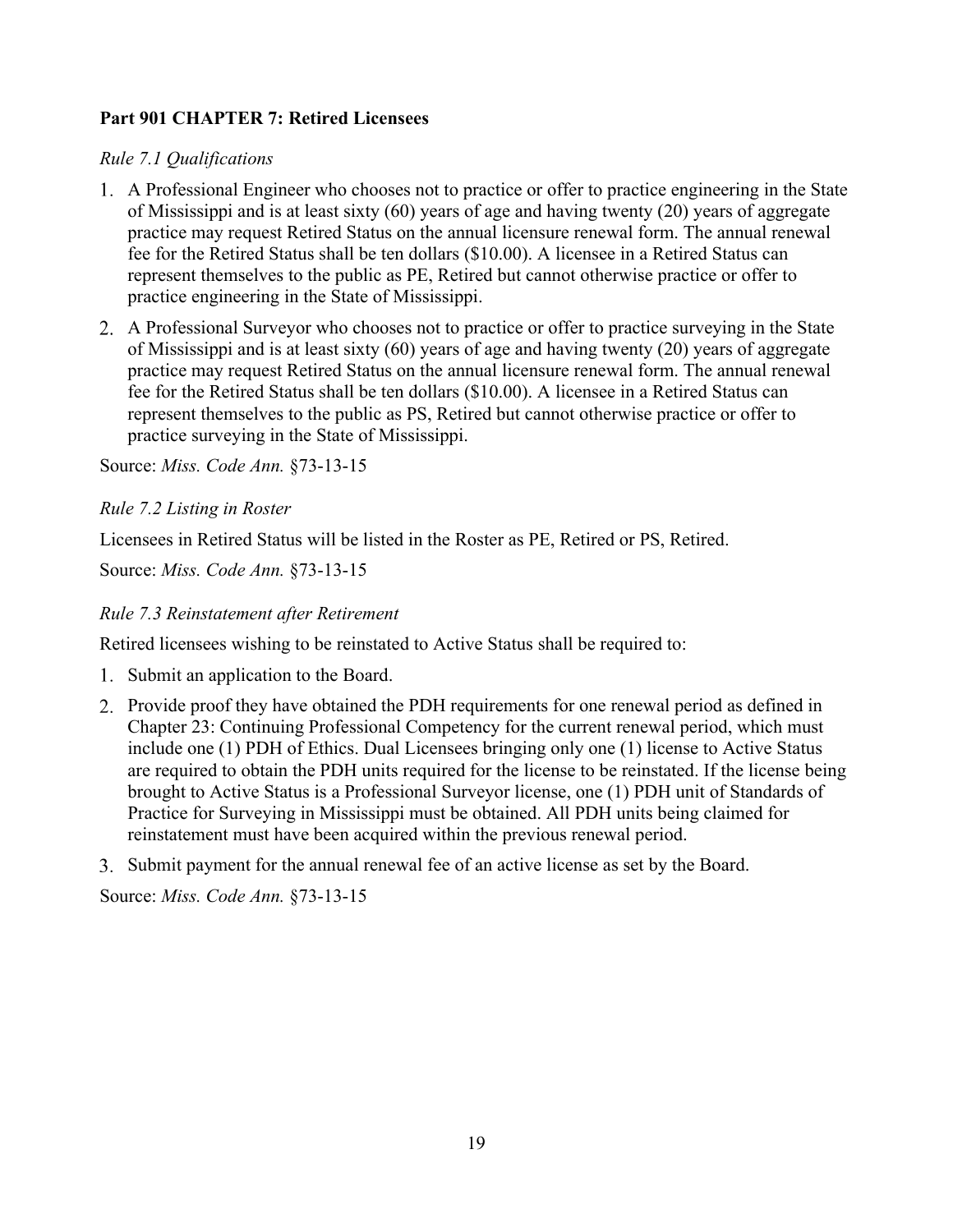**Part 901 CHAPTER 7: Retired Licensees**

*Rule 7.1 Qualifications*

1. A Professional Engineer who chooses not to practice or offer to practice engineering in the State of Mississippi and is at least sixty (60) years of age and having twenty (20) years of aggregate practice may request Retired Status on the annual licensure renewal form. The annual renewal fee for the Retired Status shall be ten dollars ($10.00). A licensee in a Retired Status can represent themselves to the public as PE, Retired but cannot otherwise practice or offer to practice engineering in the State of Mississippi.
2. A Professional Surveyor who chooses not to practice or offer to practice surveying in the State of Mississippi and is at least sixty (60) years of age and having twenty (20) years of aggregate practice may request Retired Status on the annual licensure renewal form. The annual renewal fee for the Retired Status shall be ten dollars ($10.00). A licensee in a Retired Status can represent themselves to the public as PS, Retired but cannot otherwise practice or offer to practice surveying in the State of Mississippi.

Source: *Miss. Code Ann.* §73-13-15

*Rule 7.2 Listing in Roster*

Licensees in Retired Status will be listed in the Roster as PE, Retired or PS, Retired.

Source: *Miss. Code Ann.* §73-13-15

*Rule 7.3 Reinstatement after Retirement*

Retired licensees wishing to be reinstated to Active Status shall be required to:

1. Submit an application to the Board.
2. Provide proof they have obtained the PDH requirements for one renewal period as defined in Chapter 23: Continuing Professional Competency for the current renewal period, which must include one (1) PDH of Ethics. Dual Licensees bringing only one (1) license to Active Status are required to obtain the PDH units required for the license to be reinstated. If the license being brought to Active Status is a Professional Surveyor license, one (1) PDH unit of Standards of Practice for Surveying in Mississippi must be obtained. All PDH units being claimed for reinstatement must have been acquired within the previous renewal period.
3. Submit payment for the annual renewal fee of an active license as set by the Board.

Source: *Miss. Code Ann.* §73-13-15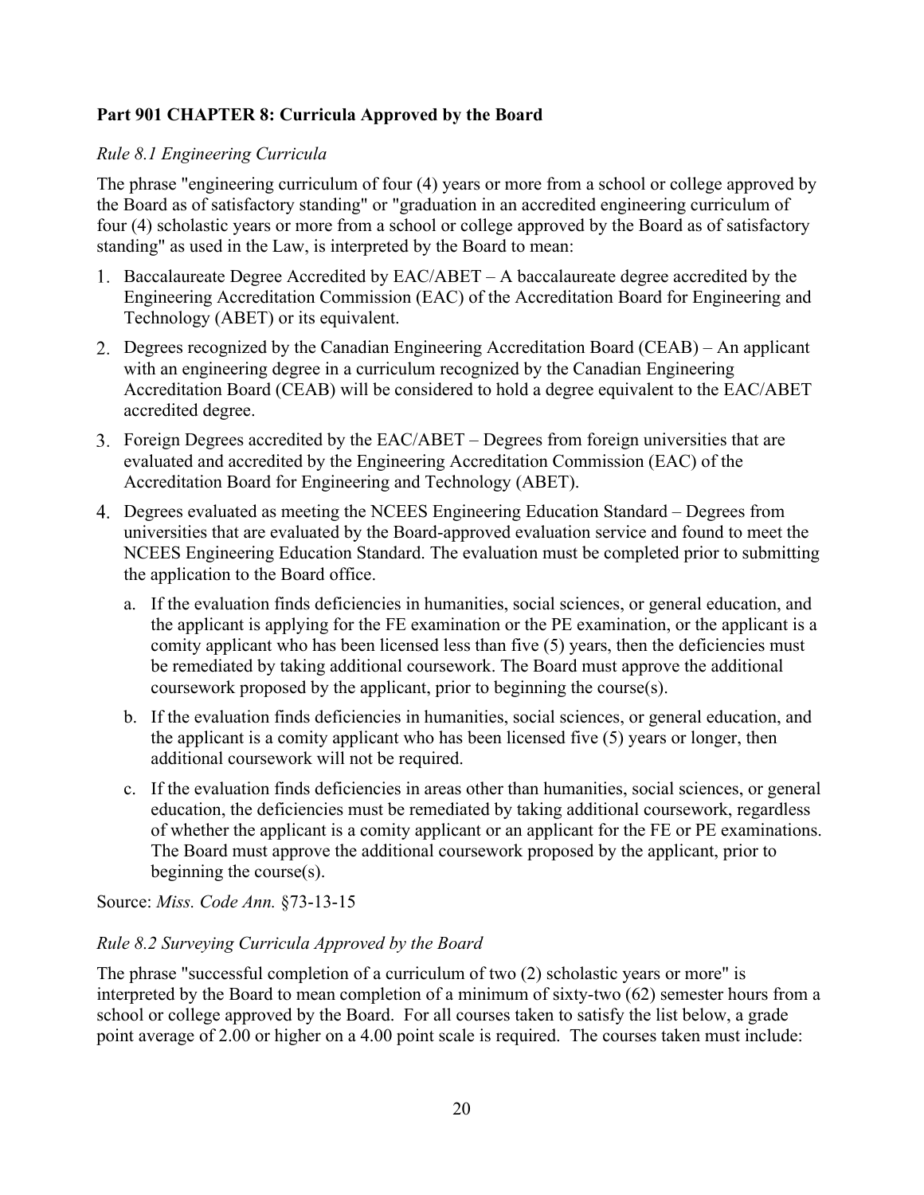**Part 901 CHAPTER 8: Curricula Approved by the Board**

*Rule 8.1 Engineering Curricula*

The phrase "engineering curriculum of four (4) years or more from a school or college approved by the Board as of satisfactory standing" or "graduation in an accredited engineering curriculum of four (4) scholastic years or more from a school or college approved by the Board as of satisfactory standing" as used in the Law, is interpreted by the Board to mean:

1. Baccalaureate Degree Accredited by EAC/ABET – A baccalaureate degree accredited by the Engineering Accreditation Commission (EAC) of the Accreditation Board for Engineering and Technology (ABET) or its equivalent.
2. Degrees recognized by the Canadian Engineering Accreditation Board (CEAB) – An applicant with an engineering degree in a curriculum recognized by the Canadian Engineering Accreditation Board (CEAB) will be considered to hold a degree equivalent to the EAC/ABET accredited degree.
3. Foreign Degrees accredited by the EAC/ABET – Degrees from foreign universities that are evaluated and accredited by the Engineering Accreditation Commission (EAC) of the Accreditation Board for Engineering and Technology (ABET).
4. Degrees evaluated as meeting the NCEES Engineering Education Standard – Degrees from universities that are evaluated by the Board-approved evaluation service and found to meet the NCEES Engineering Education Standard. The evaluation must be completed prior to submitting the application to the Board office.
   a. If the evaluation finds deficiencies in humanities, social sciences, or general education, and the applicant is applying for the FE examination or the PE examination, or the applicant is a comity applicant who has been licensed less than five (5) years, then the deficiencies must be remediated by taking additional coursework. The Board must approve the additional coursework proposed by the applicant, prior to beginning the course(s).
   b. If the evaluation finds deficiencies in humanities, social sciences, or general education, and the applicant is a comity applicant who has been licensed five (5) years or longer, then additional coursework will not be required.
   c. If the evaluation finds deficiencies in areas other than humanities, social sciences, or general education, the deficiencies must be remediated by taking additional coursework, regardless of whether the applicant is a comity applicant or an applicant for the FE or PE examinations. The Board must approve the additional coursework proposed by the applicant, prior to beginning the course(s).

Source: *Miss. Code Ann.* §73-13-15

*Rule 8.2 Surveying Curricula Approved by the Board*

The phrase "successful completion of a curriculum of two (2) scholastic years or more" is interpreted by the Board to mean completion of a minimum of sixty-two (62) semester hours from a school or college approved by the Board. For all courses taken to satisfy the list below, a grade point average of 2.00 or higher on a 4.00 point scale is required. The courses taken must include: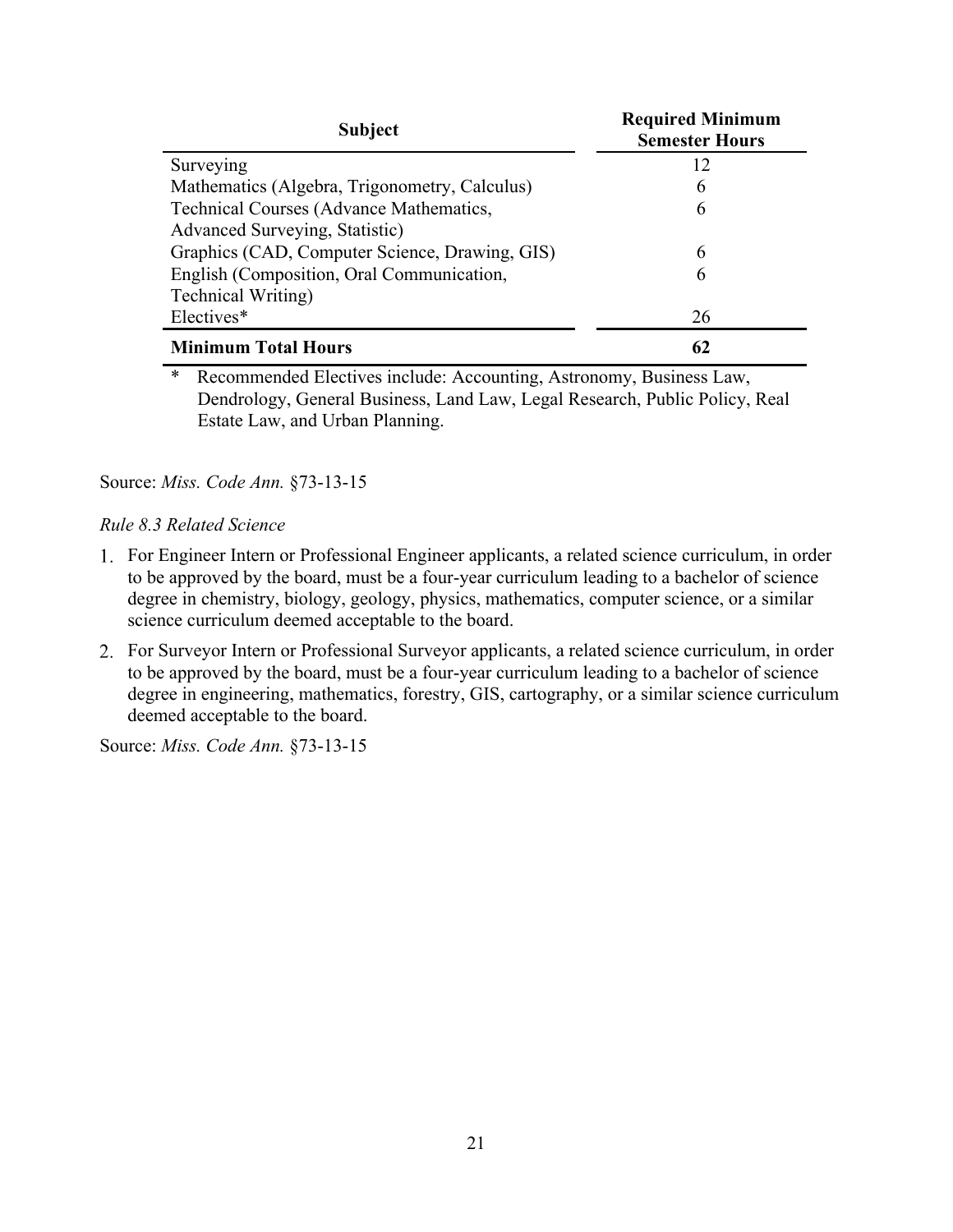| Subject | Required Minimum Semester Hours |
|---|---|
| Surveying | 12 |
| Mathematics (Algebra, Trigonometry, Calculus) | 6 |
| Technical Courses (Advance Mathematics, Advanced Surveying, Statistic) | 6 |
| Graphics (CAD, Computer Science, Drawing, GIS) | 6 |
| English (Composition, Oral Communication, Technical Writing) | 6 |
| Electives* | 26 |
| **Minimum Total Hours** | **62** |

\* Recommended Electives include: Accounting, Astronomy, Business Law, Dendrology, General Business, Land Law, Legal Research, Public Policy, Real Estate Law, and Urban Planning.

Source: *Miss. Code Ann.* §73-13-15

*Rule 8.3 Related Science*

1. For Engineer Intern or Professional Engineer applicants, a related science curriculum, in order to be approved by the board, must be a four-year curriculum leading to a bachelor of science degree in chemistry, biology, geology, physics, mathematics, computer science, or a similar science curriculum deemed acceptable to the board.
2. For Surveyor Intern or Professional Surveyor applicants, a related science curriculum, in order to be approved by the board, must be a four-year curriculum leading to a bachelor of science degree in engineering, mathematics, forestry, GIS, cartography, or a similar science curriculum deemed acceptable to the board.

Source: *Miss. Code Ann.* §73-13-15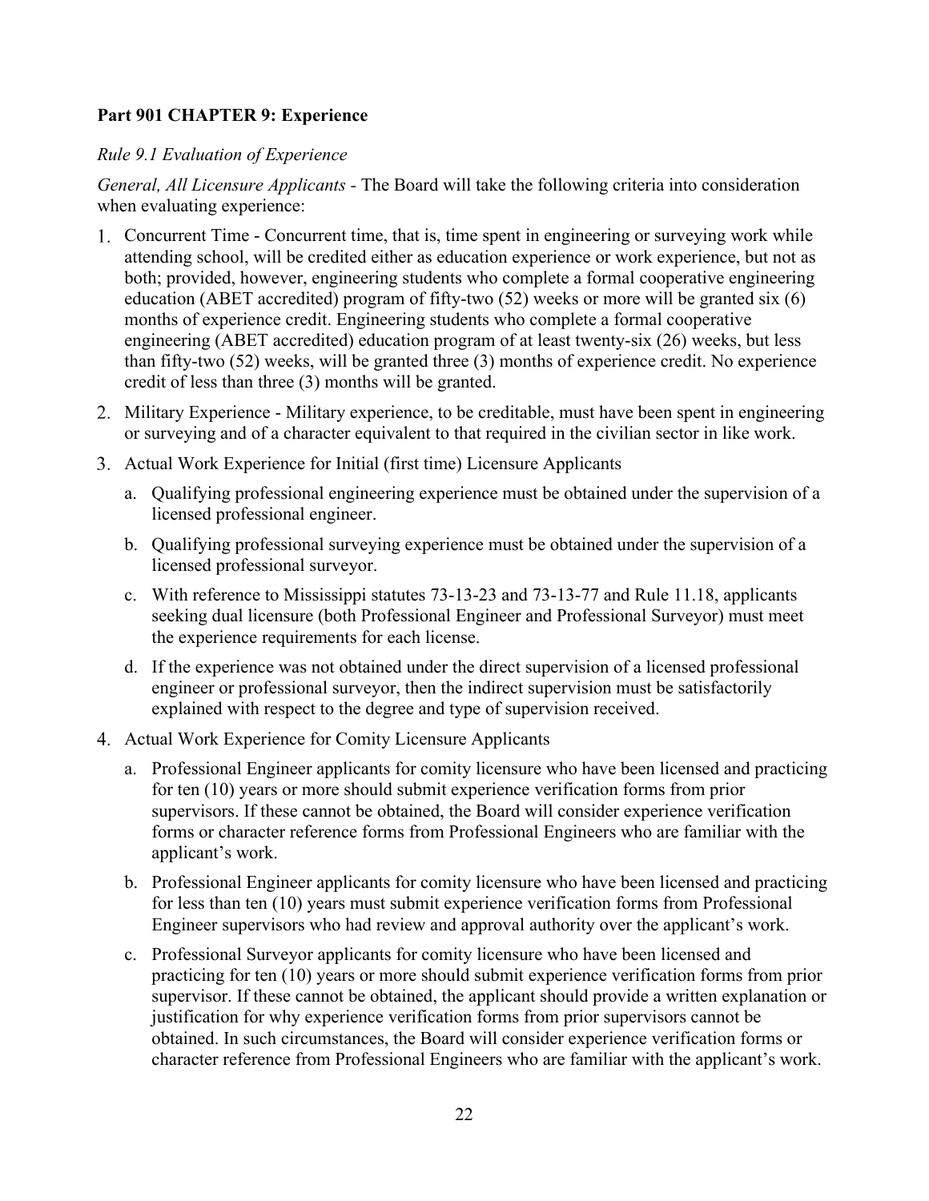**Part 901 CHAPTER 9: Experience**

*Rule 9.1 Evaluation of Experience*

*General, All Licensure Applicants* - The Board will take the following criteria into consideration when evaluating experience:

1. Concurrent Time - Concurrent time, that is, time spent in engineering or surveying work while attending school, will be credited either as education experience or work experience, but not as both; provided, however, engineering students who complete a formal cooperative engineering education (ABET accredited) program of fifty-two (52) weeks or more will be granted six (6) months of experience credit. Engineering students who complete a formal cooperative engineering (ABET accredited) education program of at least twenty-six (26) weeks, but less than fifty-two (52) weeks, will be granted three (3) months of experience credit. No experience credit of less than three (3) months will be granted.
2. Military Experience - Military experience, to be creditable, must have been spent in engineering or surveying and of a character equivalent to that required in the civilian sector in like work.
3. Actual Work Experience for Initial (first time) Licensure Applicants
   a. Qualifying professional engineering experience must be obtained under the supervision of a licensed professional engineer.
   b. Qualifying professional surveying experience must be obtained under the supervision of a licensed professional surveyor.
   c. With reference to Mississippi statutes 73-13-23 and 73-13-77 and Rule 11.18, applicants seeking dual licensure (both Professional Engineer and Professional Surveyor) must meet the experience requirements for each license.
   d. If the experience was not obtained under the direct supervision of a licensed professional engineer or professional surveyor, then the indirect supervision must be satisfactorily explained with respect to the degree and type of supervision received.
4. Actual Work Experience for Comity Licensure Applicants
   a. Professional Engineer applicants for comity licensure who have been licensed and practicing for ten (10) years or more should submit experience verification forms from prior supervisors. If these cannot be obtained, the Board will consider experience verification forms or character reference forms from Professional Engineers who are familiar with the applicant's work.
   b. Professional Engineer applicants for comity licensure who have been licensed and practicing for less than ten (10) years must submit experience verification forms from Professional Engineer supervisors who had review and approval authority over the applicant's work.
   c. Professional Surveyor applicants for comity licensure who have been licensed and practicing for ten (10) years or more should submit experience verification forms from prior supervisor. If these cannot be obtained, the applicant should provide a written explanation or justification for why experience verification forms from prior supervisors cannot be obtained. In such circumstances, the Board will consider experience verification forms or character reference from Professional Engineers who are familiar with the applicant's work.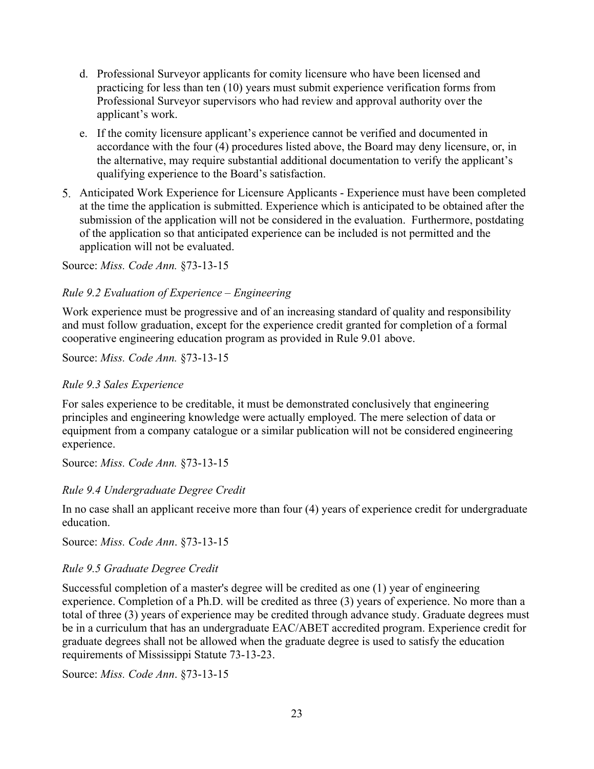d. Professional Surveyor applicants for comity licensure who have been licensed and practicing for less than ten (10) years must submit experience verification forms from Professional Surveyor supervisors who had review and approval authority over the applicant's work.

e. If the comity licensure applicant's experience cannot be verified and documented in accordance with the four (4) procedures listed above, the Board may deny licensure, or, in the alternative, may require substantial additional documentation to verify the applicant's qualifying experience to the Board's satisfaction.

5. Anticipated Work Experience for Licensure Applicants - Experience must have been completed at the time the application is submitted. Experience which is anticipated to be obtained after the submission of the application will not be considered in the evaluation. Furthermore, postdating of the application so that anticipated experience can be included is not permitted and the application will not be evaluated.

Source: *Miss. Code Ann.* §73-13-15

*Rule 9.2 Evaluation of Experience – Engineering*

Work experience must be progressive and of an increasing standard of quality and responsibility and must follow graduation, except for the experience credit granted for completion of a formal cooperative engineering education program as provided in Rule 9.01 above.

Source: *Miss. Code Ann.* §73-13-15

*Rule 9.3 Sales Experience*

For sales experience to be creditable, it must be demonstrated conclusively that engineering principles and engineering knowledge were actually employed. The mere selection of data or equipment from a company catalogue or a similar publication will not be considered engineering experience.

Source: *Miss. Code Ann.* §73-13-15

*Rule 9.4 Undergraduate Degree Credit*

In no case shall an applicant receive more than four (4) years of experience credit for undergraduate education.

Source: *Miss. Code Ann*. §73-13-15

*Rule 9.5 Graduate Degree Credit*

Successful completion of a master's degree will be credited as one (1) year of engineering experience. Completion of a Ph.D. will be credited as three (3) years of experience. No more than a total of three (3) years of experience may be credited through advance study. Graduate degrees must be in a curriculum that has an undergraduate EAC/ABET accredited program. Experience credit for graduate degrees shall not be allowed when the graduate degree is used to satisfy the education requirements of Mississippi Statute 73-13-23.

Source: *Miss. Code Ann*. §73-13-15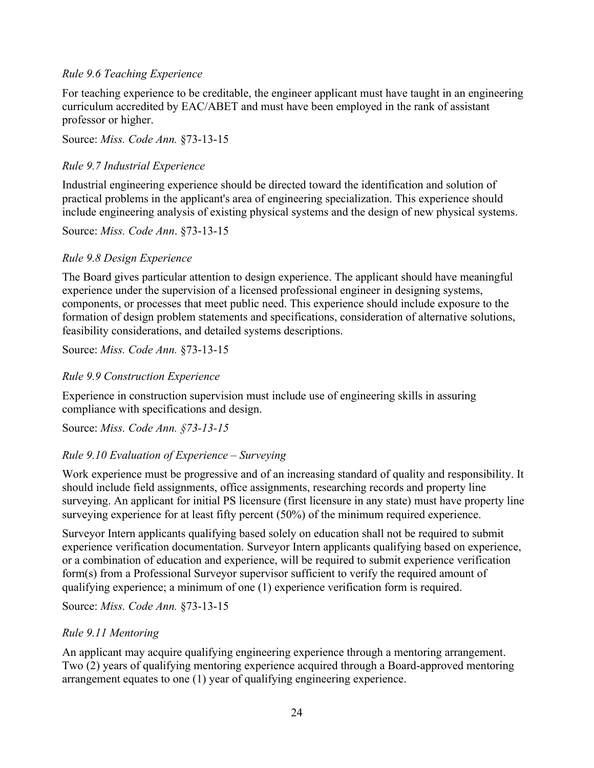*Rule 9.6 Teaching Experience*

For teaching experience to be creditable, the engineer applicant must have taught in an engineering curriculum accredited by EAC/ABET and must have been employed in the rank of assistant professor or higher.

Source: *Miss. Code Ann.* §73-13-15

*Rule 9.7 Industrial Experience*

Industrial engineering experience should be directed toward the identification and solution of practical problems in the applicant's area of engineering specialization. This experience should include engineering analysis of existing physical systems and the design of new physical systems.

Source: *Miss. Code Ann*. §73-13-15

*Rule 9.8 Design Experience*

The Board gives particular attention to design experience. The applicant should have meaningful experience under the supervision of a licensed professional engineer in designing systems, components, or processes that meet public need. This experience should include exposure to the formation of design problem statements and specifications, consideration of alternative solutions, feasibility considerations, and detailed systems descriptions.

Source: *Miss. Code Ann.* §73-13-15

*Rule 9.9 Construction Experience*

Experience in construction supervision must include use of engineering skills in assuring compliance with specifications and design.

Source: *Miss. Code Ann. §73-13-15*

*Rule 9.10 Evaluation of Experience – Surveying*

Work experience must be progressive and of an increasing standard of quality and responsibility. It should include field assignments, office assignments, researching records and property line surveying. An applicant for initial PS licensure (first licensure in any state) must have property line surveying experience for at least fifty percent (50%) of the minimum required experience.

Surveyor Intern applicants qualifying based solely on education shall not be required to submit experience verification documentation. Surveyor Intern applicants qualifying based on experience, or a combination of education and experience, will be required to submit experience verification form(s) from a Professional Surveyor supervisor sufficient to verify the required amount of qualifying experience; a minimum of one (1) experience verification form is required.

Source: *Miss. Code Ann.* §73-13-15

*Rule 9.11 Mentoring*

An applicant may acquire qualifying engineering experience through a mentoring arrangement. Two (2) years of qualifying mentoring experience acquired through a Board-approved mentoring arrangement equates to one (1) year of qualifying engineering experience.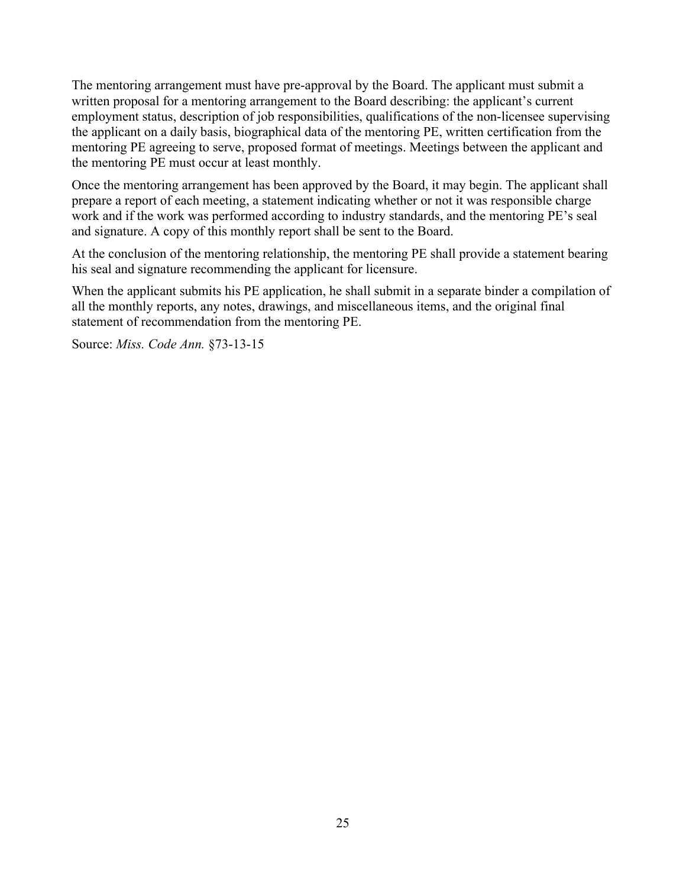The mentoring arrangement must have pre-approval by the Board. The applicant must submit a written proposal for a mentoring arrangement to the Board describing: the applicant's current employment status, description of job responsibilities, qualifications of the non-licensee supervising the applicant on a daily basis, biographical data of the mentoring PE, written certification from the mentoring PE agreeing to serve, proposed format of meetings. Meetings between the applicant and the mentoring PE must occur at least monthly.

Once the mentoring arrangement has been approved by the Board, it may begin. The applicant shall prepare a report of each meeting, a statement indicating whether or not it was responsible charge work and if the work was performed according to industry standards, and the mentoring PE's seal and signature. A copy of this monthly report shall be sent to the Board.

At the conclusion of the mentoring relationship, the mentoring PE shall provide a statement bearing his seal and signature recommending the applicant for licensure.

When the applicant submits his PE application, he shall submit in a separate binder a compilation of all the monthly reports, any notes, drawings, and miscellaneous items, and the original final statement of recommendation from the mentoring PE.

Source: *Miss. Code Ann.* §73-13-15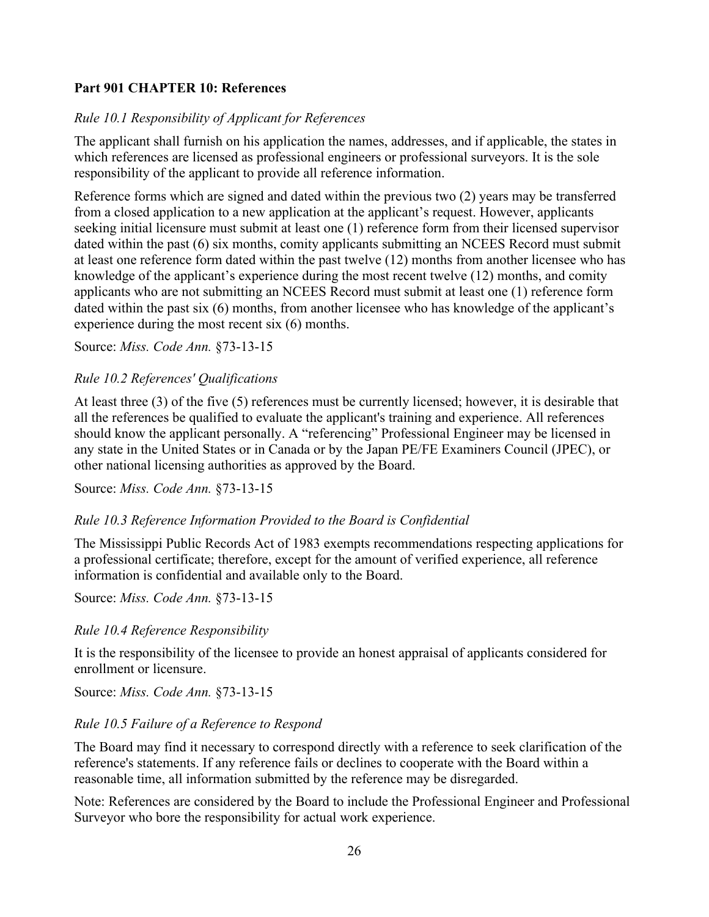## Part 901 CHAPTER 10: References

*Rule 10.1 Responsibility of Applicant for References*

The applicant shall furnish on his application the names, addresses, and if applicable, the states in which references are licensed as professional engineers or professional surveyors. It is the sole responsibility of the applicant to provide all reference information.

Reference forms which are signed and dated within the previous two (2) years may be transferred from a closed application to a new application at the applicant's request. However, applicants seeking initial licensure must submit at least one (1) reference form from their licensed supervisor dated within the past (6) six months, comity applicants submitting an NCEES Record must submit at least one reference form dated within the past twelve (12) months from another licensee who has knowledge of the applicant's experience during the most recent twelve (12) months, and comity applicants who are not submitting an NCEES Record must submit at least one (1) reference form dated within the past six (6) months, from another licensee who has knowledge of the applicant's experience during the most recent six (6) months.

Source: *Miss. Code Ann.* §73-13-15

*Rule 10.2 References' Qualifications*

At least three (3) of the five (5) references must be currently licensed; however, it is desirable that all the references be qualified to evaluate the applicant's training and experience. All references should know the applicant personally. A "referencing" Professional Engineer may be licensed in any state in the United States or in Canada or by the Japan PE/FE Examiners Council (JPEC), or other national licensing authorities as approved by the Board.

Source: *Miss. Code Ann.* §73-13-15

*Rule 10.3 Reference Information Provided to the Board is Confidential*

The Mississippi Public Records Act of 1983 exempts recommendations respecting applications for a professional certificate; therefore, except for the amount of verified experience, all reference information is confidential and available only to the Board.

Source: *Miss. Code Ann.* §73-13-15

*Rule 10.4 Reference Responsibility*

It is the responsibility of the licensee to provide an honest appraisal of applicants considered for enrollment or licensure.

Source: *Miss. Code Ann.* §73-13-15

*Rule 10.5 Failure of a Reference to Respond*

The Board may find it necessary to correspond directly with a reference to seek clarification of the reference's statements. If any reference fails or declines to cooperate with the Board within a reasonable time, all information submitted by the reference may be disregarded.

Note: References are considered by the Board to include the Professional Engineer and Professional Surveyor who bore the responsibility for actual work experience.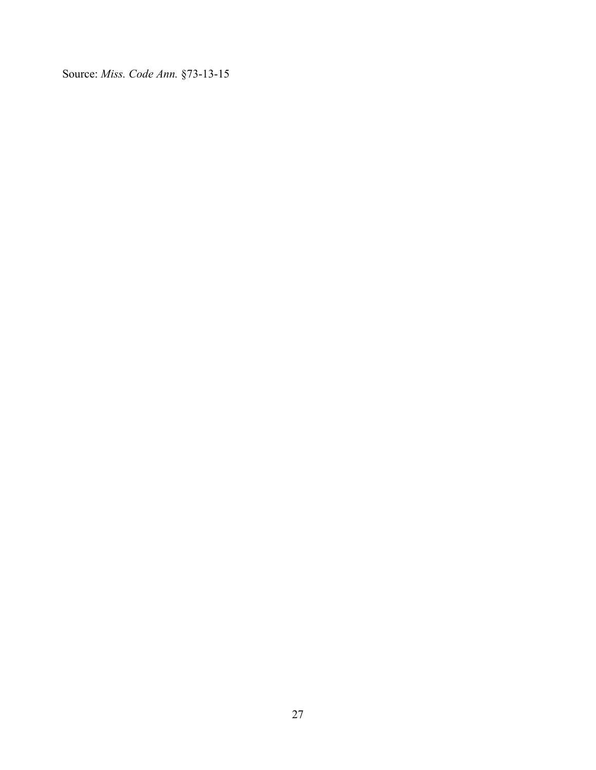Source: *Miss. Code Ann.* §73-13-15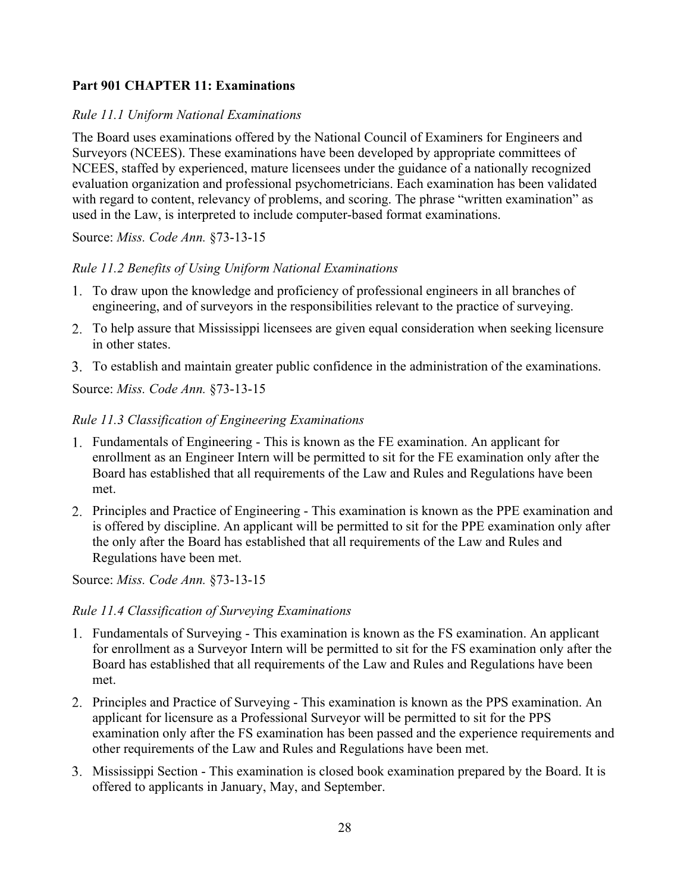## Part 901 CHAPTER 11: Examinations

*Rule 11.1 Uniform National Examinations*

The Board uses examinations offered by the National Council of Examiners for Engineers and Surveyors (NCEES). These examinations have been developed by appropriate committees of NCEES, staffed by experienced, mature licensees under the guidance of a nationally recognized evaluation organization and professional psychometricians. Each examination has been validated with regard to content, relevancy of problems, and scoring. The phrase "written examination" as used in the Law, is interpreted to include computer-based format examinations.

Source: *Miss. Code Ann.* §73-13-15

*Rule 11.2 Benefits of Using Uniform National Examinations*

1. To draw upon the knowledge and proficiency of professional engineers in all branches of engineering, and of surveyors in the responsibilities relevant to the practice of surveying.
2. To help assure that Mississippi licensees are given equal consideration when seeking licensure in other states.
3. To establish and maintain greater public confidence in the administration of the examinations.

Source: *Miss. Code Ann.* §73-13-15

*Rule 11.3 Classification of Engineering Examinations*

1. Fundamentals of Engineering - This is known as the FE examination. An applicant for enrollment as an Engineer Intern will be permitted to sit for the FE examination only after the Board has established that all requirements of the Law and Rules and Regulations have been met.
2. Principles and Practice of Engineering - This examination is known as the PPE examination and is offered by discipline. An applicant will be permitted to sit for the PPE examination only after the only after the Board has established that all requirements of the Law and Rules and Regulations have been met.

Source: *Miss. Code Ann.* §73-13-15

*Rule 11.4 Classification of Surveying Examinations*

1. Fundamentals of Surveying - This examination is known as the FS examination. An applicant for enrollment as a Surveyor Intern will be permitted to sit for the FS examination only after the Board has established that all requirements of the Law and Rules and Regulations have been met.
2. Principles and Practice of Surveying - This examination is known as the PPS examination. An applicant for licensure as a Professional Surveyor will be permitted to sit for the PPS examination only after the FS examination has been passed and the experience requirements and other requirements of the Law and Rules and Regulations have been met.
3. Mississippi Section - This examination is closed book examination prepared by the Board. It is offered to applicants in January, May, and September.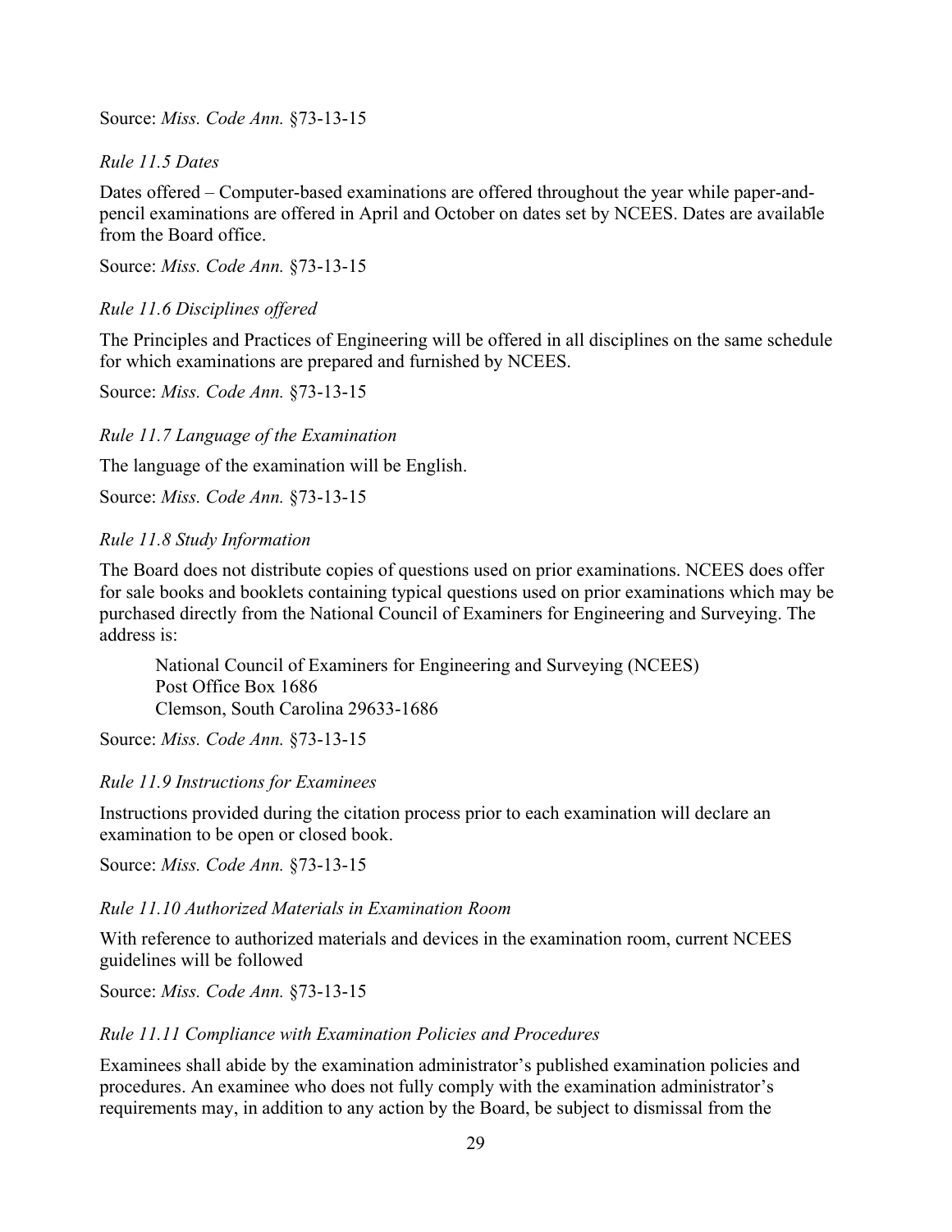Source: *Miss. Code Ann.* §73-13-15

*Rule 11.5 Dates*

Dates offered – Computer-based examinations are offered throughout the year while paper-and-pencil examinations are offered in April and October on dates set by NCEES. Dates are available from the Board office.

Source: *Miss. Code Ann.* §73-13-15

*Rule 11.6 Disciplines offered*

The Principles and Practices of Engineering will be offered in all disciplines on the same schedule for which examinations are prepared and furnished by NCEES.

Source: *Miss. Code Ann.* §73-13-15

*Rule 11.7 Language of the Examination*

The language of the examination will be English.

Source: *Miss. Code Ann.* §73-13-15

*Rule 11.8 Study Information*

The Board does not distribute copies of questions used on prior examinations. NCEES does offer for sale books and booklets containing typical questions used on prior examinations which may be purchased directly from the National Council of Examiners for Engineering and Surveying. The address is:

> National Council of Examiners for Engineering and Surveying (NCEES)
> Post Office Box 1686
> Clemson, South Carolina 29633-1686

Source: *Miss. Code Ann.* §73-13-15

*Rule 11.9 Instructions for Examinees*

Instructions provided during the citation process prior to each examination will declare an examination to be open or closed book.

Source: *Miss. Code Ann.* §73-13-15

*Rule 11.10 Authorized Materials in Examination Room*

With reference to authorized materials and devices in the examination room, current NCEES guidelines will be followed

Source: *Miss. Code Ann.* §73-13-15

*Rule 11.11 Compliance with Examination Policies and Procedures*

Examinees shall abide by the examination administrator's published examination policies and procedures. An examinee who does not fully comply with the examination administrator's requirements may, in addition to any action by the Board, be subject to dismissal from the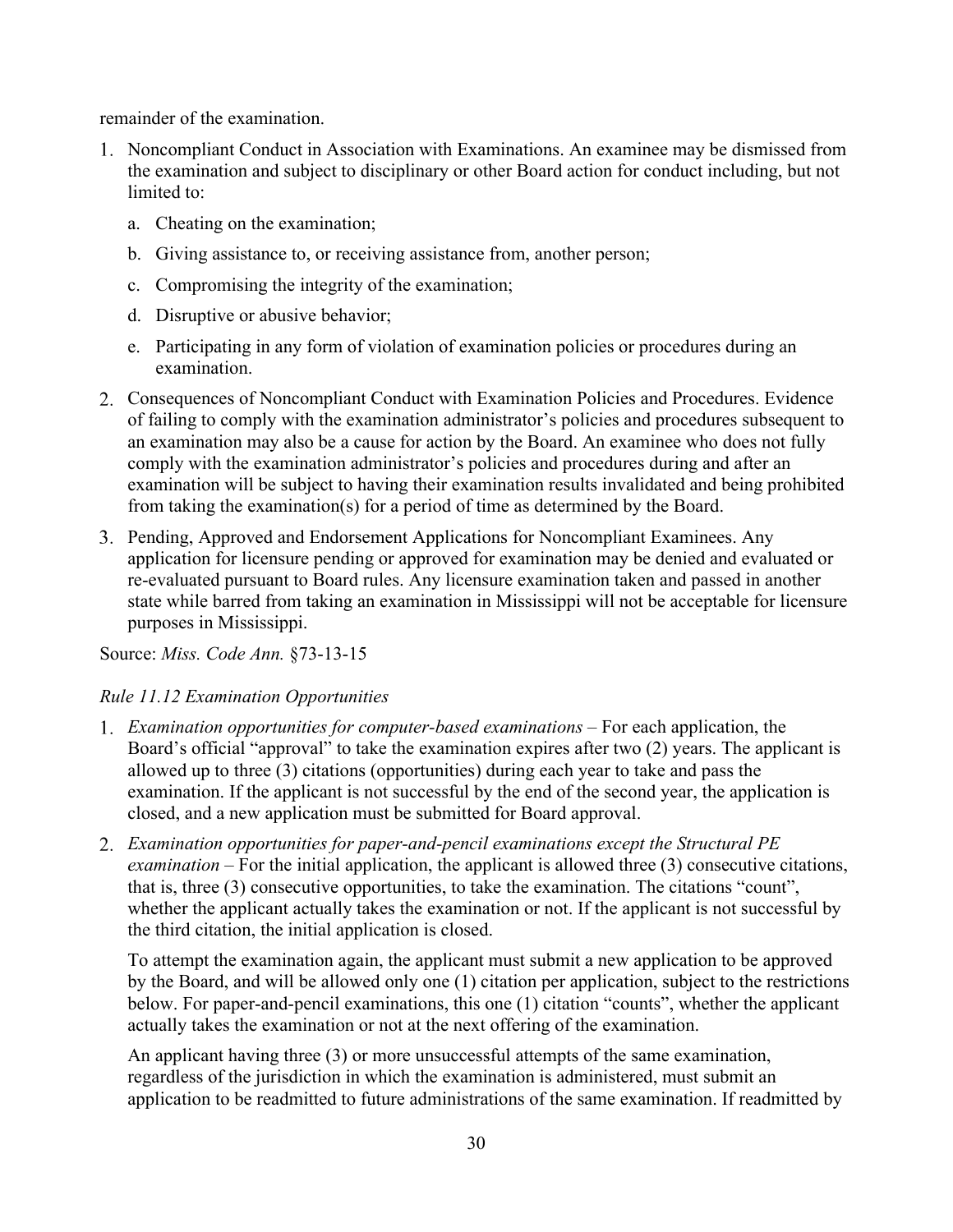remainder of the examination.

1. Noncompliant Conduct in Association with Examinations. An examinee may be dismissed from the examination and subject to disciplinary or other Board action for conduct including, but not limited to:
   a. Cheating on the examination;
   b. Giving assistance to, or receiving assistance from, another person;
   c. Compromising the integrity of the examination;
   d. Disruptive or abusive behavior;
   e. Participating in any form of violation of examination policies or procedures during an examination.
2. Consequences of Noncompliant Conduct with Examination Policies and Procedures. Evidence of failing to comply with the examination administrator's policies and procedures subsequent to an examination may also be a cause for action by the Board. An examinee who does not fully comply with the examination administrator's policies and procedures during and after an examination will be subject to having their examination results invalidated and being prohibited from taking the examination(s) for a period of time as determined by the Board.
3. Pending, Approved and Endorsement Applications for Noncompliant Examinees. Any application for licensure pending or approved for examination may be denied and evaluated or re-evaluated pursuant to Board rules. Any licensure examination taken and passed in another state while barred from taking an examination in Mississippi will not be acceptable for licensure purposes in Mississippi.

Source: *Miss. Code Ann.* §73-13-15

*Rule 11.12 Examination Opportunities*

1. *Examination opportunities for computer-based examinations* – For each application, the Board's official "approval" to take the examination expires after two (2) years. The applicant is allowed up to three (3) citations (opportunities) during each year to take and pass the examination. If the applicant is not successful by the end of the second year, the application is closed, and a new application must be submitted for Board approval.
2. *Examination opportunities for paper-and-pencil examinations except the Structural PE examination* – For the initial application, the applicant is allowed three (3) consecutive citations, that is, three (3) consecutive opportunities, to take the examination. The citations "count", whether the applicant actually takes the examination or not. If the applicant is not successful by the third citation, the initial application is closed.

   To attempt the examination again, the applicant must submit a new application to be approved by the Board, and will be allowed only one (1) citation per application, subject to the restrictions below. For paper-and-pencil examinations, this one (1) citation "counts", whether the applicant actually takes the examination or not at the next offering of the examination.

   An applicant having three (3) or more unsuccessful attempts of the same examination, regardless of the jurisdiction in which the examination is administered, must submit an application to be readmitted to future administrations of the same examination. If readmitted by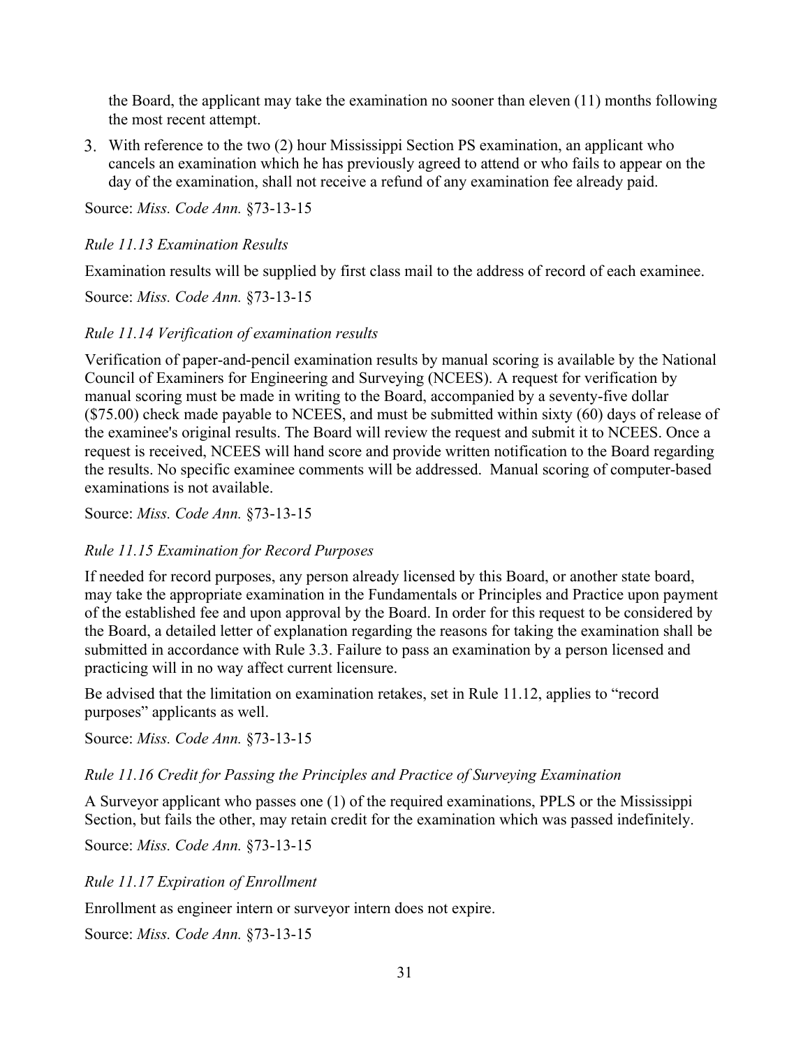the Board, the applicant may take the examination no sooner than eleven (11) months following the most recent attempt.

3. With reference to the two (2) hour Mississippi Section PS examination, an applicant who cancels an examination which he has previously agreed to attend or who fails to appear on the day of the examination, shall not receive a refund of any examination fee already paid.

Source: *Miss. Code Ann.* §73-13-15

*Rule 11.13 Examination Results*

Examination results will be supplied by first class mail to the address of record of each examinee.

Source: *Miss. Code Ann.* §73-13-15

*Rule 11.14 Verification of examination results*

Verification of paper-and-pencil examination results by manual scoring is available by the National Council of Examiners for Engineering and Surveying (NCEES). A request for verification by manual scoring must be made in writing to the Board, accompanied by a seventy-five dollar ($75.00) check made payable to NCEES, and must be submitted within sixty (60) days of release of the examinee's original results. The Board will review the request and submit it to NCEES. Once a request is received, NCEES will hand score and provide written notification to the Board regarding the results. No specific examinee comments will be addressed. Manual scoring of computer-based examinations is not available.

Source: *Miss. Code Ann.* §73-13-15

*Rule 11.15 Examination for Record Purposes*

If needed for record purposes, any person already licensed by this Board, or another state board, may take the appropriate examination in the Fundamentals or Principles and Practice upon payment of the established fee and upon approval by the Board. In order for this request to be considered by the Board, a detailed letter of explanation regarding the reasons for taking the examination shall be submitted in accordance with Rule 3.3. Failure to pass an examination by a person licensed and practicing will in no way affect current licensure.

Be advised that the limitation on examination retakes, set in Rule 11.12, applies to "record purposes" applicants as well.

Source: *Miss. Code Ann.* §73-13-15

*Rule 11.16 Credit for Passing the Principles and Practice of Surveying Examination*

A Surveyor applicant who passes one (1) of the required examinations, PPLS or the Mississippi Section, but fails the other, may retain credit for the examination which was passed indefinitely.

Source: *Miss. Code Ann.* §73-13-15

*Rule 11.17 Expiration of Enrollment*

Enrollment as engineer intern or surveyor intern does not expire.

Source: *Miss. Code Ann.* §73-13-15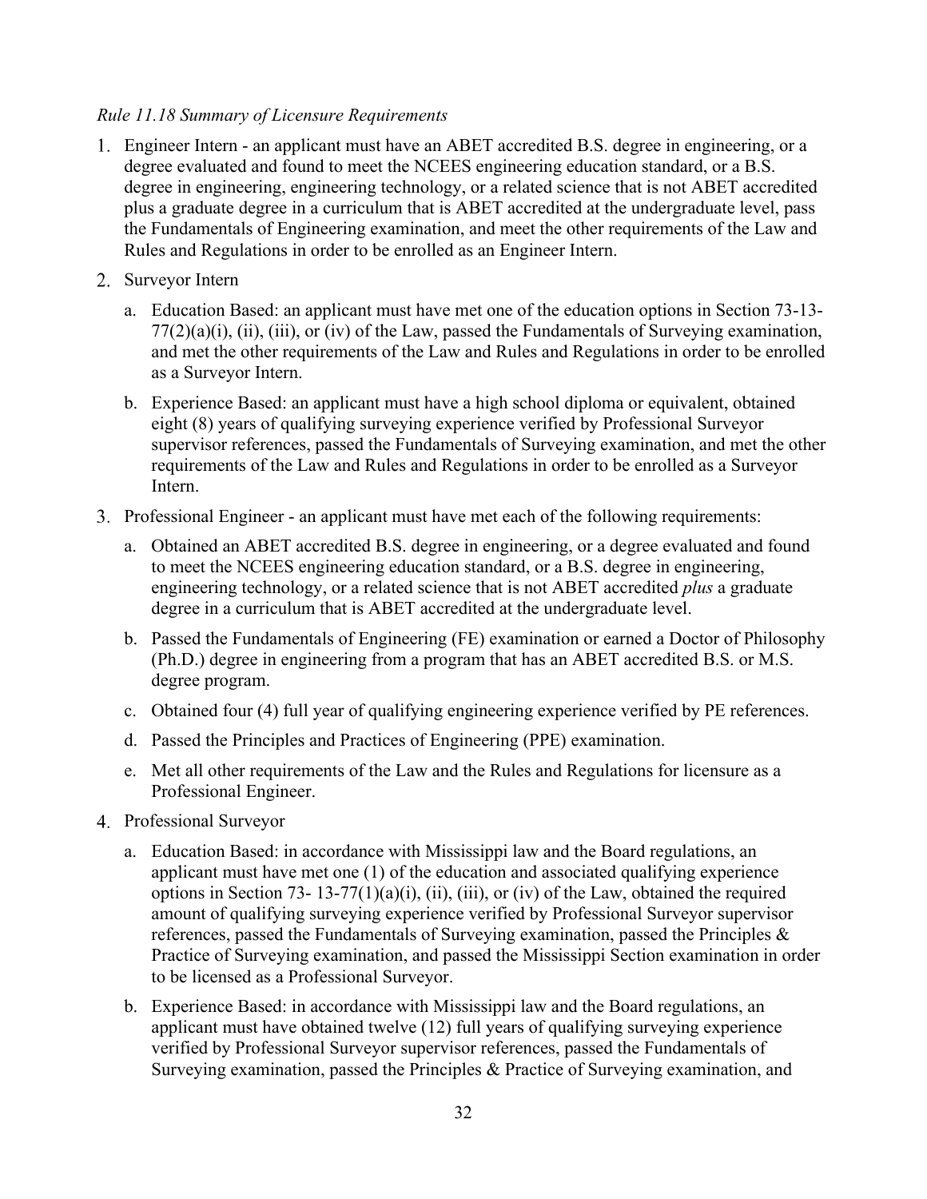*Rule 11.18 Summary of Licensure Requirements*

1. Engineer Intern - an applicant must have an ABET accredited B.S. degree in engineering, or a degree evaluated and found to meet the NCEES engineering education standard, or a B.S. degree in engineering, engineering technology, or a related science that is not ABET accredited plus a graduate degree in a curriculum that is ABET accredited at the undergraduate level, pass the Fundamentals of Engineering examination, and meet the other requirements of the Law and Rules and Regulations in order to be enrolled as an Engineer Intern.
2. Surveyor Intern
   a. Education Based: an applicant must have met one of the education options in Section 73-13-77(2)(a)(i), (ii), (iii), or (iv) of the Law, passed the Fundamentals of Surveying examination, and met the other requirements of the Law and Rules and Regulations in order to be enrolled as a Surveyor Intern.
   
   b. Experience Based: an applicant must have a high school diploma or equivalent, obtained eight (8) years of qualifying surveying experience verified by Professional Surveyor supervisor references, passed the Fundamentals of Surveying examination, and met the other requirements of the Law and Rules and Regulations in order to be enrolled as a Surveyor Intern.
3. Professional Engineer - an applicant must have met each of the following requirements:
   a. Obtained an ABET accredited B.S. degree in engineering, or a degree evaluated and found to meet the NCEES engineering education standard, or a B.S. degree in engineering, engineering technology, or a related science that is not ABET accredited *plus* a graduate degree in a curriculum that is ABET accredited at the undergraduate level.
   
   b. Passed the Fundamentals of Engineering (FE) examination or earned a Doctor of Philosophy (Ph.D.) degree in engineering from a program that has an ABET accredited B.S. or M.S. degree program.
   
   c. Obtained four (4) full year of qualifying engineering experience verified by PE references.
   
   d. Passed the Principles and Practices of Engineering (PPE) examination.
   
   e. Met all other requirements of the Law and the Rules and Regulations for licensure as a Professional Engineer.
4. Professional Surveyor
   a. Education Based: in accordance with Mississippi law and the Board regulations, an applicant must have met one (1) of the education and associated qualifying experience options in Section 73- 13-77(1)(a)(i), (ii), (iii), or (iv) of the Law, obtained the required amount of qualifying surveying experience verified by Professional Surveyor supervisor references, passed the Fundamentals of Surveying examination, passed the Principles & Practice of Surveying examination, and passed the Mississippi Section examination in order to be licensed as a Professional Surveyor.
   
   b. Experience Based: in accordance with Mississippi law and the Board regulations, an applicant must have obtained twelve (12) full years of qualifying surveying experience verified by Professional Surveyor supervisor references, passed the Fundamentals of Surveying examination, passed the Principles & Practice of Surveying examination, and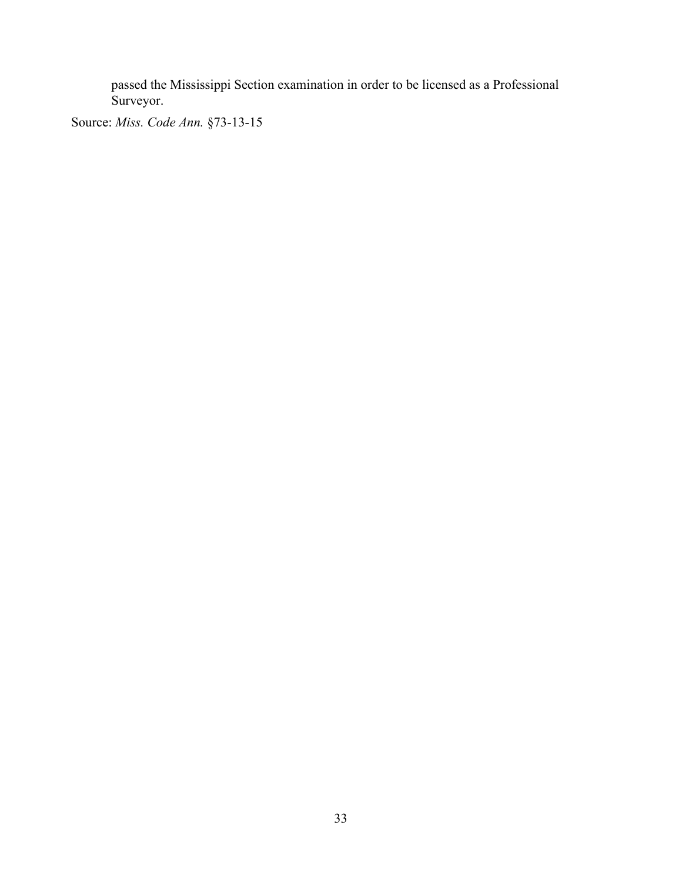passed the Mississippi Section examination in order to be licensed as a Professional Surveyor.

Source: *Miss. Code Ann.* §73-13-15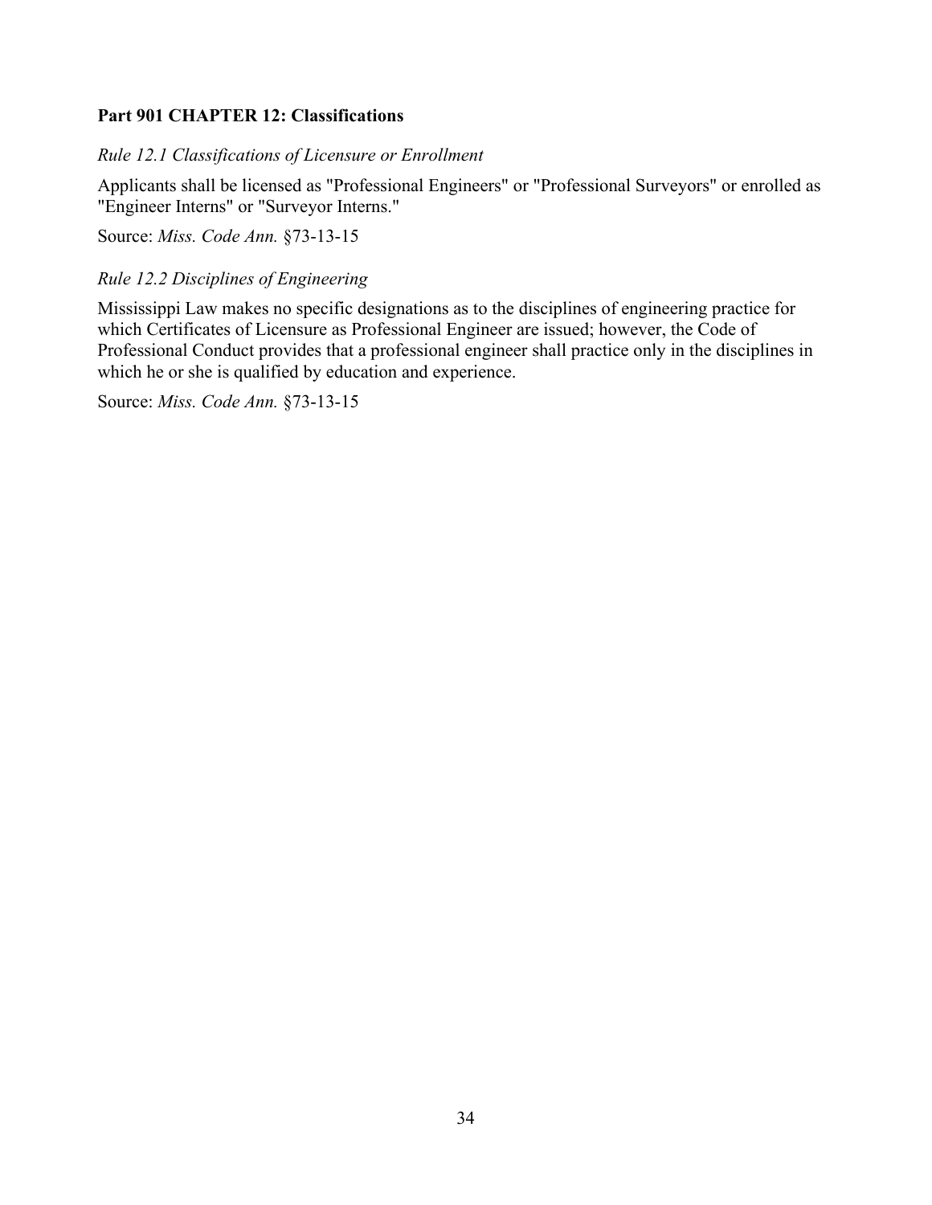**Part 901 CHAPTER 12: Classifications**

*Rule 12.1 Classifications of Licensure or Enrollment*

Applicants shall be licensed as "Professional Engineers" or "Professional Surveyors" or enrolled as "Engineer Interns" or "Surveyor Interns."

Source: *Miss. Code Ann.* §73-13-15

*Rule 12.2 Disciplines of Engineering*

Mississippi Law makes no specific designations as to the disciplines of engineering practice for which Certificates of Licensure as Professional Engineer are issued; however, the Code of Professional Conduct provides that a professional engineer shall practice only in the disciplines in which he or she is qualified by education and experience.

Source: *Miss. Code Ann.* §73-13-15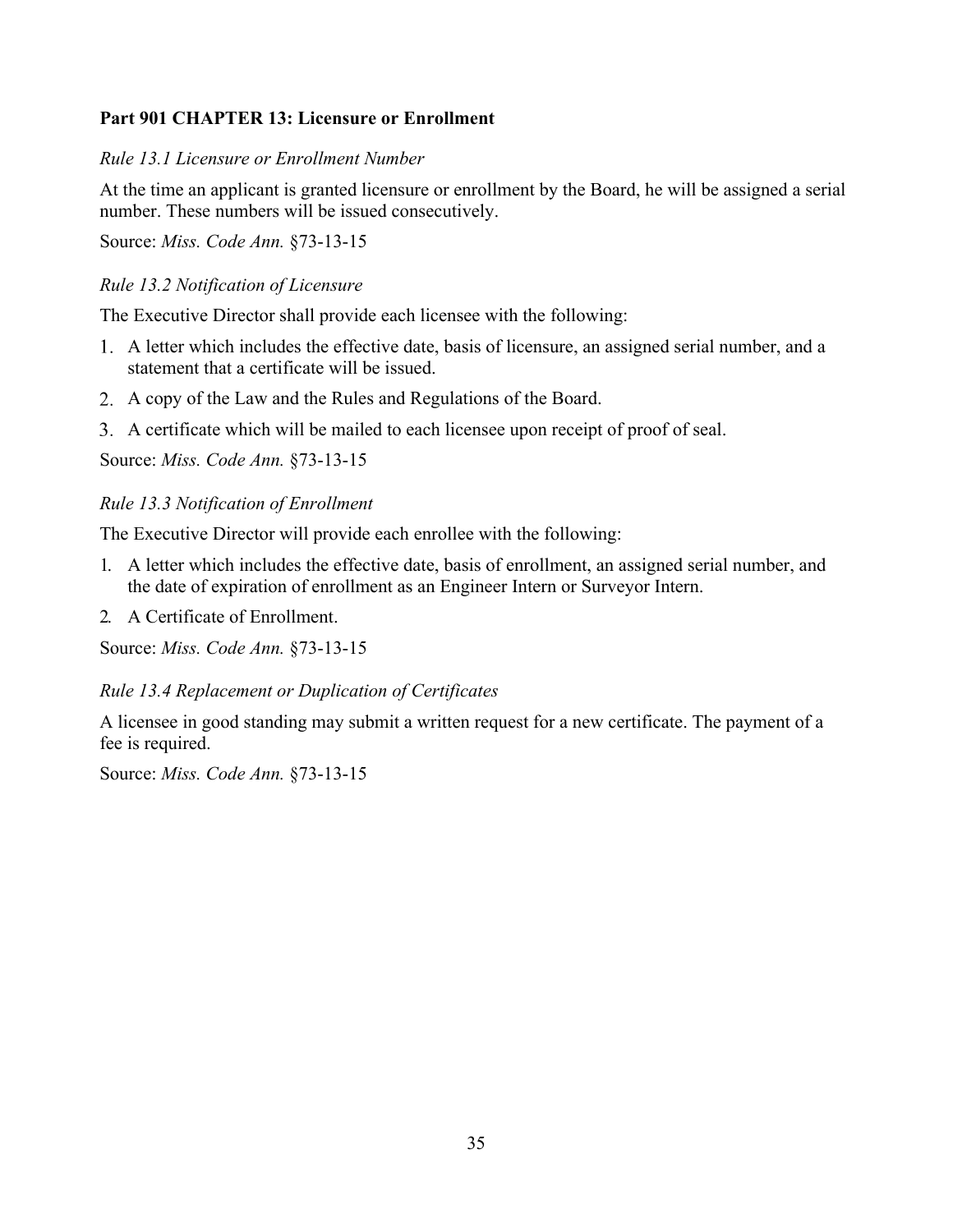## Part 901 CHAPTER 13: Licensure or Enrollment

*Rule 13.1 Licensure or Enrollment Number*

At the time an applicant is granted licensure or enrollment by the Board, he will be assigned a serial number. These numbers will be issued consecutively.

Source: *Miss. Code Ann.* §73-13-15

*Rule 13.2 Notification of Licensure*

The Executive Director shall provide each licensee with the following:

1. A letter which includes the effective date, basis of licensure, an assigned serial number, and a statement that a certificate will be issued.
2. A copy of the Law and the Rules and Regulations of the Board.
3. A certificate which will be mailed to each licensee upon receipt of proof of seal.

Source: *Miss. Code Ann.* §73-13-15

*Rule 13.3 Notification of Enrollment*

The Executive Director will provide each enrollee with the following:

1. A letter which includes the effective date, basis of enrollment, an assigned serial number, and the date of expiration of enrollment as an Engineer Intern or Surveyor Intern.
2. A Certificate of Enrollment.

Source: *Miss. Code Ann.* §73-13-15

*Rule 13.4 Replacement or Duplication of Certificates*

A licensee in good standing may submit a written request for a new certificate. The payment of a fee is required.

Source: *Miss. Code Ann.* §73-13-15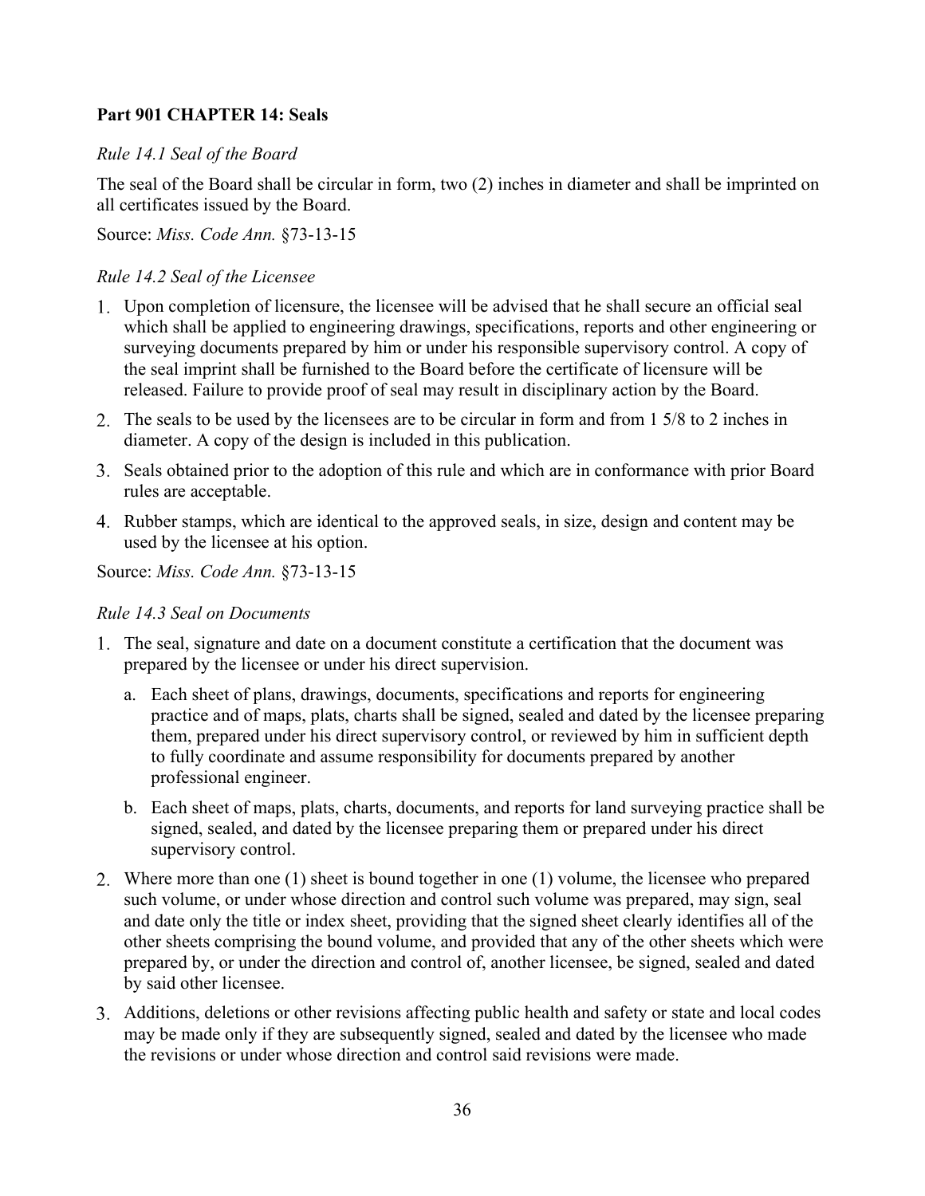**Part 901 CHAPTER 14: Seals**

*Rule 14.1 Seal of the Board*

The seal of the Board shall be circular in form, two (2) inches in diameter and shall be imprinted on all certificates issued by the Board.

Source: *Miss. Code Ann.* §73-13-15

*Rule 14.2 Seal of the Licensee*

1. Upon completion of licensure, the licensee will be advised that he shall secure an official seal which shall be applied to engineering drawings, specifications, reports and other engineering or surveying documents prepared by him or under his responsible supervisory control. A copy of the seal imprint shall be furnished to the Board before the certificate of licensure will be released. Failure to provide proof of seal may result in disciplinary action by the Board.
2. The seals to be used by the licensees are to be circular in form and from 1 5/8 to 2 inches in diameter. A copy of the design is included in this publication.
3. Seals obtained prior to the adoption of this rule and which are in conformance with prior Board rules are acceptable.
4. Rubber stamps, which are identical to the approved seals, in size, design and content may be used by the licensee at his option.

Source: *Miss. Code Ann.* §73-13-15

*Rule 14.3 Seal on Documents*

1. The seal, signature and date on a document constitute a certification that the document was prepared by the licensee or under his direct supervision.
   a. Each sheet of plans, drawings, documents, specifications and reports for engineering practice and of maps, plats, charts shall be signed, sealed and dated by the licensee preparing them, prepared under his direct supervisory control, or reviewed by him in sufficient depth to fully coordinate and assume responsibility for documents prepared by another professional engineer.
   b. Each sheet of maps, plats, charts, documents, and reports for land surveying practice shall be signed, sealed, and dated by the licensee preparing them or prepared under his direct supervisory control.
2. Where more than one (1) sheet is bound together in one (1) volume, the licensee who prepared such volume, or under whose direction and control such volume was prepared, may sign, seal and date only the title or index sheet, providing that the signed sheet clearly identifies all of the other sheets comprising the bound volume, and provided that any of the other sheets which were prepared by, or under the direction and control of, another licensee, be signed, sealed and dated by said other licensee.
3. Additions, deletions or other revisions affecting public health and safety or state and local codes may be made only if they are subsequently signed, sealed and dated by the licensee who made the revisions or under whose direction and control said revisions were made.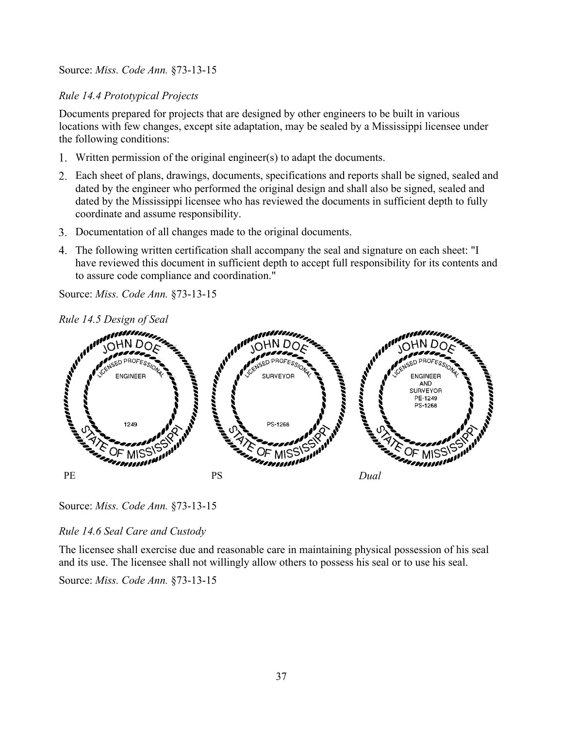Source: *Miss. Code Ann.* §73-13-15

*Rule 14.4 Prototypical Projects*

Documents prepared for projects that are designed by other engineers to be built in various locations with few changes, except site adaptation, may be sealed by a Mississippi licensee under the following conditions:

1. Written permission of the original engineer(s) to adapt the documents.
2. Each sheet of plans, drawings, documents, specifications and reports shall be signed, sealed and dated by the engineer who performed the original design and shall also be signed, sealed and dated by the Mississippi licensee who has reviewed the documents in sufficient depth to fully coordinate and assume responsibility.
3. Documentation of all changes made to the original documents.
4. The following written certification shall accompany the seal and signature on each sheet: "I have reviewed this document in sufficient depth to accept full responsibility for its contents and to assure code compliance and coordination."

Source: *Miss. Code Ann.* §73-13-15

*Rule 14.5 Design of Seal*

JOHN DOE LICENSED PROFESSIONAL ENGINEER 1249 STATE OF MISSISSIPPI

JOHN DOE LICENSED PROFESSIONAL SURVEYOR PS-1268 STATE OF MISSISSIPPI

JOHN DOE LICENSED PROFESSIONAL ENGINEER AND SURVEYOR PE-1249 PS-1268 STATE OF MISSISSIPPI

PE PS *Dual*

Source: *Miss. Code Ann.* §73-13-15

*Rule 14.6 Seal Care and Custody*

The licensee shall exercise due and reasonable care in maintaining physical possession of his seal and its use. The licensee shall not willingly allow others to possess his seal or to use his seal.

Source: *Miss. Code Ann.* §73-13-15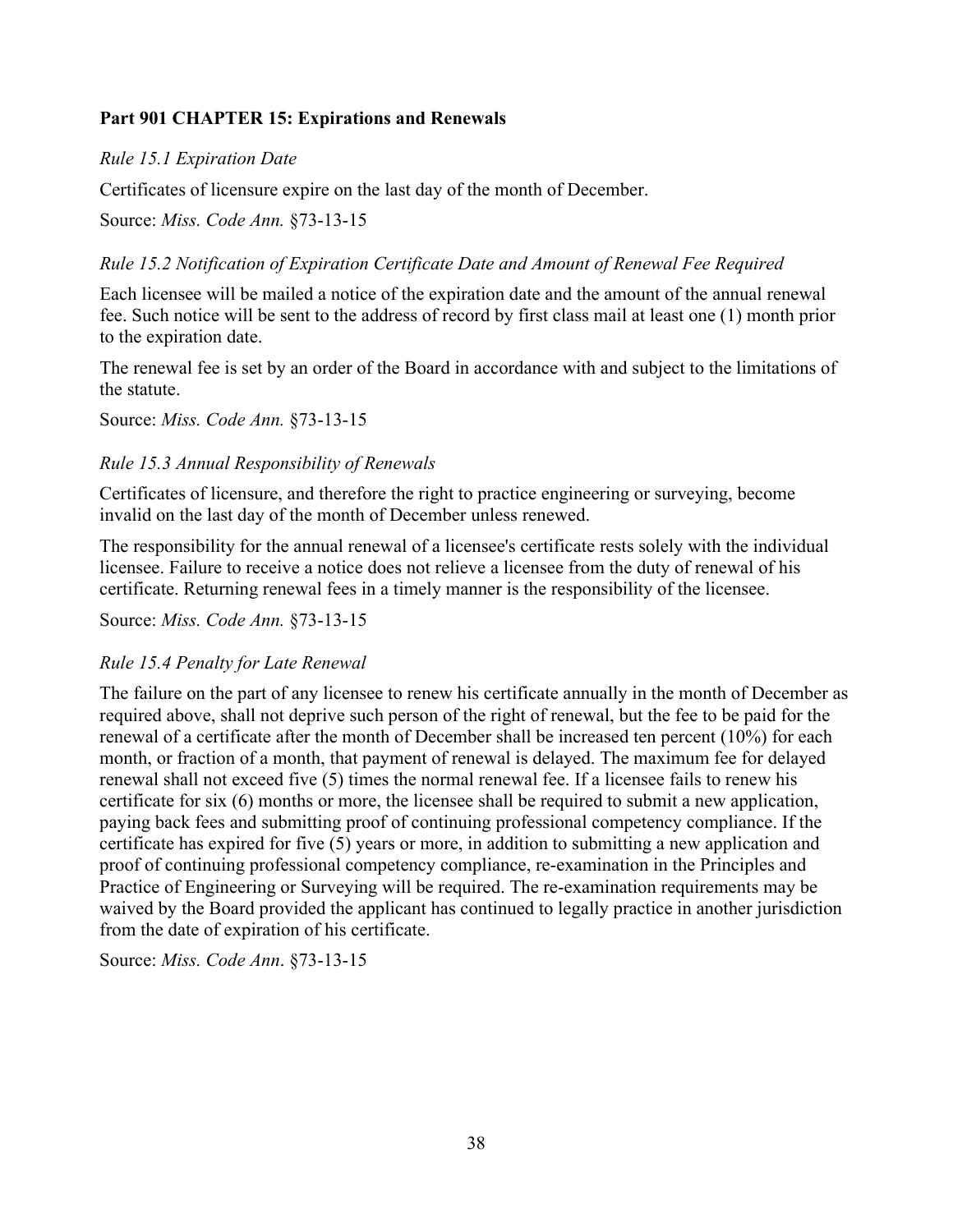**Part 901 CHAPTER 15: Expirations and Renewals**

*Rule 15.1 Expiration Date*

Certificates of licensure expire on the last day of the month of December.

Source: *Miss. Code Ann.* §73-13-15

*Rule 15.2 Notification of Expiration Certificate Date and Amount of Renewal Fee Required*

Each licensee will be mailed a notice of the expiration date and the amount of the annual renewal fee. Such notice will be sent to the address of record by first class mail at least one (1) month prior to the expiration date.

The renewal fee is set by an order of the Board in accordance with and subject to the limitations of the statute.

Source: *Miss. Code Ann.* §73-13-15

*Rule 15.3 Annual Responsibility of Renewals*

Certificates of licensure, and therefore the right to practice engineering or surveying, become invalid on the last day of the month of December unless renewed.

The responsibility for the annual renewal of a licensee's certificate rests solely with the individual licensee. Failure to receive a notice does not relieve a licensee from the duty of renewal of his certificate. Returning renewal fees in a timely manner is the responsibility of the licensee.

Source: *Miss. Code Ann.* §73-13-15

*Rule 15.4 Penalty for Late Renewal*

The failure on the part of any licensee to renew his certificate annually in the month of December as required above, shall not deprive such person of the right of renewal, but the fee to be paid for the renewal of a certificate after the month of December shall be increased ten percent (10%) for each month, or fraction of a month, that payment of renewal is delayed. The maximum fee for delayed renewal shall not exceed five (5) times the normal renewal fee. If a licensee fails to renew his certificate for six (6) months or more, the licensee shall be required to submit a new application, paying back fees and submitting proof of continuing professional competency compliance. If the certificate has expired for five (5) years or more, in addition to submitting a new application and proof of continuing professional competency compliance, re-examination in the Principles and Practice of Engineering or Surveying will be required. The re-examination requirements may be waived by the Board provided the applicant has continued to legally practice in another jurisdiction from the date of expiration of his certificate.

Source: *Miss. Code Ann*. §73-13-15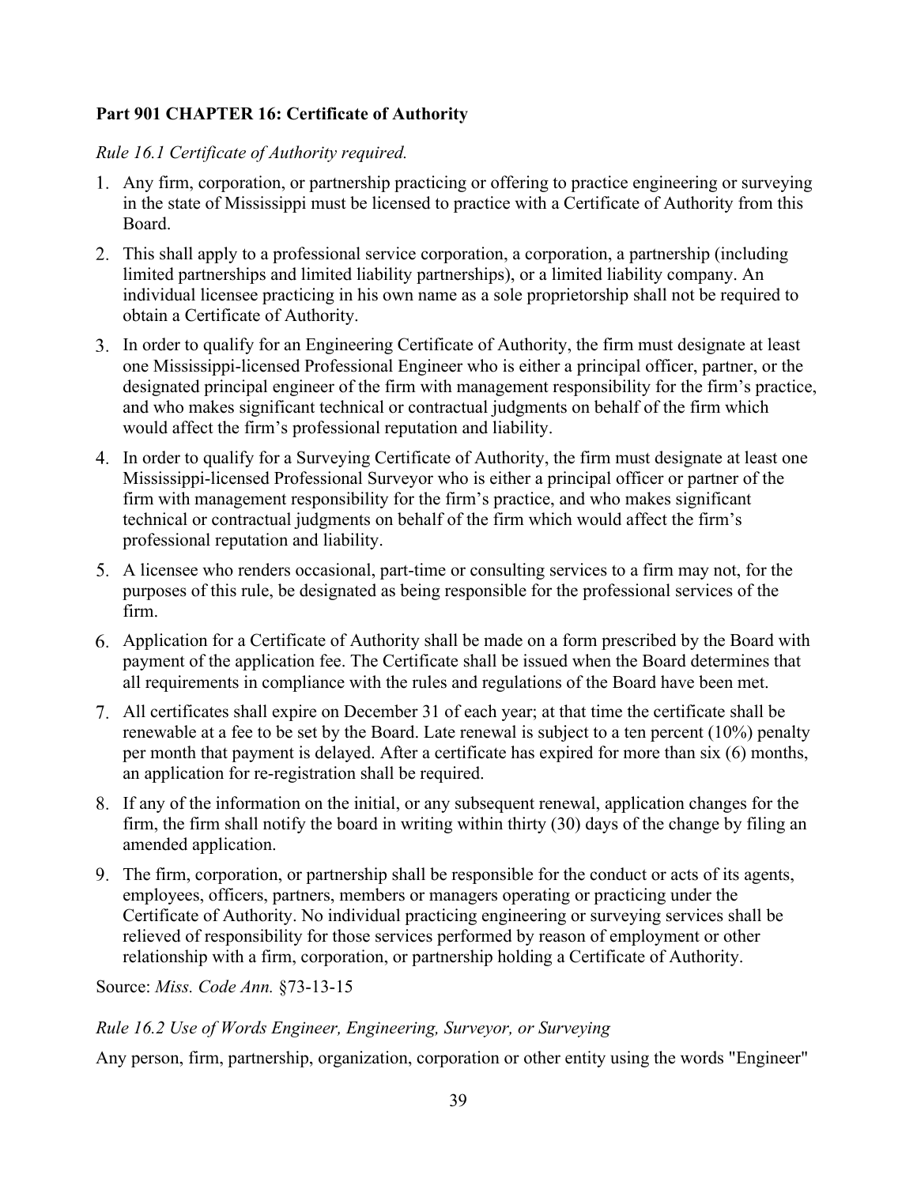**Part 901 CHAPTER 16: Certificate of Authority**

*Rule 16.1 Certificate of Authority required.*

1. Any firm, corporation, or partnership practicing or offering to practice engineering or surveying in the state of Mississippi must be licensed to practice with a Certificate of Authority from this Board.
2. This shall apply to a professional service corporation, a corporation, a partnership (including limited partnerships and limited liability partnerships), or a limited liability company. An individual licensee practicing in his own name as a sole proprietorship shall not be required to obtain a Certificate of Authority.
3. In order to qualify for an Engineering Certificate of Authority, the firm must designate at least one Mississippi-licensed Professional Engineer who is either a principal officer, partner, or the designated principal engineer of the firm with management responsibility for the firm's practice, and who makes significant technical or contractual judgments on behalf of the firm which would affect the firm's professional reputation and liability.
4. In order to qualify for a Surveying Certificate of Authority, the firm must designate at least one Mississippi-licensed Professional Surveyor who is either a principal officer or partner of the firm with management responsibility for the firm's practice, and who makes significant technical or contractual judgments on behalf of the firm which would affect the firm's professional reputation and liability.
5. A licensee who renders occasional, part-time or consulting services to a firm may not, for the purposes of this rule, be designated as being responsible for the professional services of the firm.
6. Application for a Certificate of Authority shall be made on a form prescribed by the Board with payment of the application fee. The Certificate shall be issued when the Board determines that all requirements in compliance with the rules and regulations of the Board have been met.
7. All certificates shall expire on December 31 of each year; at that time the certificate shall be renewable at a fee to be set by the Board. Late renewal is subject to a ten percent (10%) penalty per month that payment is delayed. After a certificate has expired for more than six (6) months, an application for re-registration shall be required.
8. If any of the information on the initial, or any subsequent renewal, application changes for the firm, the firm shall notify the board in writing within thirty (30) days of the change by filing an amended application.
9. The firm, corporation, or partnership shall be responsible for the conduct or acts of its agents, employees, officers, partners, members or managers operating or practicing under the Certificate of Authority. No individual practicing engineering or surveying services shall be relieved of responsibility for those services performed by reason of employment or other relationship with a firm, corporation, or partnership holding a Certificate of Authority.

Source: *Miss. Code Ann.* §73-13-15

*Rule 16.2 Use of Words Engineer, Engineering, Surveyor, or Surveying*

Any person, firm, partnership, organization, corporation or other entity using the words "Engineer"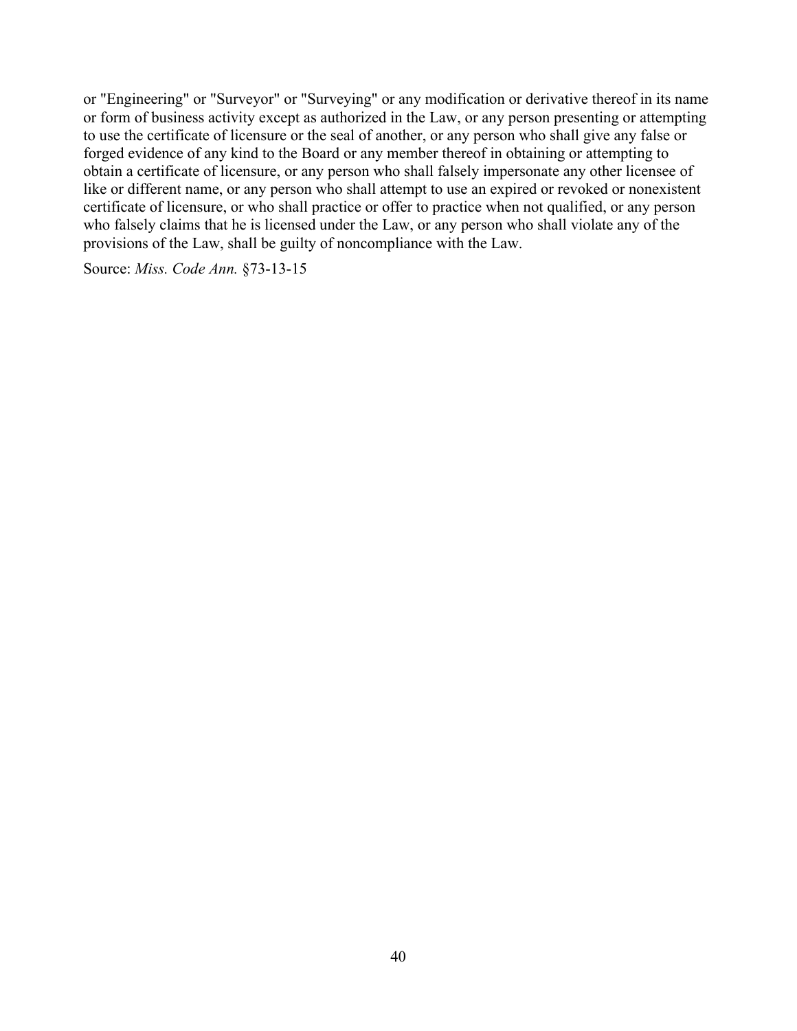or "Engineering" or "Surveyor" or "Surveying" or any modification or derivative thereof in its name or form of business activity except as authorized in the Law, or any person presenting or attempting to use the certificate of licensure or the seal of another, or any person who shall give any false or forged evidence of any kind to the Board or any member thereof in obtaining or attempting to obtain a certificate of licensure, or any person who shall falsely impersonate any other licensee of like or different name, or any person who shall attempt to use an expired or revoked or nonexistent certificate of licensure, or who shall practice or offer to practice when not qualified, or any person who falsely claims that he is licensed under the Law, or any person who shall violate any of the provisions of the Law, shall be guilty of noncompliance with the Law.

Source: *Miss. Code Ann.* §73-13-15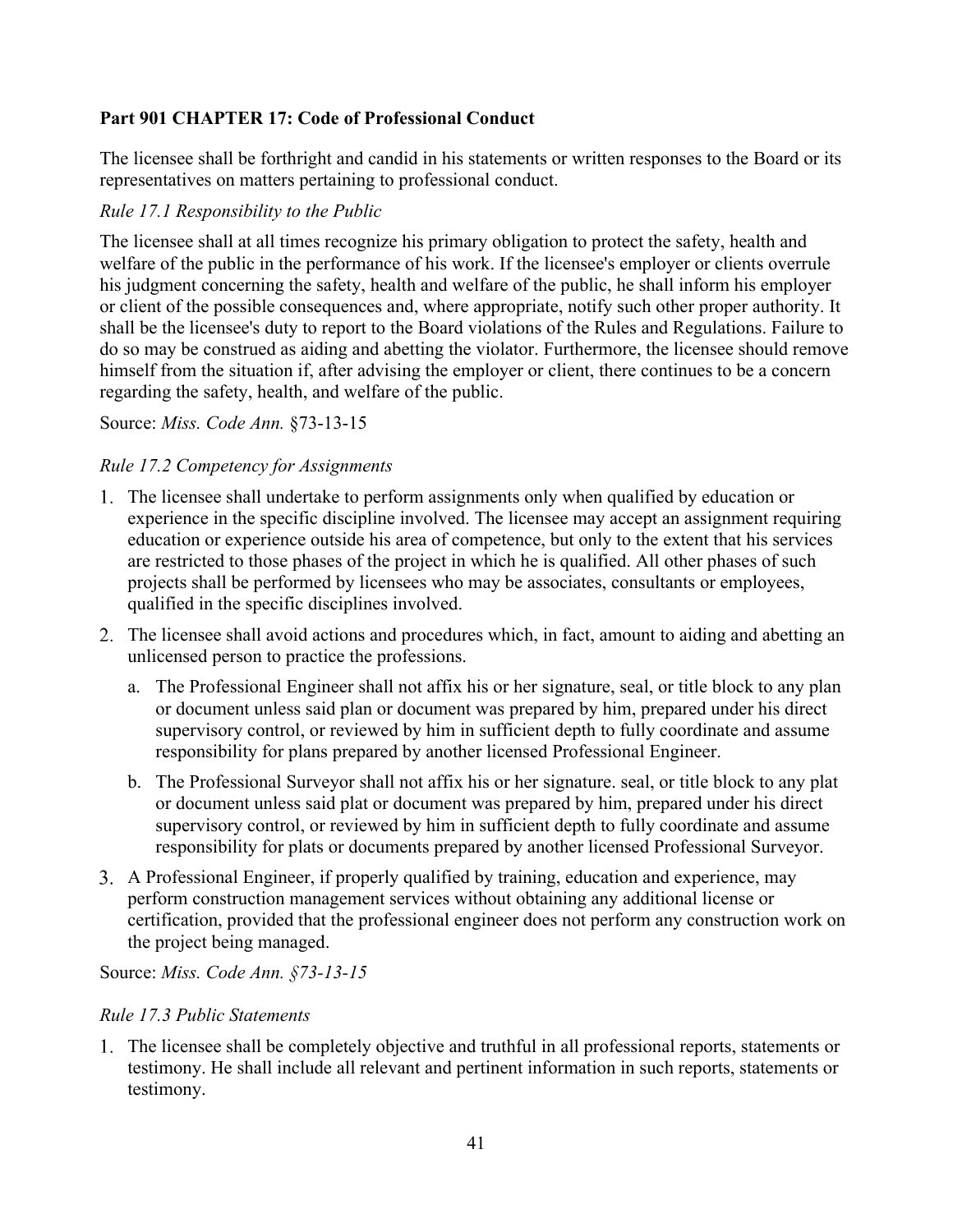**Part 901 CHAPTER 17: Code of Professional Conduct**

The licensee shall be forthright and candid in his statements or written responses to the Board or its representatives on matters pertaining to professional conduct.

*Rule 17.1 Responsibility to the Public*

The licensee shall at all times recognize his primary obligation to protect the safety, health and welfare of the public in the performance of his work. If the licensee's employer or clients overrule his judgment concerning the safety, health and welfare of the public, he shall inform his employer or client of the possible consequences and, where appropriate, notify such other proper authority. It shall be the licensee's duty to report to the Board violations of the Rules and Regulations. Failure to do so may be construed as aiding and abetting the violator. Furthermore, the licensee should remove himself from the situation if, after advising the employer or client, there continues to be a concern regarding the safety, health, and welfare of the public.

Source: *Miss. Code Ann.* §73-13-15

*Rule 17.2 Competency for Assignments*

1. The licensee shall undertake to perform assignments only when qualified by education or experience in the specific discipline involved. The licensee may accept an assignment requiring education or experience outside his area of competence, but only to the extent that his services are restricted to those phases of the project in which he is qualified. All other phases of such projects shall be performed by licensees who may be associates, consultants or employees, qualified in the specific disciplines involved.
2. The licensee shall avoid actions and procedures which, in fact, amount to aiding and abetting an unlicensed person to practice the professions.
   a. The Professional Engineer shall not affix his or her signature, seal, or title block to any plan or document unless said plan or document was prepared by him, prepared under his direct supervisory control, or reviewed by him in sufficient depth to fully coordinate and assume responsibility for plans prepared by another licensed Professional Engineer.
   b. The Professional Surveyor shall not affix his or her signature. seal, or title block to any plat or document unless said plat or document was prepared by him, prepared under his direct supervisory control, or reviewed by him in sufficient depth to fully coordinate and assume responsibility for plats or documents prepared by another licensed Professional Surveyor.
3. A Professional Engineer, if properly qualified by training, education and experience, may perform construction management services without obtaining any additional license or certification, provided that the professional engineer does not perform any construction work on the project being managed.

Source: *Miss. Code Ann. §73-13-15*

*Rule 17.3 Public Statements*

1. The licensee shall be completely objective and truthful in all professional reports, statements or testimony. He shall include all relevant and pertinent information in such reports, statements or testimony.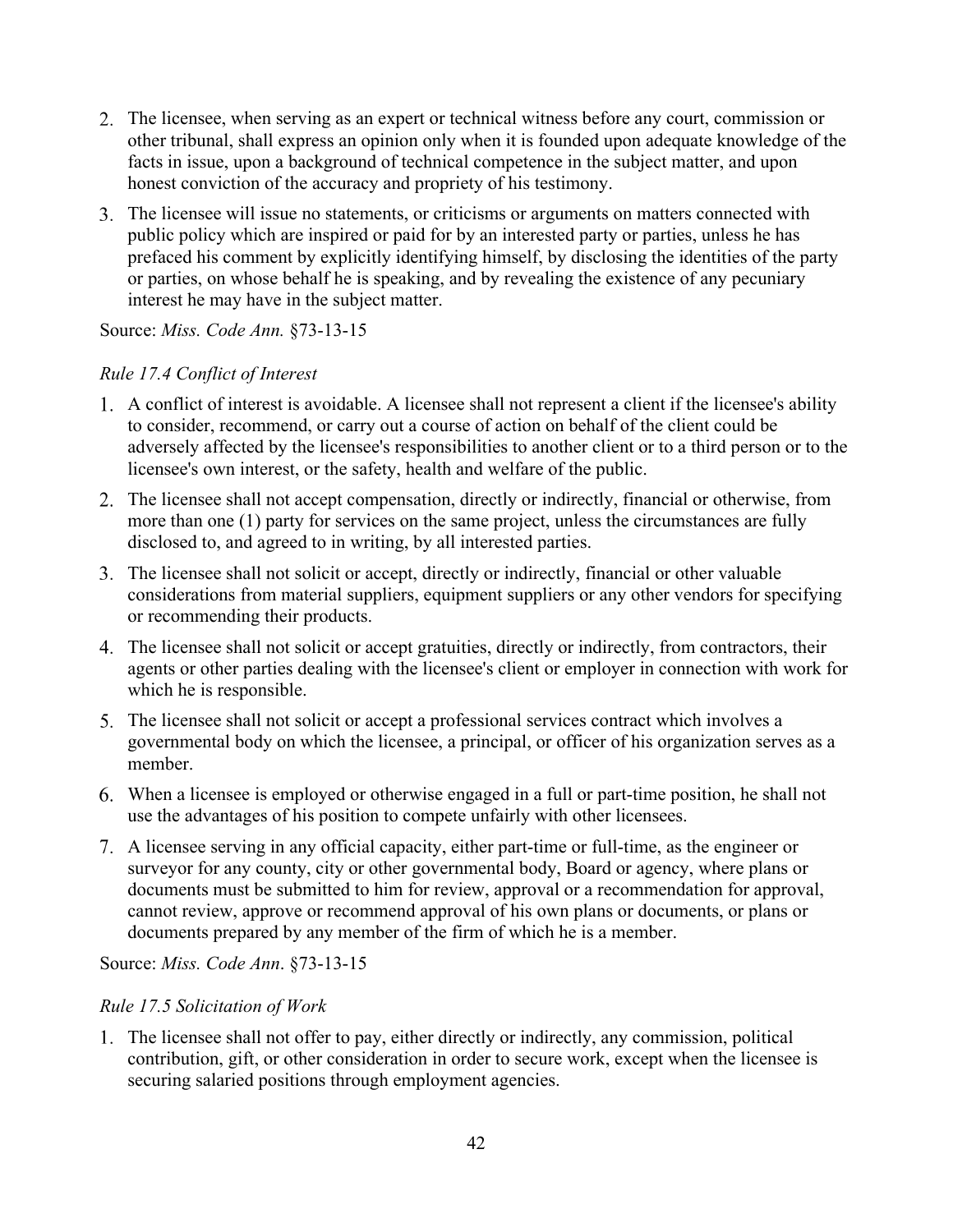2. The licensee, when serving as an expert or technical witness before any court, commission or other tribunal, shall express an opinion only when it is founded upon adequate knowledge of the facts in issue, upon a background of technical competence in the subject matter, and upon honest conviction of the accuracy and propriety of his testimony.
3. The licensee will issue no statements, or criticisms or arguments on matters connected with public policy which are inspired or paid for by an interested party or parties, unless he has prefaced his comment by explicitly identifying himself, by disclosing the identities of the party or parties, on whose behalf he is speaking, and by revealing the existence of any pecuniary interest he may have in the subject matter.

Source: *Miss. Code Ann.* §73-13-15

*Rule 17.4 Conflict of Interest*

1. A conflict of interest is avoidable. A licensee shall not represent a client if the licensee's ability to consider, recommend, or carry out a course of action on behalf of the client could be adversely affected by the licensee's responsibilities to another client or to a third person or to the licensee's own interest, or the safety, health and welfare of the public.
2. The licensee shall not accept compensation, directly or indirectly, financial or otherwise, from more than one (1) party for services on the same project, unless the circumstances are fully disclosed to, and agreed to in writing, by all interested parties.
3. The licensee shall not solicit or accept, directly or indirectly, financial or other valuable considerations from material suppliers, equipment suppliers or any other vendors for specifying or recommending their products.
4. The licensee shall not solicit or accept gratuities, directly or indirectly, from contractors, their agents or other parties dealing with the licensee's client or employer in connection with work for which he is responsible.
5. The licensee shall not solicit or accept a professional services contract which involves a governmental body on which the licensee, a principal, or officer of his organization serves as a member.
6. When a licensee is employed or otherwise engaged in a full or part-time position, he shall not use the advantages of his position to compete unfairly with other licensees.
7. A licensee serving in any official capacity, either part-time or full-time, as the engineer or surveyor for any county, city or other governmental body, Board or agency, where plans or documents must be submitted to him for review, approval or a recommendation for approval, cannot review, approve or recommend approval of his own plans or documents, or plans or documents prepared by any member of the firm of which he is a member.

Source: *Miss. Code Ann*. §73-13-15

*Rule 17.5 Solicitation of Work*

1. The licensee shall not offer to pay, either directly or indirectly, any commission, political contribution, gift, or other consideration in order to secure work, except when the licensee is securing salaried positions through employment agencies.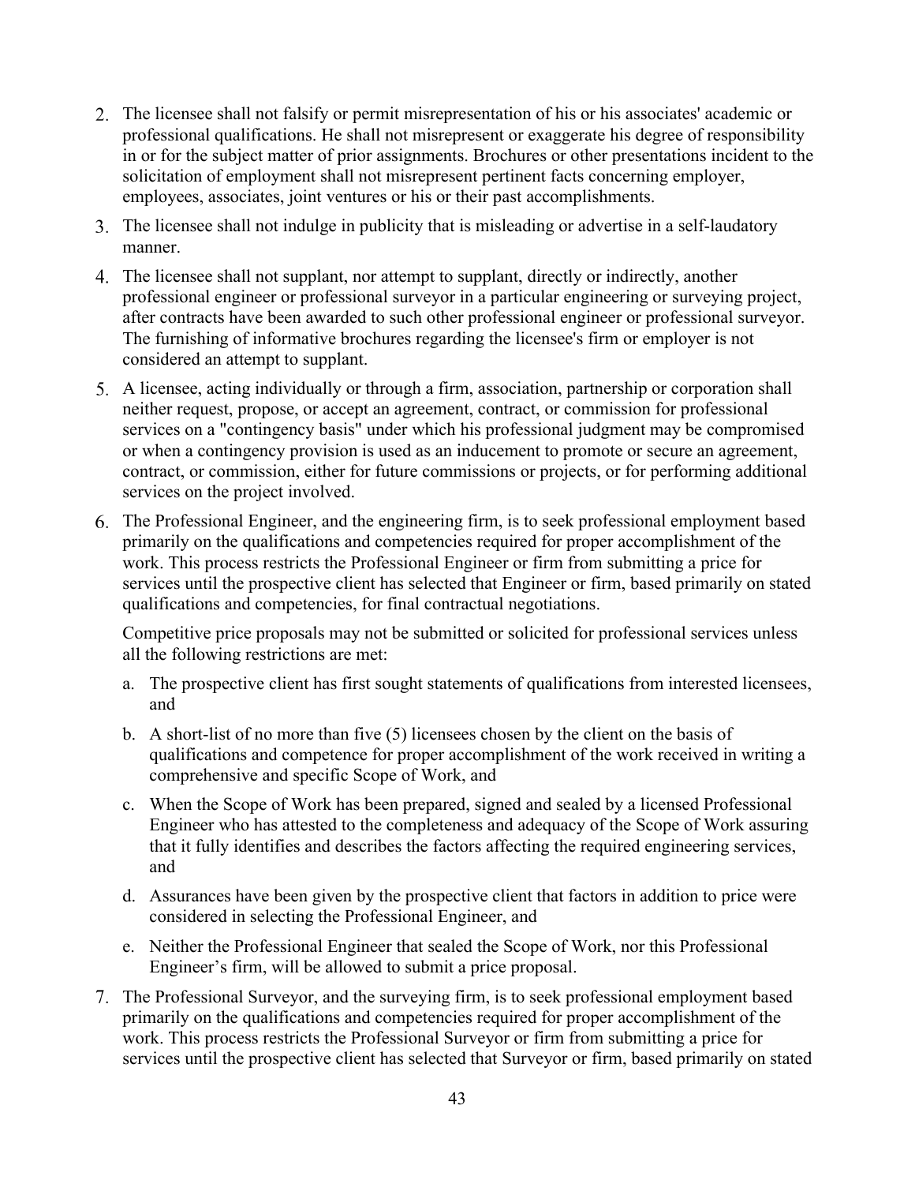2. The licensee shall not falsify or permit misrepresentation of his or his associates' academic or professional qualifications. He shall not misrepresent or exaggerate his degree of responsibility in or for the subject matter of prior assignments. Brochures or other presentations incident to the solicitation of employment shall not misrepresent pertinent facts concerning employer, employees, associates, joint ventures or his or their past accomplishments.
3. The licensee shall not indulge in publicity that is misleading or advertise in a self-laudatory manner.
4. The licensee shall not supplant, nor attempt to supplant, directly or indirectly, another professional engineer or professional surveyor in a particular engineering or surveying project, after contracts have been awarded to such other professional engineer or professional surveyor. The furnishing of informative brochures regarding the licensee's firm or employer is not considered an attempt to supplant.
5. A licensee, acting individually or through a firm, association, partnership or corporation shall neither request, propose, or accept an agreement, contract, or commission for professional services on a "contingency basis" under which his professional judgment may be compromised or when a contingency provision is used as an inducement to promote or secure an agreement, contract, or commission, either for future commissions or projects, or for performing additional services on the project involved.
6. The Professional Engineer, and the engineering firm, is to seek professional employment based primarily on the qualifications and competencies required for proper accomplishment of the work. This process restricts the Professional Engineer or firm from submitting a price for services until the prospective client has selected that Engineer or firm, based primarily on stated qualifications and competencies, for final contractual negotiations.

   Competitive price proposals may not be submitted or solicited for professional services unless all the following restrictions are met:

   a. The prospective client has first sought statements of qualifications from interested licensees, and
   b. A short-list of no more than five (5) licensees chosen by the client on the basis of qualifications and competence for proper accomplishment of the work received in writing a comprehensive and specific Scope of Work, and
   c. When the Scope of Work has been prepared, signed and sealed by a licensed Professional Engineer who has attested to the completeness and adequacy of the Scope of Work assuring that it fully identifies and describes the factors affecting the required engineering services, and
   d. Assurances have been given by the prospective client that factors in addition to price were considered in selecting the Professional Engineer, and
   e. Neither the Professional Engineer that sealed the Scope of Work, nor this Professional Engineer's firm, will be allowed to submit a price proposal.
7. The Professional Surveyor, and the surveying firm, is to seek professional employment based primarily on the qualifications and competencies required for proper accomplishment of the work. This process restricts the Professional Surveyor or firm from submitting a price for services until the prospective client has selected that Surveyor or firm, based primarily on stated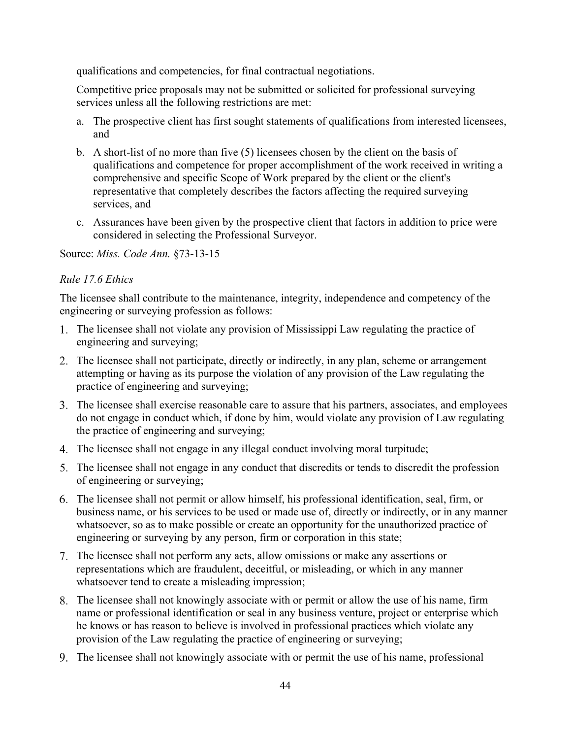qualifications and competencies, for final contractual negotiations.

Competitive price proposals may not be submitted or solicited for professional surveying services unless all the following restrictions are met:

a. The prospective client has first sought statements of qualifications from interested licensees, and

b. A short-list of no more than five (5) licensees chosen by the client on the basis of qualifications and competence for proper accomplishment of the work received in writing a comprehensive and specific Scope of Work prepared by the client or the client's representative that completely describes the factors affecting the required surveying services, and

c. Assurances have been given by the prospective client that factors in addition to price were considered in selecting the Professional Surveyor.

Source: *Miss. Code Ann.* §73-13-15

*Rule 17.6 Ethics*

The licensee shall contribute to the maintenance, integrity, independence and competency of the engineering or surveying profession as follows:

1. The licensee shall not violate any provision of Mississippi Law regulating the practice of engineering and surveying;
2. The licensee shall not participate, directly or indirectly, in any plan, scheme or arrangement attempting or having as its purpose the violation of any provision of the Law regulating the practice of engineering and surveying;
3. The licensee shall exercise reasonable care to assure that his partners, associates, and employees do not engage in conduct which, if done by him, would violate any provision of Law regulating the practice of engineering and surveying;
4. The licensee shall not engage in any illegal conduct involving moral turpitude;
5. The licensee shall not engage in any conduct that discredits or tends to discredit the profession of engineering or surveying;
6. The licensee shall not permit or allow himself, his professional identification, seal, firm, or business name, or his services to be used or made use of, directly or indirectly, or in any manner whatsoever, so as to make possible or create an opportunity for the unauthorized practice of engineering or surveying by any person, firm or corporation in this state;
7. The licensee shall not perform any acts, allow omissions or make any assertions or representations which are fraudulent, deceitful, or misleading, or which in any manner whatsoever tend to create a misleading impression;
8. The licensee shall not knowingly associate with or permit or allow the use of his name, firm name or professional identification or seal in any business venture, project or enterprise which he knows or has reason to believe is involved in professional practices which violate any provision of the Law regulating the practice of engineering or surveying;
9. The licensee shall not knowingly associate with or permit the use of his name, professional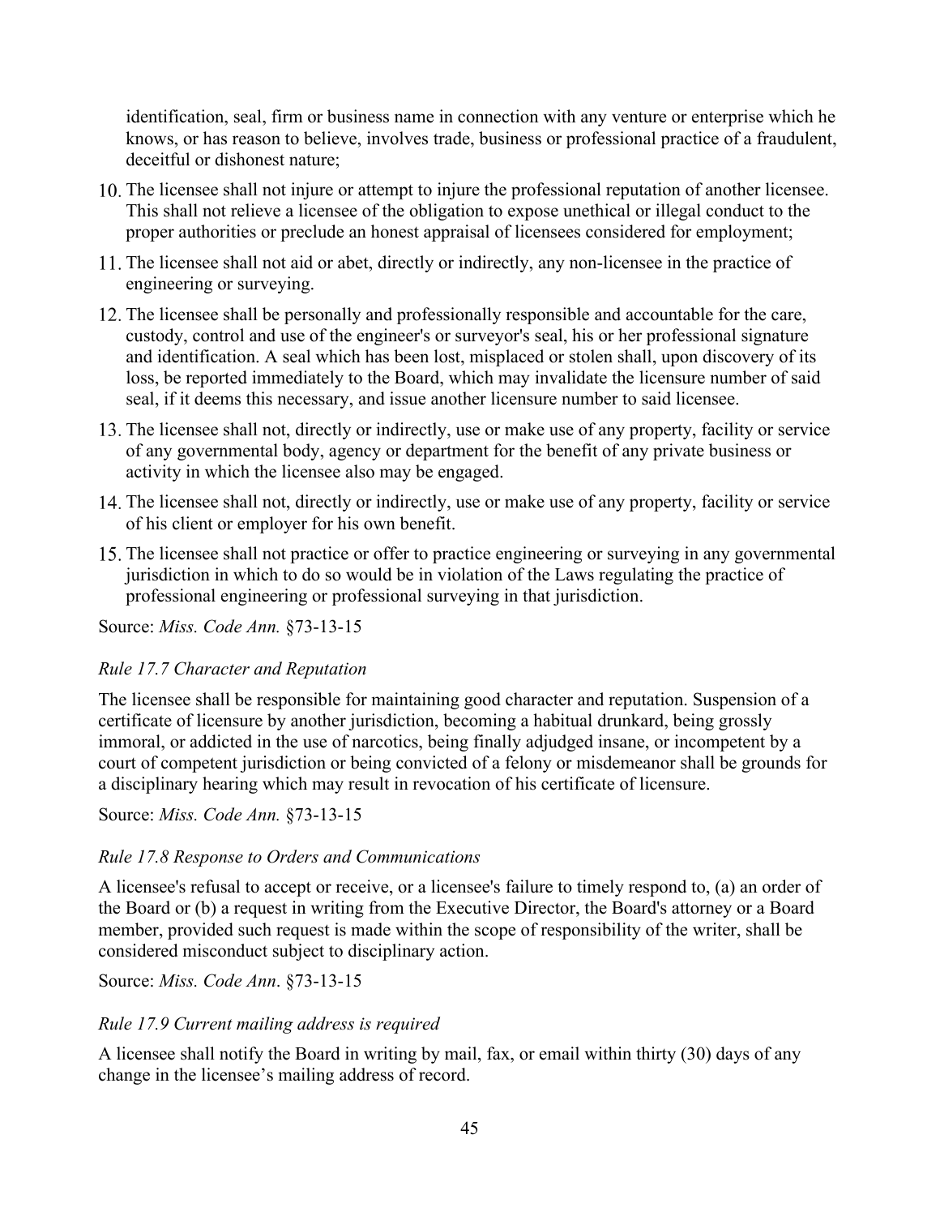identification, seal, firm or business name in connection with any venture or enterprise which he knows, or has reason to believe, involves trade, business or professional practice of a fraudulent, deceitful or dishonest nature;

10. The licensee shall not injure or attempt to injure the professional reputation of another licensee. This shall not relieve a licensee of the obligation to expose unethical or illegal conduct to the proper authorities or preclude an honest appraisal of licensees considered for employment;
11. The licensee shall not aid or abet, directly or indirectly, any non-licensee in the practice of engineering or surveying.
12. The licensee shall be personally and professionally responsible and accountable for the care, custody, control and use of the engineer's or surveyor's seal, his or her professional signature and identification. A seal which has been lost, misplaced or stolen shall, upon discovery of its loss, be reported immediately to the Board, which may invalidate the licensure number of said seal, if it deems this necessary, and issue another licensure number to said licensee.
13. The licensee shall not, directly or indirectly, use or make use of any property, facility or service of any governmental body, agency or department for the benefit of any private business or activity in which the licensee also may be engaged.
14. The licensee shall not, directly or indirectly, use or make use of any property, facility or service of his client or employer for his own benefit.
15. The licensee shall not practice or offer to practice engineering or surveying in any governmental jurisdiction in which to do so would be in violation of the Laws regulating the practice of professional engineering or professional surveying in that jurisdiction.

Source: *Miss. Code Ann.* §73-13-15

*Rule 17.7 Character and Reputation*

The licensee shall be responsible for maintaining good character and reputation. Suspension of a certificate of licensure by another jurisdiction, becoming a habitual drunkard, being grossly immoral, or addicted in the use of narcotics, being finally adjudged insane, or incompetent by a court of competent jurisdiction or being convicted of a felony or misdemeanor shall be grounds for a disciplinary hearing which may result in revocation of his certificate of licensure.

Source: *Miss. Code Ann.* §73-13-15

*Rule 17.8 Response to Orders and Communications*

A licensee's refusal to accept or receive, or a licensee's failure to timely respond to, (a) an order of the Board or (b) a request in writing from the Executive Director, the Board's attorney or a Board member, provided such request is made within the scope of responsibility of the writer, shall be considered misconduct subject to disciplinary action.

Source: *Miss. Code Ann*. §73-13-15

*Rule 17.9 Current mailing address is required*

A licensee shall notify the Board in writing by mail, fax, or email within thirty (30) days of any change in the licensee's mailing address of record.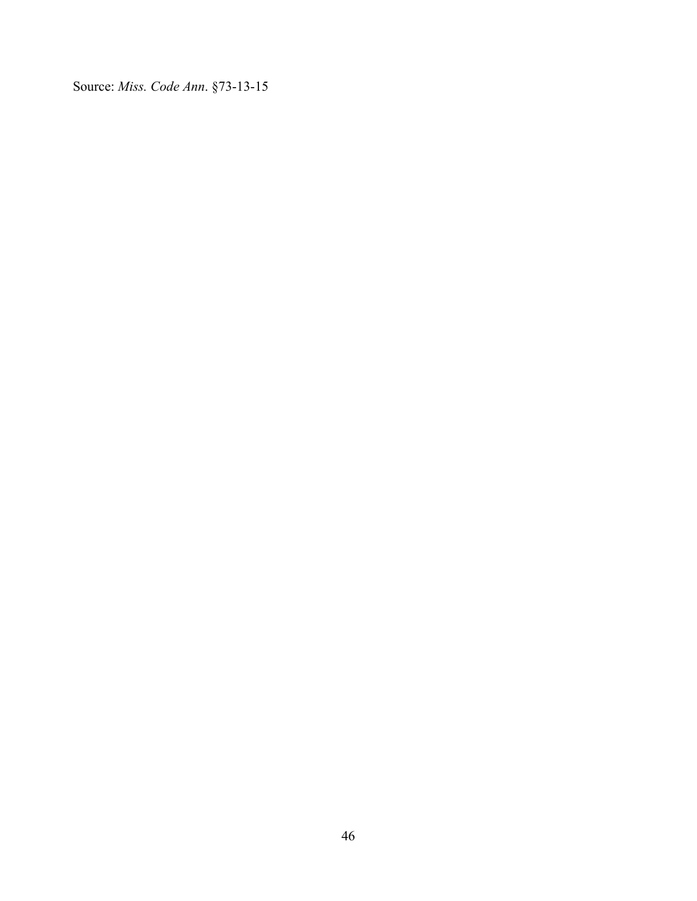Source: *Miss. Code Ann*. §73-13-15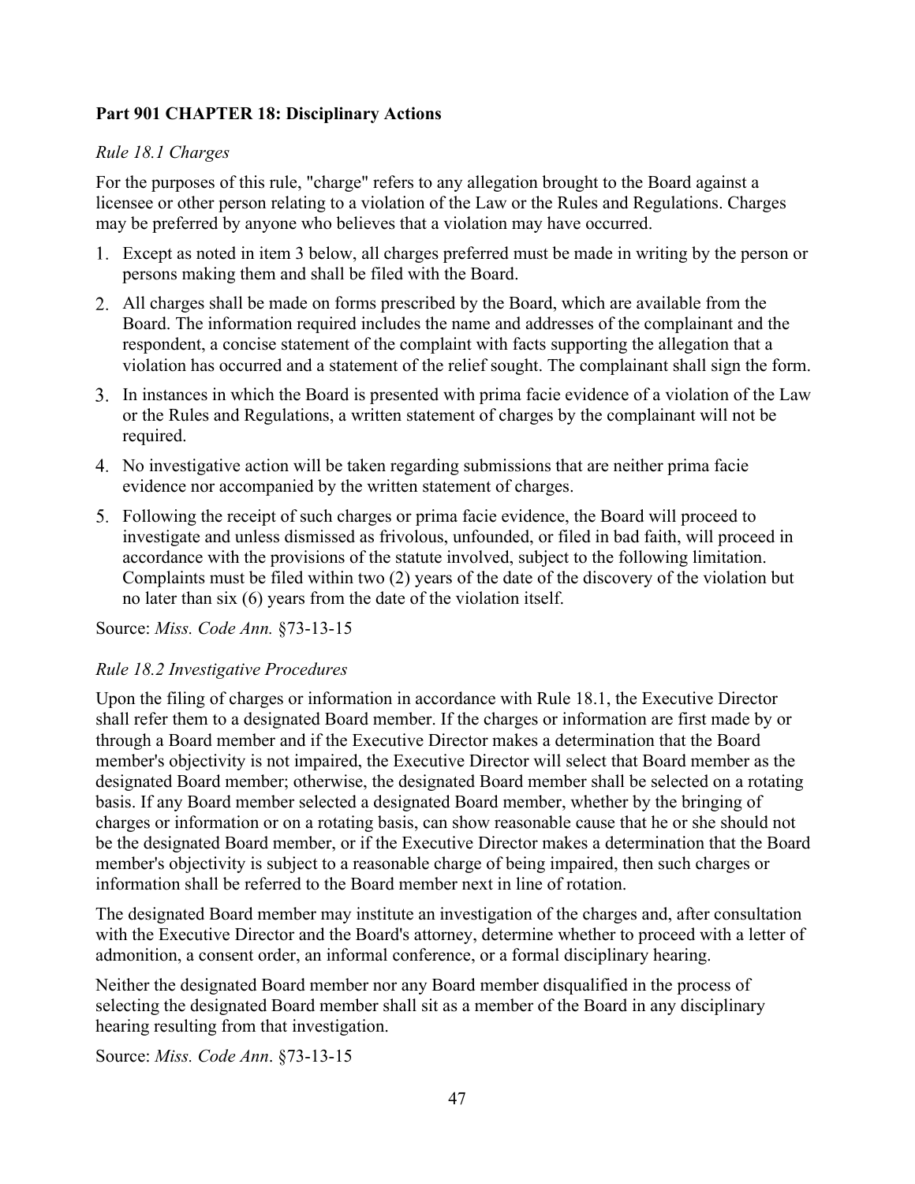## Part 901 CHAPTER 18: Disciplinary Actions

*Rule 18.1 Charges*

For the purposes of this rule, "charge" refers to any allegation brought to the Board against a licensee or other person relating to a violation of the Law or the Rules and Regulations. Charges may be preferred by anyone who believes that a violation may have occurred.

1. Except as noted in item 3 below, all charges preferred must be made in writing by the person or persons making them and shall be filed with the Board.
2. All charges shall be made on forms prescribed by the Board, which are available from the Board. The information required includes the name and addresses of the complainant and the respondent, a concise statement of the complaint with facts supporting the allegation that a violation has occurred and a statement of the relief sought. The complainant shall sign the form.
3. In instances in which the Board is presented with prima facie evidence of a violation of the Law or the Rules and Regulations, a written statement of charges by the complainant will not be required.
4. No investigative action will be taken regarding submissions that are neither prima facie evidence nor accompanied by the written statement of charges.
5. Following the receipt of such charges or prima facie evidence, the Board will proceed to investigate and unless dismissed as frivolous, unfounded, or filed in bad faith, will proceed in accordance with the provisions of the statute involved, subject to the following limitation. Complaints must be filed within two (2) years of the date of the discovery of the violation but no later than six (6) years from the date of the violation itself.

Source: *Miss. Code Ann.* §73-13-15

*Rule 18.2 Investigative Procedures*

Upon the filing of charges or information in accordance with Rule 18.1, the Executive Director shall refer them to a designated Board member. If the charges or information are first made by or through a Board member and if the Executive Director makes a determination that the Board member's objectivity is not impaired, the Executive Director will select that Board member as the designated Board member; otherwise, the designated Board member shall be selected on a rotating basis. If any Board member selected a designated Board member, whether by the bringing of charges or information or on a rotating basis, can show reasonable cause that he or she should not be the designated Board member, or if the Executive Director makes a determination that the Board member's objectivity is subject to a reasonable charge of being impaired, then such charges or information shall be referred to the Board member next in line of rotation.

The designated Board member may institute an investigation of the charges and, after consultation with the Executive Director and the Board's attorney, determine whether to proceed with a letter of admonition, a consent order, an informal conference, or a formal disciplinary hearing.

Neither the designated Board member nor any Board member disqualified in the process of selecting the designated Board member shall sit as a member of the Board in any disciplinary hearing resulting from that investigation.

Source: *Miss. Code Ann*. §73-13-15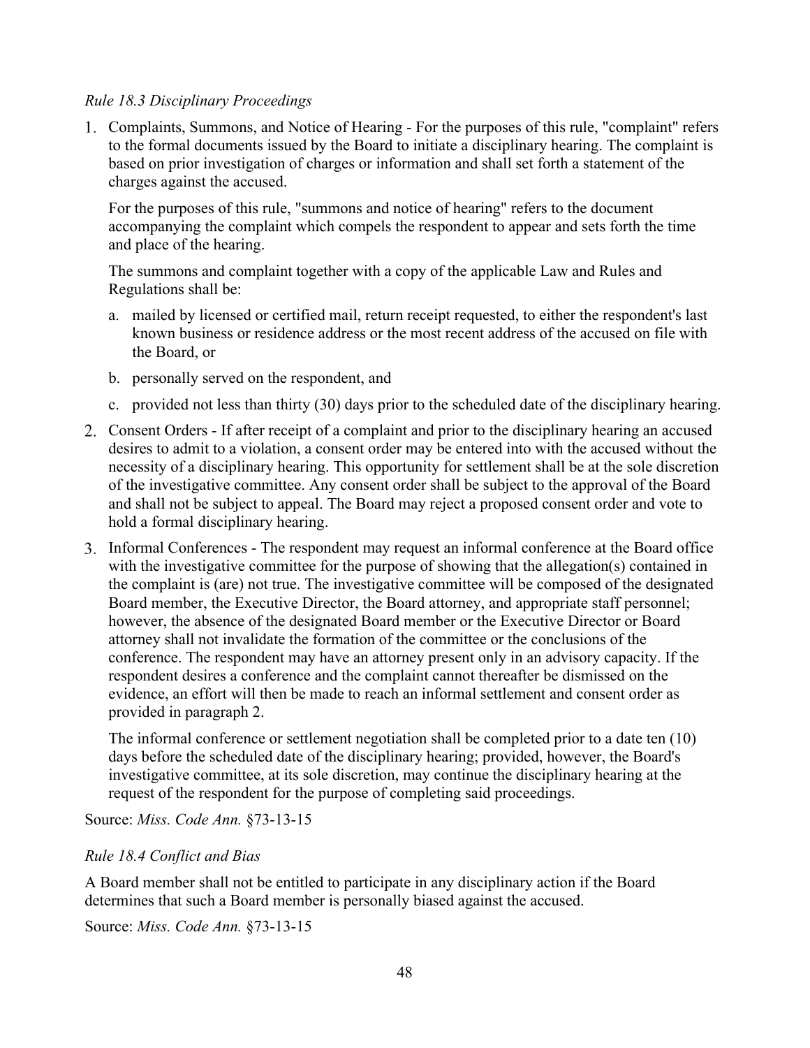*Rule 18.3 Disciplinary Proceedings*

1. Complaints, Summons, and Notice of Hearing - For the purposes of this rule, "complaint" refers to the formal documents issued by the Board to initiate a disciplinary hearing. The complaint is based on prior investigation of charges or information and shall set forth a statement of the charges against the accused.

   For the purposes of this rule, "summons and notice of hearing" refers to the document accompanying the complaint which compels the respondent to appear and sets forth the time and place of the hearing.

   The summons and complaint together with a copy of the applicable Law and Rules and Regulations shall be:

   a. mailed by licensed or certified mail, return receipt requested, to either the respondent's last known business or residence address or the most recent address of the accused on file with the Board, or

   b. personally served on the respondent, and

   c. provided not less than thirty (30) days prior to the scheduled date of the disciplinary hearing.

2. Consent Orders - If after receipt of a complaint and prior to the disciplinary hearing an accused desires to admit to a violation, a consent order may be entered into with the accused without the necessity of a disciplinary hearing. This opportunity for settlement shall be at the sole discretion of the investigative committee. Any consent order shall be subject to the approval of the Board and shall not be subject to appeal. The Board may reject a proposed consent order and vote to hold a formal disciplinary hearing.

3. Informal Conferences - The respondent may request an informal conference at the Board office with the investigative committee for the purpose of showing that the allegation(s) contained in the complaint is (are) not true. The investigative committee will be composed of the designated Board member, the Executive Director, the Board attorney, and appropriate staff personnel; however, the absence of the designated Board member or the Executive Director or Board attorney shall not invalidate the formation of the committee or the conclusions of the conference. The respondent may have an attorney present only in an advisory capacity. If the respondent desires a conference and the complaint cannot thereafter be dismissed on the evidence, an effort will then be made to reach an informal settlement and consent order as provided in paragraph 2.

   The informal conference or settlement negotiation shall be completed prior to a date ten (10) days before the scheduled date of the disciplinary hearing; provided, however, the Board's investigative committee, at its sole discretion, may continue the disciplinary hearing at the request of the respondent for the purpose of completing said proceedings.

Source: *Miss. Code Ann.* §73-13-15

*Rule 18.4 Conflict and Bias*

A Board member shall not be entitled to participate in any disciplinary action if the Board determines that such a Board member is personally biased against the accused.

Source: *Miss. Code Ann.* §73-13-15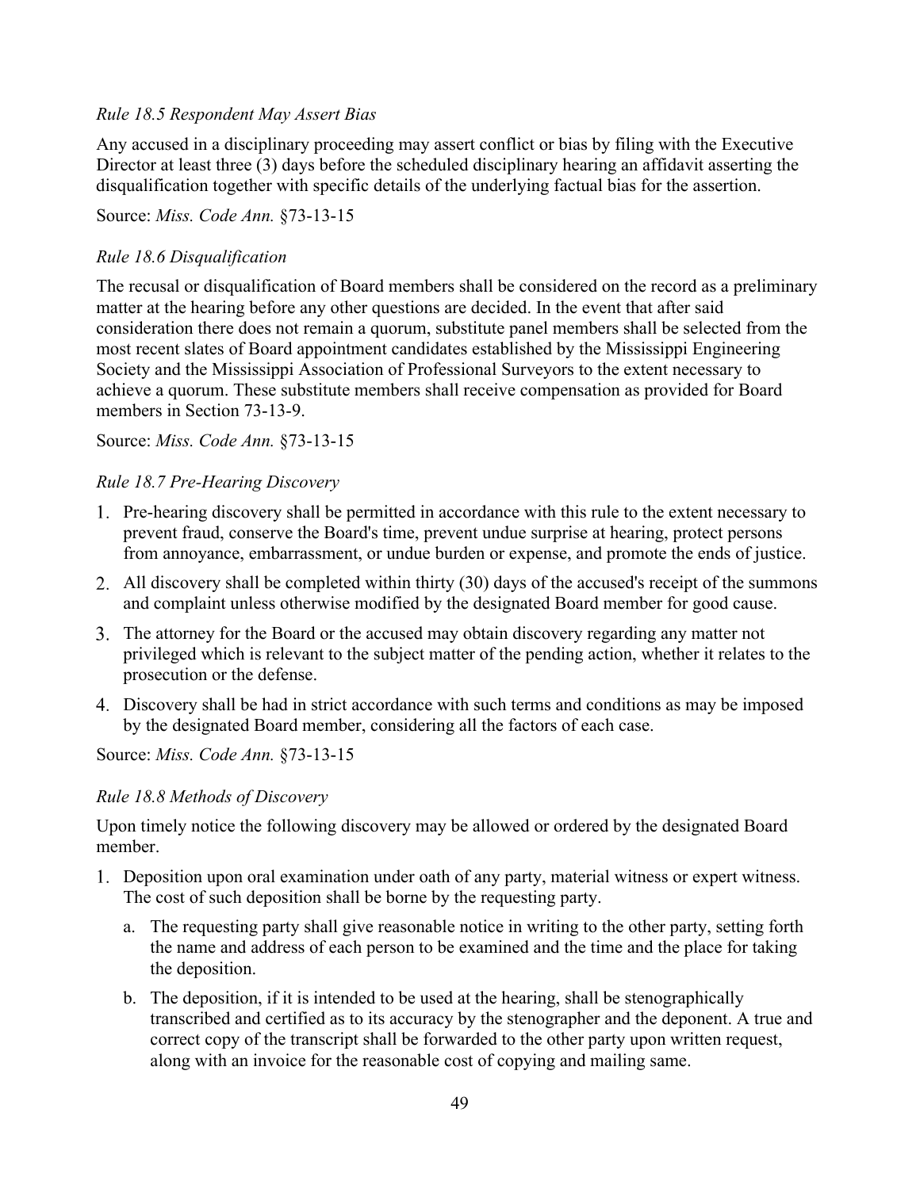*Rule 18.5 Respondent May Assert Bias*

Any accused in a disciplinary proceeding may assert conflict or bias by filing with the Executive Director at least three (3) days before the scheduled disciplinary hearing an affidavit asserting the disqualification together with specific details of the underlying factual bias for the assertion.

Source: *Miss. Code Ann.* §73-13-15

*Rule 18.6 Disqualification*

The recusal or disqualification of Board members shall be considered on the record as a preliminary matter at the hearing before any other questions are decided. In the event that after said consideration there does not remain a quorum, substitute panel members shall be selected from the most recent slates of Board appointment candidates established by the Mississippi Engineering Society and the Mississippi Association of Professional Surveyors to the extent necessary to achieve a quorum. These substitute members shall receive compensation as provided for Board members in Section 73-13-9.

Source: *Miss. Code Ann.* §73-13-15

*Rule 18.7 Pre-Hearing Discovery*

1. Pre-hearing discovery shall be permitted in accordance with this rule to the extent necessary to prevent fraud, conserve the Board's time, prevent undue surprise at hearing, protect persons from annoyance, embarrassment, or undue burden or expense, and promote the ends of justice.
2. All discovery shall be completed within thirty (30) days of the accused's receipt of the summons and complaint unless otherwise modified by the designated Board member for good cause.
3. The attorney for the Board or the accused may obtain discovery regarding any matter not privileged which is relevant to the subject matter of the pending action, whether it relates to the prosecution or the defense.
4. Discovery shall be had in strict accordance with such terms and conditions as may be imposed by the designated Board member, considering all the factors of each case.

Source: *Miss. Code Ann.* §73-13-15

*Rule 18.8 Methods of Discovery*

Upon timely notice the following discovery may be allowed or ordered by the designated Board member.

1. Deposition upon oral examination under oath of any party, material witness or expert witness. The cost of such deposition shall be borne by the requesting party.
   a. The requesting party shall give reasonable notice in writing to the other party, setting forth the name and address of each person to be examined and the time and the place for taking the deposition.
   b. The deposition, if it is intended to be used at the hearing, shall be stenographically transcribed and certified as to its accuracy by the stenographer and the deponent. A true and correct copy of the transcript shall be forwarded to the other party upon written request, along with an invoice for the reasonable cost of copying and mailing same.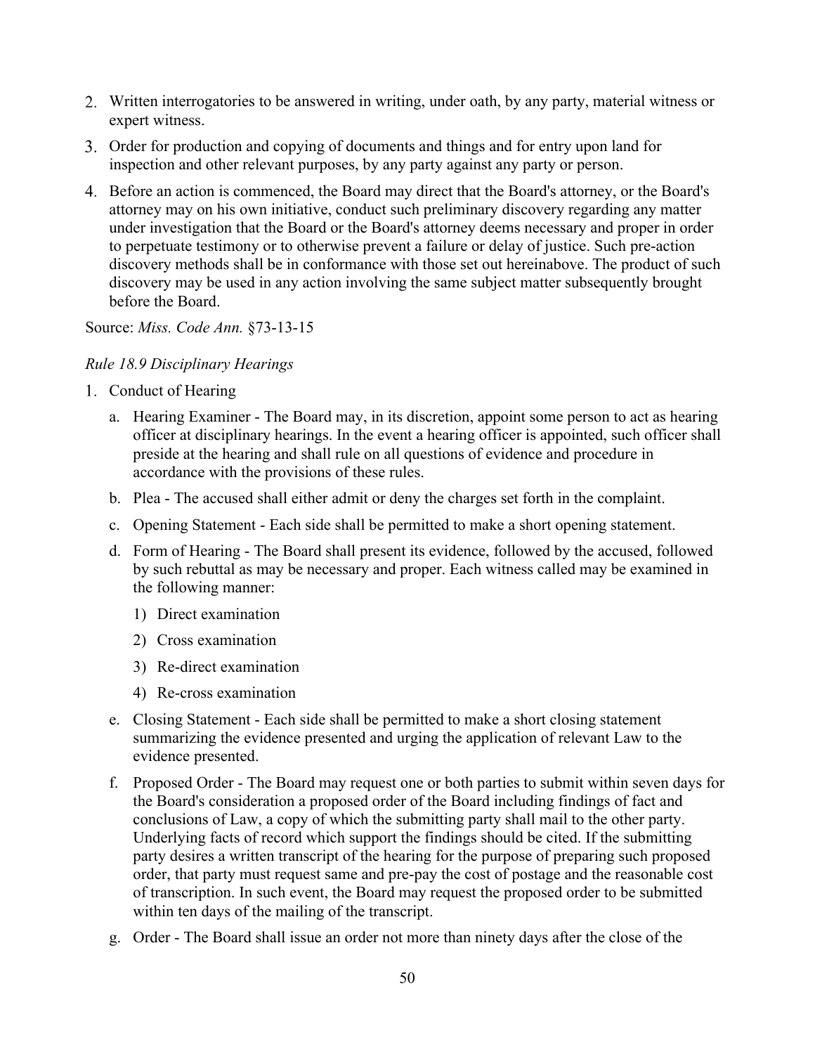2. Written interrogatories to be answered in writing, under oath, by any party, material witness or expert witness.
3. Order for production and copying of documents and things and for entry upon land for inspection and other relevant purposes, by any party against any party or person.
4. Before an action is commenced, the Board may direct that the Board's attorney, or the Board's attorney may on his own initiative, conduct such preliminary discovery regarding any matter under investigation that the Board or the Board's attorney deems necessary and proper in order to perpetuate testimony or to otherwise prevent a failure or delay of justice. Such pre-action discovery methods shall be in conformance with those set out hereinabove. The product of such discovery may be used in any action involving the same subject matter subsequently brought before the Board.

Source: *Miss. Code Ann.* §73-13-15

*Rule 18.9 Disciplinary Hearings*

1. Conduct of Hearing
   a. Hearing Examiner - The Board may, in its discretion, appoint some person to act as hearing officer at disciplinary hearings. In the event a hearing officer is appointed, such officer shall preside at the hearing and shall rule on all questions of evidence and procedure in accordance with the provisions of these rules.
   b. Plea - The accused shall either admit or deny the charges set forth in the complaint.
   c. Opening Statement - Each side shall be permitted to make a short opening statement.
   d. Form of Hearing - The Board shall present its evidence, followed by the accused, followed by such rebuttal as may be necessary and proper. Each witness called may be examined in the following manner:
      1) Direct examination
      2) Cross examination
      3) Re-direct examination
      4) Re-cross examination
   e. Closing Statement - Each side shall be permitted to make a short closing statement summarizing the evidence presented and urging the application of relevant Law to the evidence presented.
   f. Proposed Order - The Board may request one or both parties to submit within seven days for the Board's consideration a proposed order of the Board including findings of fact and conclusions of Law, a copy of which the submitting party shall mail to the other party. Underlying facts of record which support the findings should be cited. If the submitting party desires a written transcript of the hearing for the purpose of preparing such proposed order, that party must request same and pre-pay the cost of postage and the reasonable cost of transcription. In such event, the Board may request the proposed order to be submitted within ten days of the mailing of the transcript.
   g. Order - The Board shall issue an order not more than ninety days after the close of the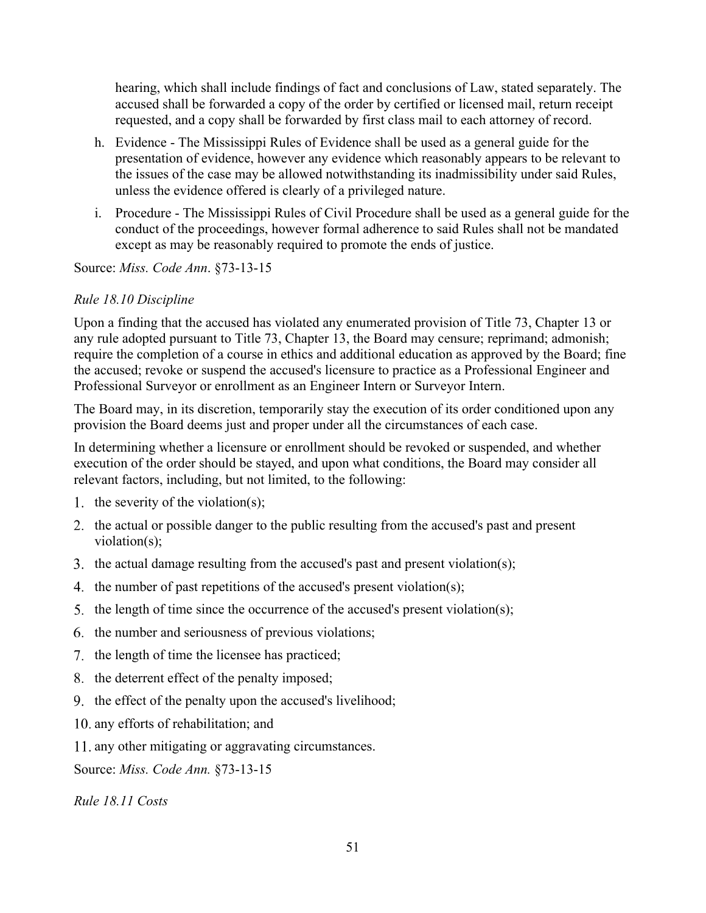hearing, which shall include findings of fact and conclusions of Law, stated separately. The accused shall be forwarded a copy of the order by certified or licensed mail, return receipt requested, and a copy shall be forwarded by first class mail to each attorney of record.

h. Evidence - The Mississippi Rules of Evidence shall be used as a general guide for the presentation of evidence, however any evidence which reasonably appears to be relevant to the issues of the case may be allowed notwithstanding its inadmissibility under said Rules, unless the evidence offered is clearly of a privileged nature.

i. Procedure - The Mississippi Rules of Civil Procedure shall be used as a general guide for the conduct of the proceedings, however formal adherence to said Rules shall not be mandated except as may be reasonably required to promote the ends of justice.

Source: *Miss. Code Ann*. §73-13-15

*Rule 18.10 Discipline*

Upon a finding that the accused has violated any enumerated provision of Title 73, Chapter 13 or any rule adopted pursuant to Title 73, Chapter 13, the Board may censure; reprimand; admonish; require the completion of a course in ethics and additional education as approved by the Board; fine the accused; revoke or suspend the accused's licensure to practice as a Professional Engineer and Professional Surveyor or enrollment as an Engineer Intern or Surveyor Intern.

The Board may, in its discretion, temporarily stay the execution of its order conditioned upon any provision the Board deems just and proper under all the circumstances of each case.

In determining whether a licensure or enrollment should be revoked or suspended, and whether execution of the order should be stayed, and upon what conditions, the Board may consider all relevant factors, including, but not limited, to the following:

1. the severity of the violation(s);
2. the actual or possible danger to the public resulting from the accused's past and present violation(s);
3. the actual damage resulting from the accused's past and present violation(s);
4. the number of past repetitions of the accused's present violation(s);
5. the length of time since the occurrence of the accused's present violation(s);
6. the number and seriousness of previous violations;
7. the length of time the licensee has practiced;
8. the deterrent effect of the penalty imposed;
9. the effect of the penalty upon the accused's livelihood;
10. any efforts of rehabilitation; and
11. any other mitigating or aggravating circumstances.

Source: *Miss. Code Ann.* §73-13-15

*Rule 18.11 Costs*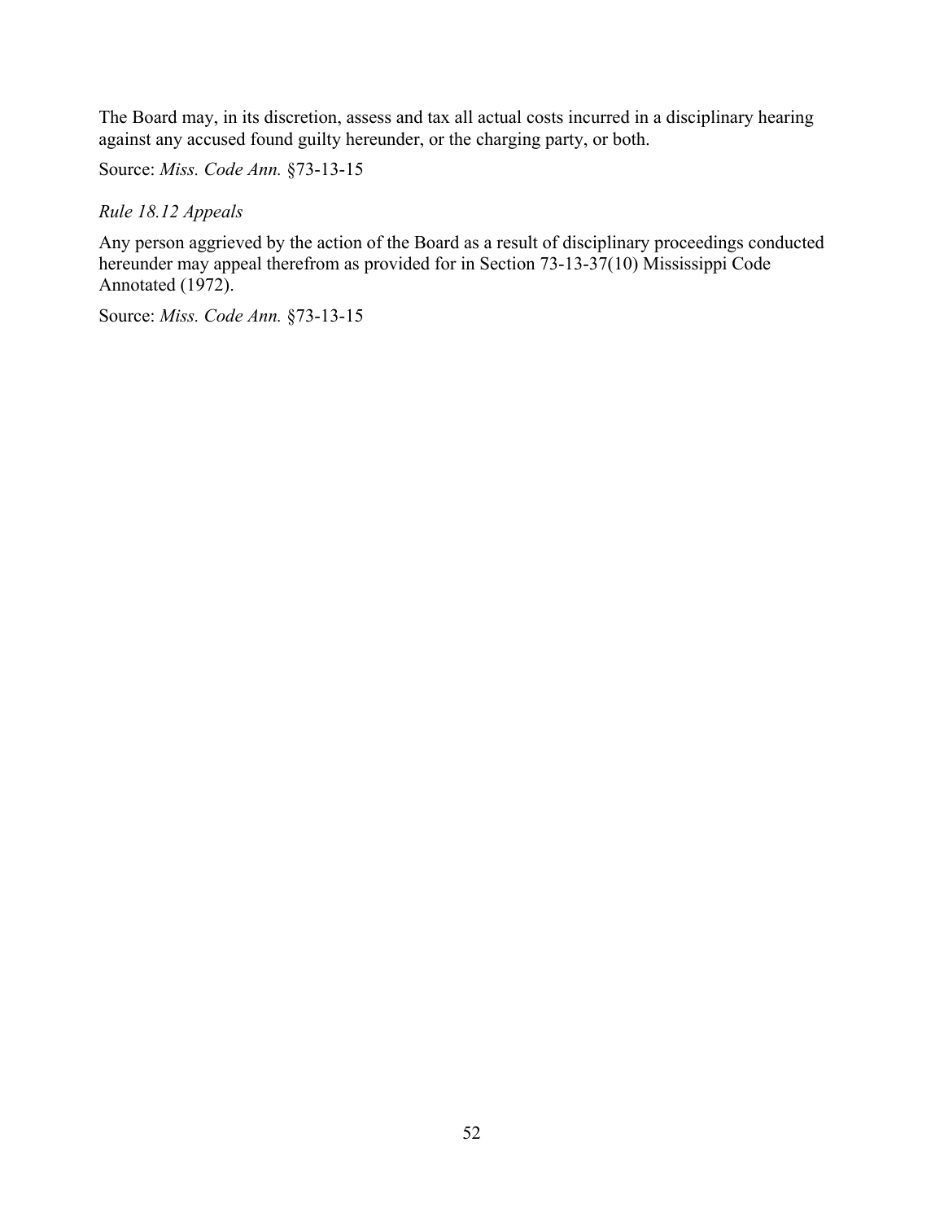The Board may, in its discretion, assess and tax all actual costs incurred in a disciplinary hearing against any accused found guilty hereunder, or the charging party, or both.

Source: *Miss. Code Ann.* §73-13-15

*Rule 18.12 Appeals*

Any person aggrieved by the action of the Board as a result of disciplinary proceedings conducted hereunder may appeal therefrom as provided for in Section 73-13-37(10) Mississippi Code Annotated (1972).

Source: *Miss. Code Ann.* §73-13-15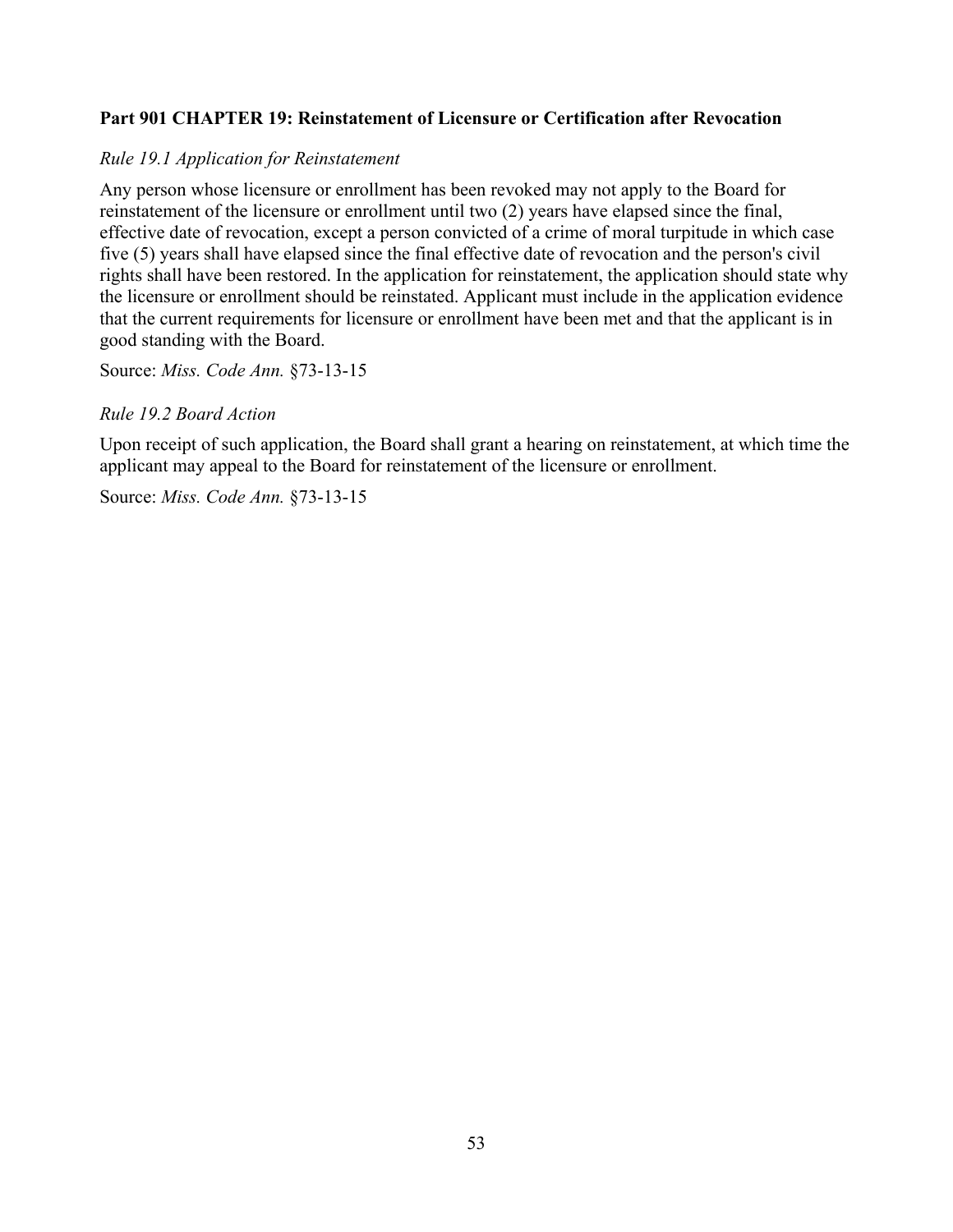## Part 901 CHAPTER 19: Reinstatement of Licensure or Certification after Revocation

*Rule 19.1 Application for Reinstatement*

Any person whose licensure or enrollment has been revoked may not apply to the Board for reinstatement of the licensure or enrollment until two (2) years have elapsed since the final, effective date of revocation, except a person convicted of a crime of moral turpitude in which case five (5) years shall have elapsed since the final effective date of revocation and the person's civil rights shall have been restored. In the application for reinstatement, the application should state why the licensure or enrollment should be reinstated. Applicant must include in the application evidence that the current requirements for licensure or enrollment have been met and that the applicant is in good standing with the Board.

Source: *Miss. Code Ann.* §73-13-15

*Rule 19.2 Board Action*

Upon receipt of such application, the Board shall grant a hearing on reinstatement, at which time the applicant may appeal to the Board for reinstatement of the licensure or enrollment.

Source: *Miss. Code Ann.* §73-13-15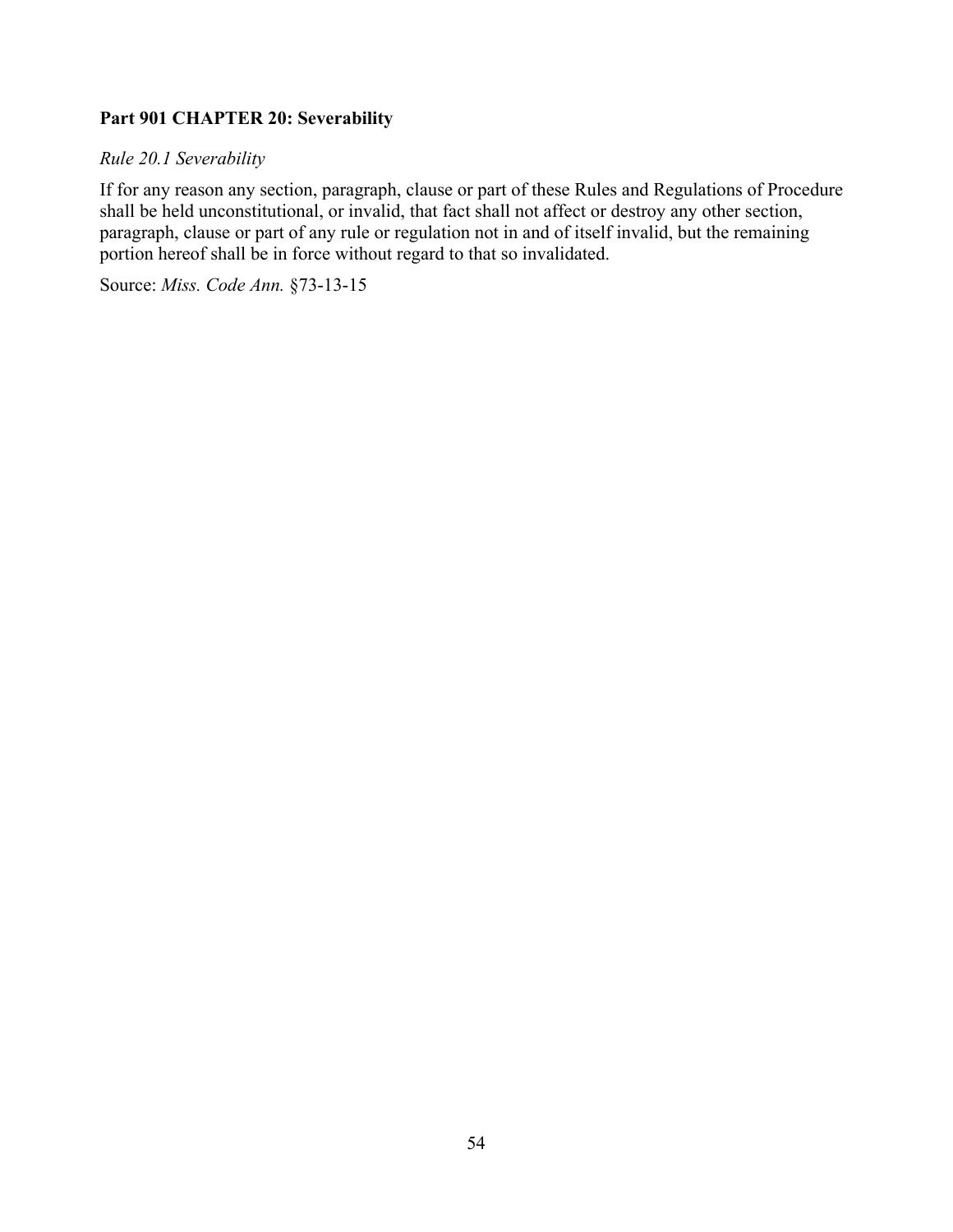**Part 901 CHAPTER 20: Severability**

*Rule 20.1 Severability*

If for any reason any section, paragraph, clause or part of these Rules and Regulations of Procedure shall be held unconstitutional, or invalid, that fact shall not affect or destroy any other section, paragraph, clause or part of any rule or regulation not in and of itself invalid, but the remaining portion hereof shall be in force without regard to that so invalidated.

Source: *Miss. Code Ann.* §73-13-15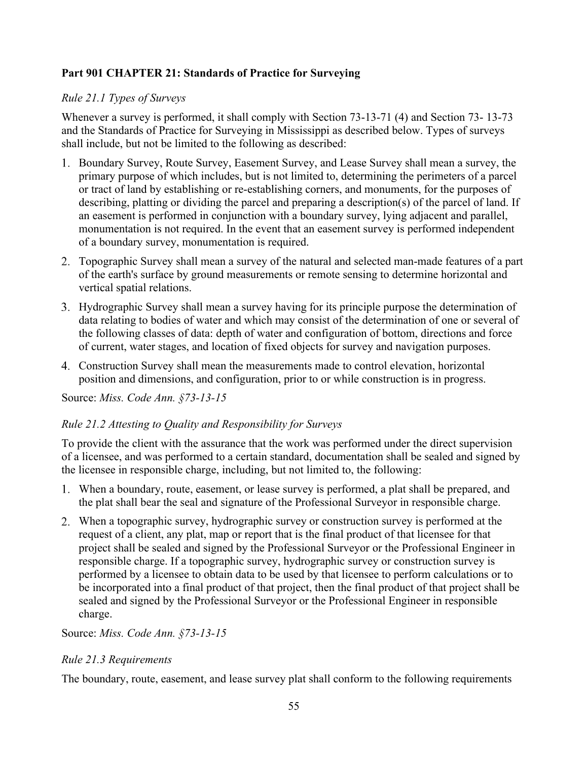**Part 901 CHAPTER 21: Standards of Practice for Surveying**

*Rule 21.1 Types of Surveys*

Whenever a survey is performed, it shall comply with Section 73-13-71 (4) and Section 73- 13-73 and the Standards of Practice for Surveying in Mississippi as described below. Types of surveys shall include, but not be limited to the following as described:

1. Boundary Survey, Route Survey, Easement Survey, and Lease Survey shall mean a survey, the primary purpose of which includes, but is not limited to, determining the perimeters of a parcel or tract of land by establishing or re-establishing corners, and monuments, for the purposes of describing, platting or dividing the parcel and preparing a description(s) of the parcel of land. If an easement is performed in conjunction with a boundary survey, lying adjacent and parallel, monumentation is not required. In the event that an easement survey is performed independent of a boundary survey, monumentation is required.
2. Topographic Survey shall mean a survey of the natural and selected man-made features of a part of the earth's surface by ground measurements or remote sensing to determine horizontal and vertical spatial relations.
3. Hydrographic Survey shall mean a survey having for its principle purpose the determination of data relating to bodies of water and which may consist of the determination of one or several of the following classes of data: depth of water and configuration of bottom, directions and force of current, water stages, and location of fixed objects for survey and navigation purposes.
4. Construction Survey shall mean the measurements made to control elevation, horizontal position and dimensions, and configuration, prior to or while construction is in progress.

Source: *Miss. Code Ann. §73-13-15*

*Rule 21.2 Attesting to Quality and Responsibility for Surveys*

To provide the client with the assurance that the work was performed under the direct supervision of a licensee, and was performed to a certain standard, documentation shall be sealed and signed by the licensee in responsible charge, including, but not limited to, the following:

1. When a boundary, route, easement, or lease survey is performed, a plat shall be prepared, and the plat shall bear the seal and signature of the Professional Surveyor in responsible charge.
2. When a topographic survey, hydrographic survey or construction survey is performed at the request of a client, any plat, map or report that is the final product of that licensee for that project shall be sealed and signed by the Professional Surveyor or the Professional Engineer in responsible charge. If a topographic survey, hydrographic survey or construction survey is performed by a licensee to obtain data to be used by that licensee to perform calculations or to be incorporated into a final product of that project, then the final product of that project shall be sealed and signed by the Professional Surveyor or the Professional Engineer in responsible charge.

Source: *Miss. Code Ann. §73-13-15*

*Rule 21.3 Requirements*

The boundary, route, easement, and lease survey plat shall conform to the following requirements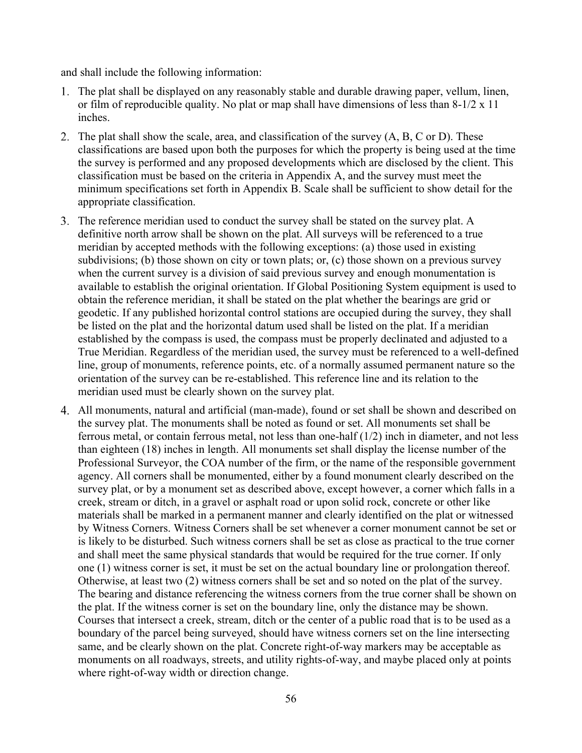and shall include the following information:

1. The plat shall be displayed on any reasonably stable and durable drawing paper, vellum, linen, or film of reproducible quality. No plat or map shall have dimensions of less than 8-1/2 x 11 inches.
2. The plat shall show the scale, area, and classification of the survey (A, B, C or D). These classifications are based upon both the purposes for which the property is being used at the time the survey is performed and any proposed developments which are disclosed by the client. This classification must be based on the criteria in Appendix A, and the survey must meet the minimum specifications set forth in Appendix B. Scale shall be sufficient to show detail for the appropriate classification.
3. The reference meridian used to conduct the survey shall be stated on the survey plat. A definitive north arrow shall be shown on the plat. All surveys will be referenced to a true meridian by accepted methods with the following exceptions: (a) those used in existing subdivisions; (b) those shown on city or town plats; or, (c) those shown on a previous survey when the current survey is a division of said previous survey and enough monumentation is available to establish the original orientation. If Global Positioning System equipment is used to obtain the reference meridian, it shall be stated on the plat whether the bearings are grid or geodetic. If any published horizontal control stations are occupied during the survey, they shall be listed on the plat and the horizontal datum used shall be listed on the plat. If a meridian established by the compass is used, the compass must be properly declinated and adjusted to a True Meridian. Regardless of the meridian used, the survey must be referenced to a well-defined line, group of monuments, reference points, etc. of a normally assumed permanent nature so the orientation of the survey can be re-established. This reference line and its relation to the meridian used must be clearly shown on the survey plat.
4. All monuments, natural and artificial (man-made), found or set shall be shown and described on the survey plat. The monuments shall be noted as found or set. All monuments set shall be ferrous metal, or contain ferrous metal, not less than one-half (1/2) inch in diameter, and not less than eighteen (18) inches in length. All monuments set shall display the license number of the Professional Surveyor, the COA number of the firm, or the name of the responsible government agency. All corners shall be monumented, either by a found monument clearly described on the survey plat, or by a monument set as described above, except however, a corner which falls in a creek, stream or ditch, in a gravel or asphalt road or upon solid rock, concrete or other like materials shall be marked in a permanent manner and clearly identified on the plat or witnessed by Witness Corners. Witness Corners shall be set whenever a corner monument cannot be set or is likely to be disturbed. Such witness corners shall be set as close as practical to the true corner and shall meet the same physical standards that would be required for the true corner. If only one (1) witness corner is set, it must be set on the actual boundary line or prolongation thereof. Otherwise, at least two (2) witness corners shall be set and so noted on the plat of the survey. The bearing and distance referencing the witness corners from the true corner shall be shown on the plat. If the witness corner is set on the boundary line, only the distance may be shown. Courses that intersect a creek, stream, ditch or the center of a public road that is to be used as a boundary of the parcel being surveyed, should have witness corners set on the line intersecting same, and be clearly shown on the plat. Concrete right-of-way markers may be acceptable as monuments on all roadways, streets, and utility rights-of-way, and maybe placed only at points where right-of-way width or direction change.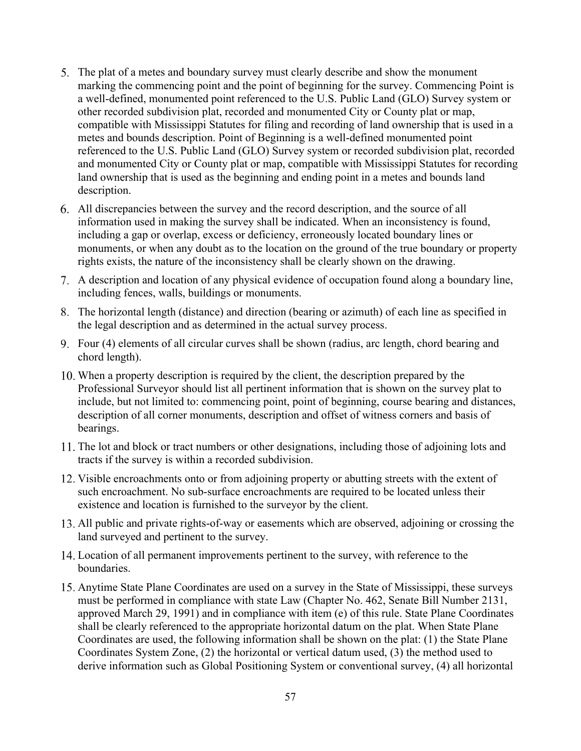5. The plat of a metes and boundary survey must clearly describe and show the monument marking the commencing point and the point of beginning for the survey. Commencing Point is a well-defined, monumented point referenced to the U.S. Public Land (GLO) Survey system or other recorded subdivision plat, recorded and monumented City or County plat or map, compatible with Mississippi Statutes for filing and recording of land ownership that is used in a metes and bounds description. Point of Beginning is a well-defined monumented point referenced to the U.S. Public Land (GLO) Survey system or recorded subdivision plat, recorded and monumented City or County plat or map, compatible with Mississippi Statutes for recording land ownership that is used as the beginning and ending point in a metes and bounds land description.
6. All discrepancies between the survey and the record description, and the source of all information used in making the survey shall be indicated. When an inconsistency is found, including a gap or overlap, excess or deficiency, erroneously located boundary lines or monuments, or when any doubt as to the location on the ground of the true boundary or property rights exists, the nature of the inconsistency shall be clearly shown on the drawing.
7. A description and location of any physical evidence of occupation found along a boundary line, including fences, walls, buildings or monuments.
8. The horizontal length (distance) and direction (bearing or azimuth) of each line as specified in the legal description and as determined in the actual survey process.
9. Four (4) elements of all circular curves shall be shown (radius, arc length, chord bearing and chord length).
10. When a property description is required by the client, the description prepared by the Professional Surveyor should list all pertinent information that is shown on the survey plat to include, but not limited to: commencing point, point of beginning, course bearing and distances, description of all corner monuments, description and offset of witness corners and basis of bearings.
11. The lot and block or tract numbers or other designations, including those of adjoining lots and tracts if the survey is within a recorded subdivision.
12. Visible encroachments onto or from adjoining property or abutting streets with the extent of such encroachment. No sub-surface encroachments are required to be located unless their existence and location is furnished to the surveyor by the client.
13. All public and private rights-of-way or easements which are observed, adjoining or crossing the land surveyed and pertinent to the survey.
14. Location of all permanent improvements pertinent to the survey, with reference to the boundaries.
15. Anytime State Plane Coordinates are used on a survey in the State of Mississippi, these surveys must be performed in compliance with state Law (Chapter No. 462, Senate Bill Number 2131, approved March 29, 1991) and in compliance with item (e) of this rule. State Plane Coordinates shall be clearly referenced to the appropriate horizontal datum on the plat. When State Plane Coordinates are used, the following information shall be shown on the plat: (1) the State Plane Coordinates System Zone, (2) the horizontal or vertical datum used, (3) the method used to derive information such as Global Positioning System or conventional survey, (4) all horizontal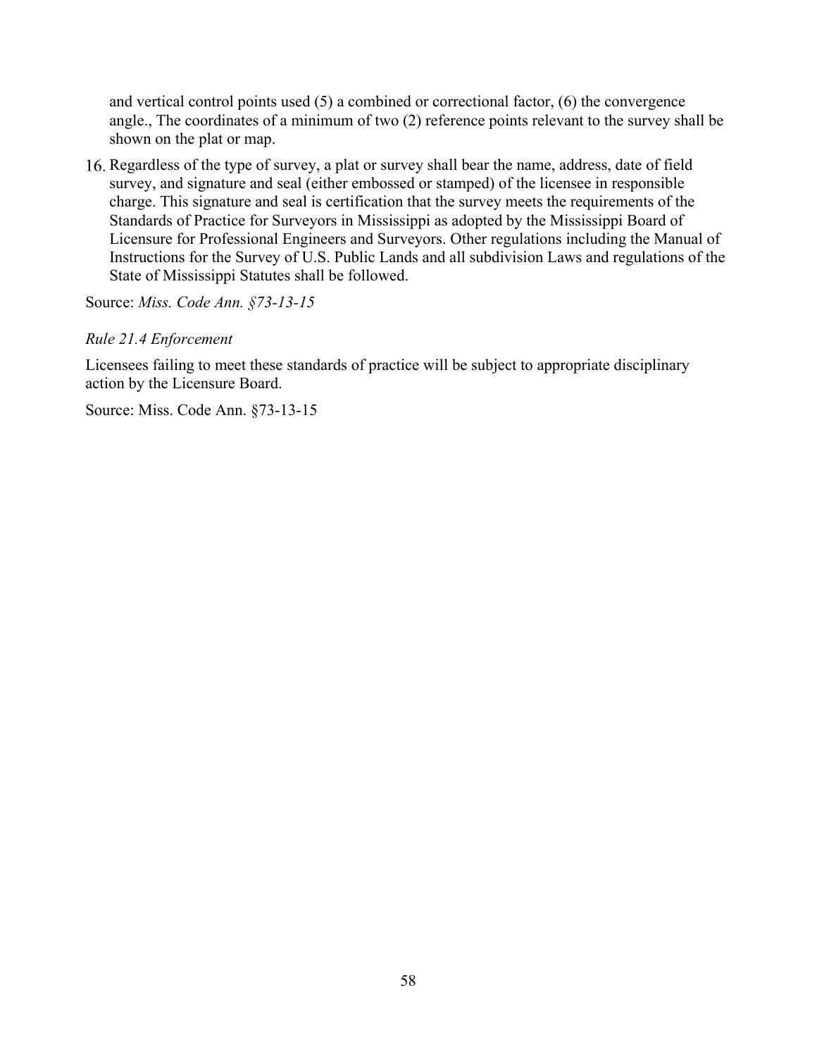and vertical control points used (5) a combined or correctional factor, (6) the convergence angle., The coordinates of a minimum of two (2) reference points relevant to the survey shall be shown on the plat or map.

16. Regardless of the type of survey, a plat or survey shall bear the name, address, date of field survey, and signature and seal (either embossed or stamped) of the licensee in responsible charge. This signature and seal is certification that the survey meets the requirements of the Standards of Practice for Surveyors in Mississippi as adopted by the Mississippi Board of Licensure for Professional Engineers and Surveyors. Other regulations including the Manual of Instructions for the Survey of U.S. Public Lands and all subdivision Laws and regulations of the State of Mississippi Statutes shall be followed.

Source: *Miss. Code Ann. §73-13-15*

*Rule 21.4 Enforcement*

Licensees failing to meet these standards of practice will be subject to appropriate disciplinary action by the Licensure Board.

Source: Miss. Code Ann. §73-13-15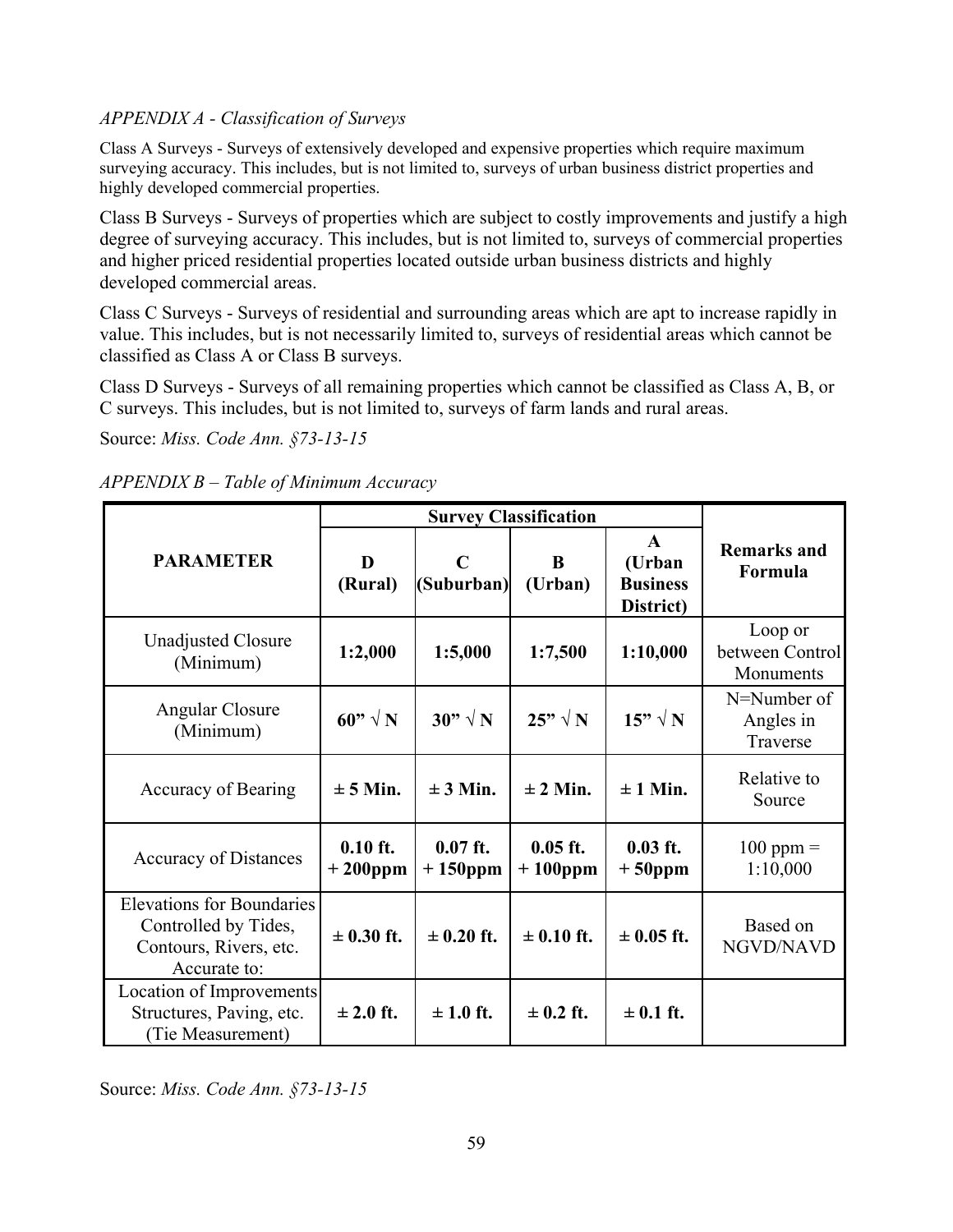*APPENDIX A - Classification of Surveys*

Class A Surveys - Surveys of extensively developed and expensive properties which require maximum surveying accuracy. This includes, but is not limited to, surveys of urban business district properties and highly developed commercial properties.

Class B Surveys - Surveys of properties which are subject to costly improvements and justify a high degree of surveying accuracy. This includes, but is not limited to, surveys of commercial properties and higher priced residential properties located outside urban business districts and highly developed commercial areas.

Class C Surveys - Surveys of residential and surrounding areas which are apt to increase rapidly in value. This includes, but is not necessarily limited to, surveys of residential areas which cannot be classified as Class A or Class B surveys.

Class D Surveys - Surveys of all remaining properties which cannot be classified as Class A, B, or C surveys. This includes, but is not limited to, surveys of farm lands and rural areas.

Source: *Miss. Code Ann. §73-13-15*

*APPENDIX B – Table of Minimum Accuracy*

| **PARAMETER** | **Survey Classification** | | | | **Remarks and Formula** |
|---|---|---|---|---|---|
| | **D (Rural)** | **C (Suburban)** | **B (Urban)** | **A (Urban Business District)** | |
| Unadjusted Closure (Minimum) | **1:2,000** | **1:5,000** | **1:7,500** | **1:10,000** | Loop or between Control Monuments |
| Angular Closure (Minimum) | **60" √ N** | **30" √ N** | **25" √ N** | **15" √ N** | N=Number of Angles in Traverse |
| Accuracy of Bearing | **± 5 Min.** | **± 3 Min.** | **± 2 Min.** | **± 1 Min.** | Relative to Source |
| Accuracy of Distances | **0.10 ft. + 200ppm** | **0.07 ft. + 150ppm** | **0.05 ft. + 100ppm** | **0.03 ft. + 50ppm** | 100 ppm = 1:10,000 |
| Elevations for Boundaries Controlled by Tides, Contours, Rivers, etc. Accurate to: | **± 0.30 ft.** | **± 0.20 ft.** | **± 0.10 ft.** | **± 0.05 ft.** | Based on NGVD/NAVD |
| Location of Improvements Structures, Paving, etc. (Tie Measurement) | **± 2.0 ft.** | **± 1.0 ft.** | **± 0.2 ft.** | **± 0.1 ft.** | |

Source: *Miss. Code Ann. §73-13-15*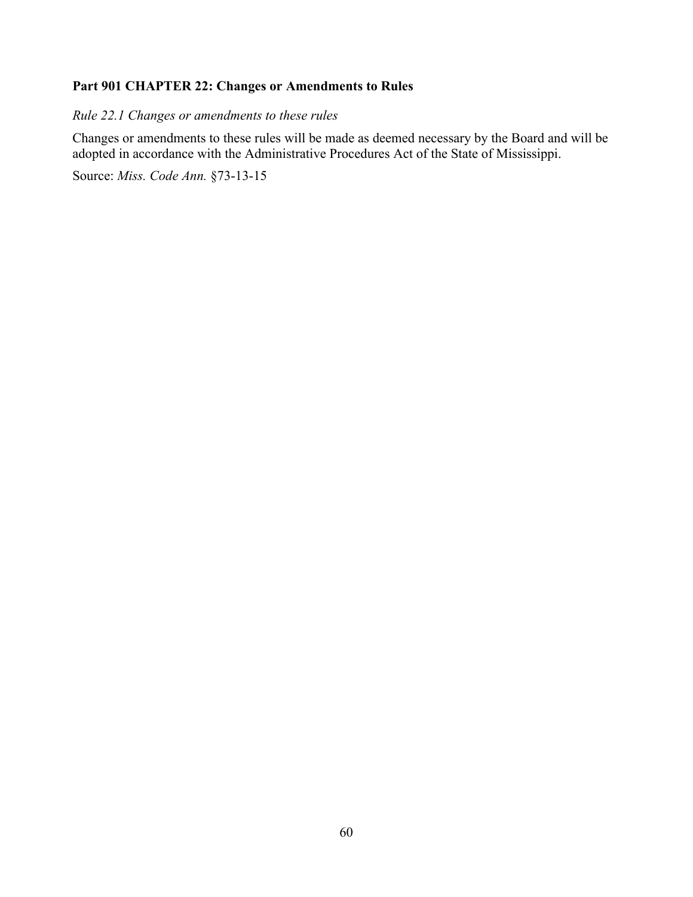## Part 901 CHAPTER 22: Changes or Amendments to Rules

*Rule 22.1 Changes or amendments to these rules*

Changes or amendments to these rules will be made as deemed necessary by the Board and will be adopted in accordance with the Administrative Procedures Act of the State of Mississippi.

Source: *Miss. Code Ann.* §73-13-15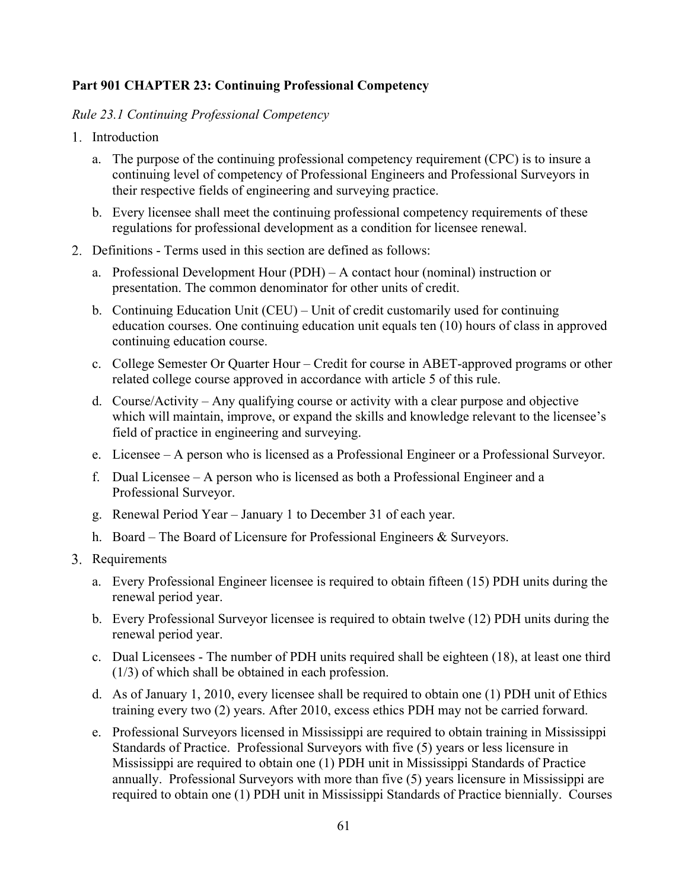**Part 901 CHAPTER 23: Continuing Professional Competency**

*Rule 23.1 Continuing Professional Competency*

1. Introduction

   a. The purpose of the continuing professional competency requirement (CPC) is to insure a continuing level of competency of Professional Engineers and Professional Surveyors in their respective fields of engineering and surveying practice.

   b. Every licensee shall meet the continuing professional competency requirements of these regulations for professional development as a condition for licensee renewal.

2. Definitions - Terms used in this section are defined as follows:

   a. Professional Development Hour (PDH) – A contact hour (nominal) instruction or presentation. The common denominator for other units of credit.

   b. Continuing Education Unit (CEU) – Unit of credit customarily used for continuing education courses. One continuing education unit equals ten (10) hours of class in approved continuing education course.

   c. College Semester Or Quarter Hour – Credit for course in ABET-approved programs or other related college course approved in accordance with article 5 of this rule.

   d. Course/Activity – Any qualifying course or activity with a clear purpose and objective which will maintain, improve, or expand the skills and knowledge relevant to the licensee's field of practice in engineering and surveying.

   e. Licensee – A person who is licensed as a Professional Engineer or a Professional Surveyor.

   f. Dual Licensee – A person who is licensed as both a Professional Engineer and a Professional Surveyor.

   g. Renewal Period Year – January 1 to December 31 of each year.

   h. Board – The Board of Licensure for Professional Engineers & Surveyors.

3. Requirements

   a. Every Professional Engineer licensee is required to obtain fifteen (15) PDH units during the renewal period year.

   b. Every Professional Surveyor licensee is required to obtain twelve (12) PDH units during the renewal period year.

   c. Dual Licensees - The number of PDH units required shall be eighteen (18), at least one third (1/3) of which shall be obtained in each profession.

   d. As of January 1, 2010, every licensee shall be required to obtain one (1) PDH unit of Ethics training every two (2) years. After 2010, excess ethics PDH may not be carried forward.

   e. Professional Surveyors licensed in Mississippi are required to obtain training in Mississippi Standards of Practice. Professional Surveyors with five (5) years or less licensure in Mississippi are required to obtain one (1) PDH unit in Mississippi Standards of Practice annually. Professional Surveyors with more than five (5) years licensure in Mississippi are required to obtain one (1) PDH unit in Mississippi Standards of Practice biennially. Courses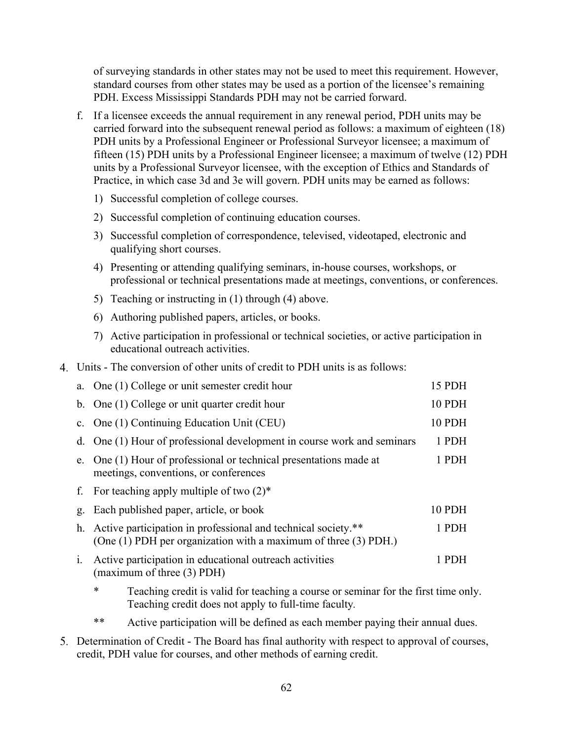of surveying standards in other states may not be used to meet this requirement. However, standard courses from other states may be used as a portion of the licensee's remaining PDH. Excess Mississippi Standards PDH may not be carried forward.

f. If a licensee exceeds the annual requirement in any renewal period, PDH units may be carried forward into the subsequent renewal period as follows: a maximum of eighteen (18) PDH units by a Professional Engineer or Professional Surveyor licensee; a maximum of fifteen (15) PDH units by a Professional Engineer licensee; a maximum of twelve (12) PDH units by a Professional Surveyor licensee, with the exception of Ethics and Standards of Practice, in which case 3d and 3e will govern. PDH units may be earned as follows:

   1) Successful completion of college courses.
   2) Successful completion of continuing education courses.
   3) Successful completion of correspondence, televised, videotaped, electronic and qualifying short courses.
   4) Presenting or attending qualifying seminars, in-house courses, workshops, or professional or technical presentations made at meetings, conventions, or conferences.
   5) Teaching or instructing in (1) through (4) above.
   6) Authoring published papers, articles, or books.
   7) Active participation in professional or technical societies, or active participation in educational outreach activities.

4. Units - The conversion of other units of credit to PDH units is as follows:

| | | |
|---|---|---|
| a. | One (1) College or unit semester credit hour | 15 PDH |
| b. | One (1) College or unit quarter credit hour | 10 PDH |
| c. | One (1) Continuing Education Unit (CEU) | 10 PDH |
| d. | One (1) Hour of professional development in course work and seminars | 1 PDH |
| e. | One (1) Hour of professional or technical presentations made at meetings, conventions, or conferences | 1 PDH |
| f. | For teaching apply multiple of two (2)* | |
| g. | Each published paper, article, or book | 10 PDH |
| h. | Active participation in professional and technical society.** (One (1) PDH per organization with a maximum of three (3) PDH.) | 1 PDH |
| i. | Active participation in educational outreach activities (maximum of three (3) PDH) | 1 PDH |

\* Teaching credit is valid for teaching a course or seminar for the first time only. Teaching credit does not apply to full-time faculty.

\*\* Active participation will be defined as each member paying their annual dues.

5. Determination of Credit - The Board has final authority with respect to approval of courses, credit, PDH value for courses, and other methods of earning credit.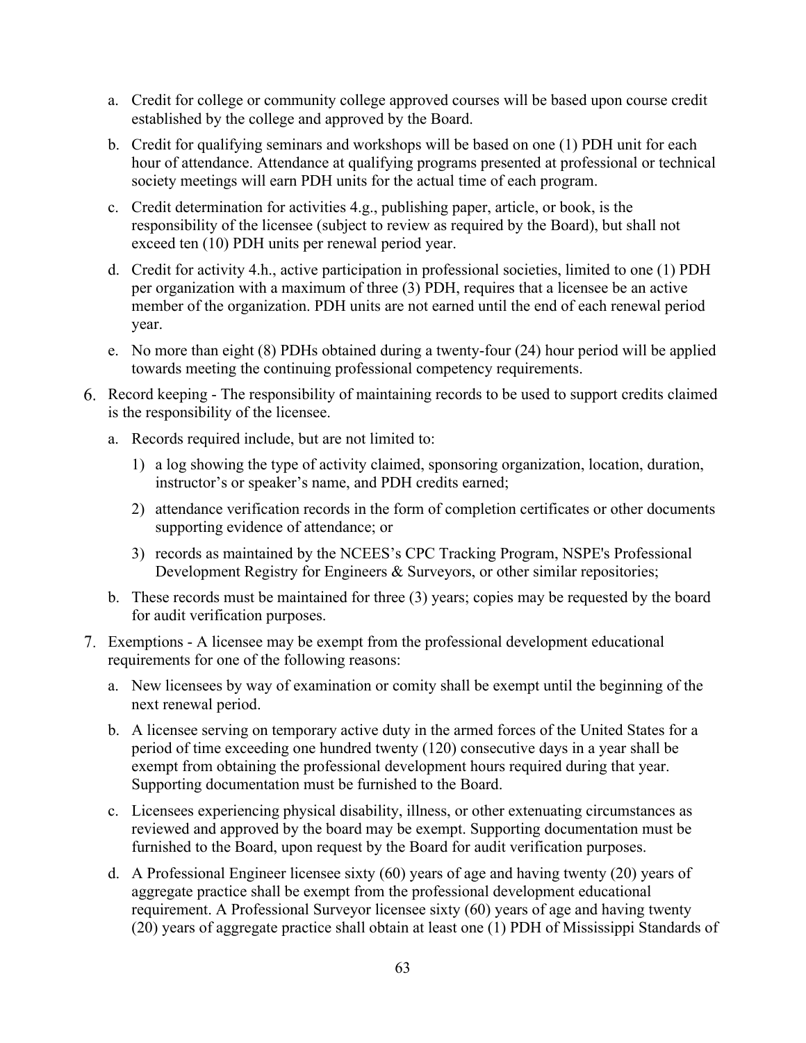a. Credit for college or community college approved courses will be based upon course credit established by the college and approved by the Board.

b. Credit for qualifying seminars and workshops will be based on one (1) PDH unit for each hour of attendance. Attendance at qualifying programs presented at professional or technical society meetings will earn PDH units for the actual time of each program.

c. Credit determination for activities 4.g., publishing paper, article, or book, is the responsibility of the licensee (subject to review as required by the Board), but shall not exceed ten (10) PDH units per renewal period year.

d. Credit for activity 4.h., active participation in professional societies, limited to one (1) PDH per organization with a maximum of three (3) PDH, requires that a licensee be an active member of the organization. PDH units are not earned until the end of each renewal period year.

e. No more than eight (8) PDHs obtained during a twenty-four (24) hour period will be applied towards meeting the continuing professional competency requirements.

6. Record keeping - The responsibility of maintaining records to be used to support credits claimed is the responsibility of the licensee.

   a. Records required include, but are not limited to:

      1) a log showing the type of activity claimed, sponsoring organization, location, duration, instructor's or speaker's name, and PDH credits earned;

      2) attendance verification records in the form of completion certificates or other documents supporting evidence of attendance; or

      3) records as maintained by the NCEES's CPC Tracking Program, NSPE's Professional Development Registry for Engineers & Surveyors, or other similar repositories;

   b. These records must be maintained for three (3) years; copies may be requested by the board for audit verification purposes.

7. Exemptions - A licensee may be exempt from the professional development educational requirements for one of the following reasons:

   a. New licensees by way of examination or comity shall be exempt until the beginning of the next renewal period.

   b. A licensee serving on temporary active duty in the armed forces of the United States for a period of time exceeding one hundred twenty (120) consecutive days in a year shall be exempt from obtaining the professional development hours required during that year. Supporting documentation must be furnished to the Board.

   c. Licensees experiencing physical disability, illness, or other extenuating circumstances as reviewed and approved by the board may be exempt. Supporting documentation must be furnished to the Board, upon request by the Board for audit verification purposes.

   d. A Professional Engineer licensee sixty (60) years of age and having twenty (20) years of aggregate practice shall be exempt from the professional development educational requirement. A Professional Surveyor licensee sixty (60) years of age and having twenty (20) years of aggregate practice shall obtain at least one (1) PDH of Mississippi Standards of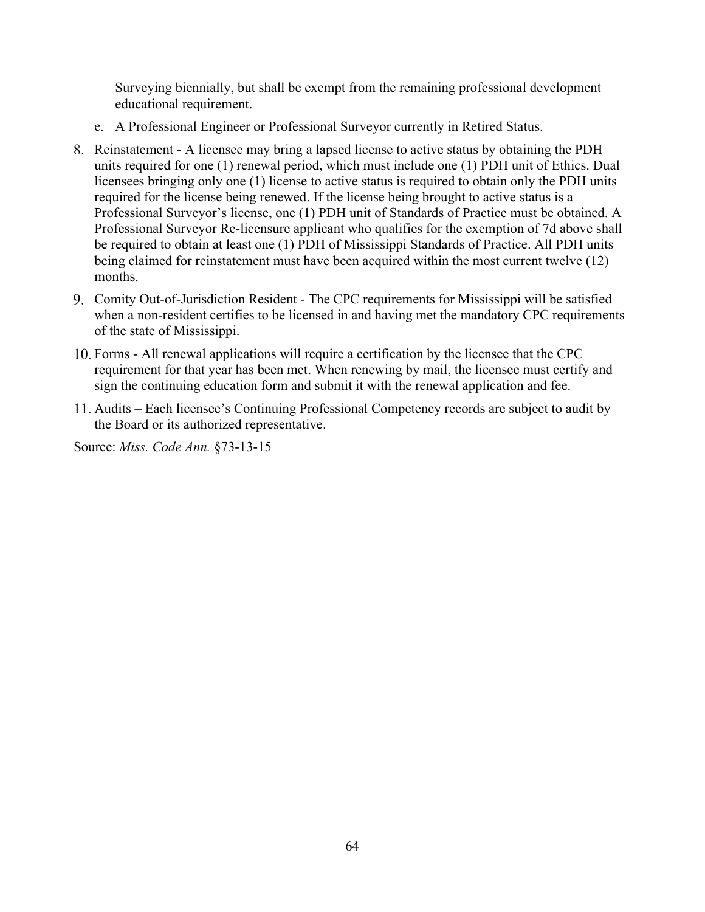Surveying biennially, but shall be exempt from the remaining professional development educational requirement.

e. A Professional Engineer or Professional Surveyor currently in Retired Status.

8. Reinstatement - A licensee may bring a lapsed license to active status by obtaining the PDH units required for one (1) renewal period, which must include one (1) PDH unit of Ethics. Dual licensees bringing only one (1) license to active status is required to obtain only the PDH units required for the license being renewed. If the license being brought to active status is a Professional Surveyor's license, one (1) PDH unit of Standards of Practice must be obtained. A Professional Surveyor Re-licensure applicant who qualifies for the exemption of 7d above shall be required to obtain at least one (1) PDH of Mississippi Standards of Practice. All PDH units being claimed for reinstatement must have been acquired within the most current twelve (12) months.

9. Comity Out-of-Jurisdiction Resident - The CPC requirements for Mississippi will be satisfied when a non-resident certifies to be licensed in and having met the mandatory CPC requirements of the state of Mississippi.

10. Forms - All renewal applications will require a certification by the licensee that the CPC requirement for that year has been met. When renewing by mail, the licensee must certify and sign the continuing education form and submit it with the renewal application and fee.

11. Audits – Each licensee's Continuing Professional Competency records are subject to audit by the Board or its authorized representative.

Source: *Miss. Code Ann.* §73-13-15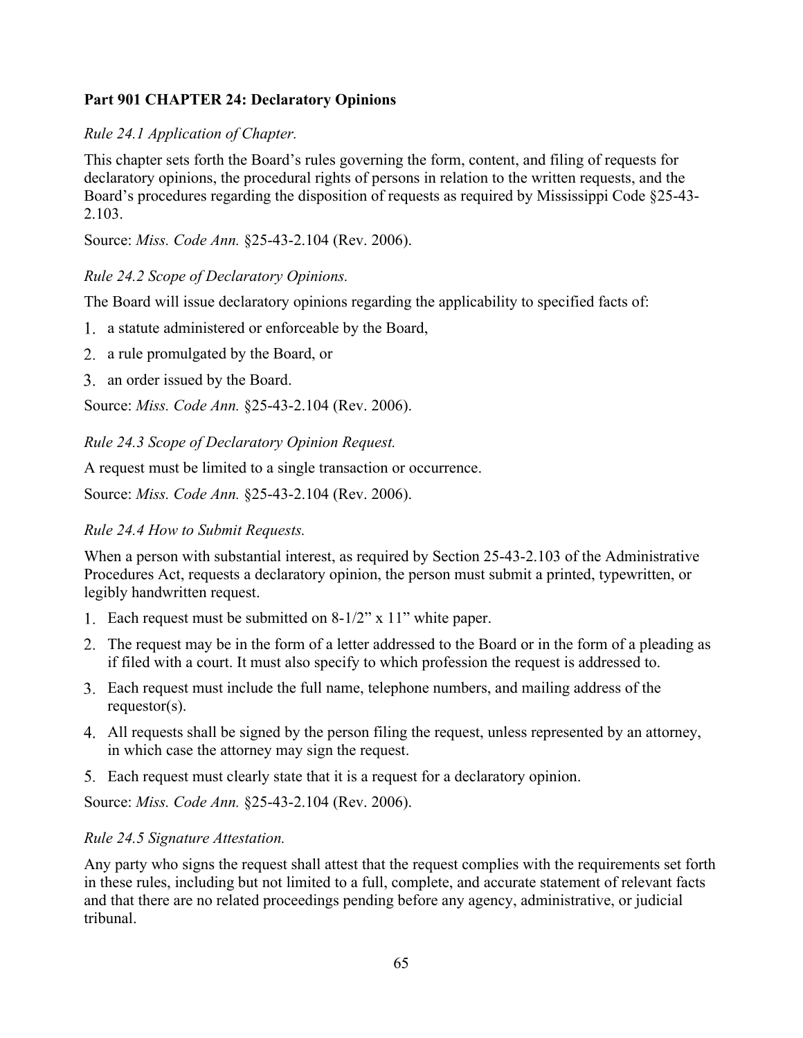### Part 901 CHAPTER 24: Declaratory Opinions

*Rule 24.1 Application of Chapter.*

This chapter sets forth the Board's rules governing the form, content, and filing of requests for declaratory opinions, the procedural rights of persons in relation to the written requests, and the Board's procedures regarding the disposition of requests as required by Mississippi Code §25-43-2.103.

Source: *Miss. Code Ann.* §25-43-2.104 (Rev. 2006).

*Rule 24.2 Scope of Declaratory Opinions.*

The Board will issue declaratory opinions regarding the applicability to specified facts of:

1. a statute administered or enforceable by the Board,
2. a rule promulgated by the Board, or
3. an order issued by the Board.

Source: *Miss. Code Ann.* §25-43-2.104 (Rev. 2006).

*Rule 24.3 Scope of Declaratory Opinion Request.*

A request must be limited to a single transaction or occurrence.

Source: *Miss. Code Ann.* §25-43-2.104 (Rev. 2006).

*Rule 24.4 How to Submit Requests.*

When a person with substantial interest, as required by Section 25-43-2.103 of the Administrative Procedures Act, requests a declaratory opinion, the person must submit a printed, typewritten, or legibly handwritten request.

1. Each request must be submitted on 8-1/2" x 11" white paper.
2. The request may be in the form of a letter addressed to the Board or in the form of a pleading as if filed with a court. It must also specify to which profession the request is addressed to.
3. Each request must include the full name, telephone numbers, and mailing address of the requestor(s).
4. All requests shall be signed by the person filing the request, unless represented by an attorney, in which case the attorney may sign the request.
5. Each request must clearly state that it is a request for a declaratory opinion.

Source: *Miss. Code Ann.* §25-43-2.104 (Rev. 2006).

*Rule 24.5 Signature Attestation.*

Any party who signs the request shall attest that the request complies with the requirements set forth in these rules, including but not limited to a full, complete, and accurate statement of relevant facts and that there are no related proceedings pending before any agency, administrative, or judicial tribunal.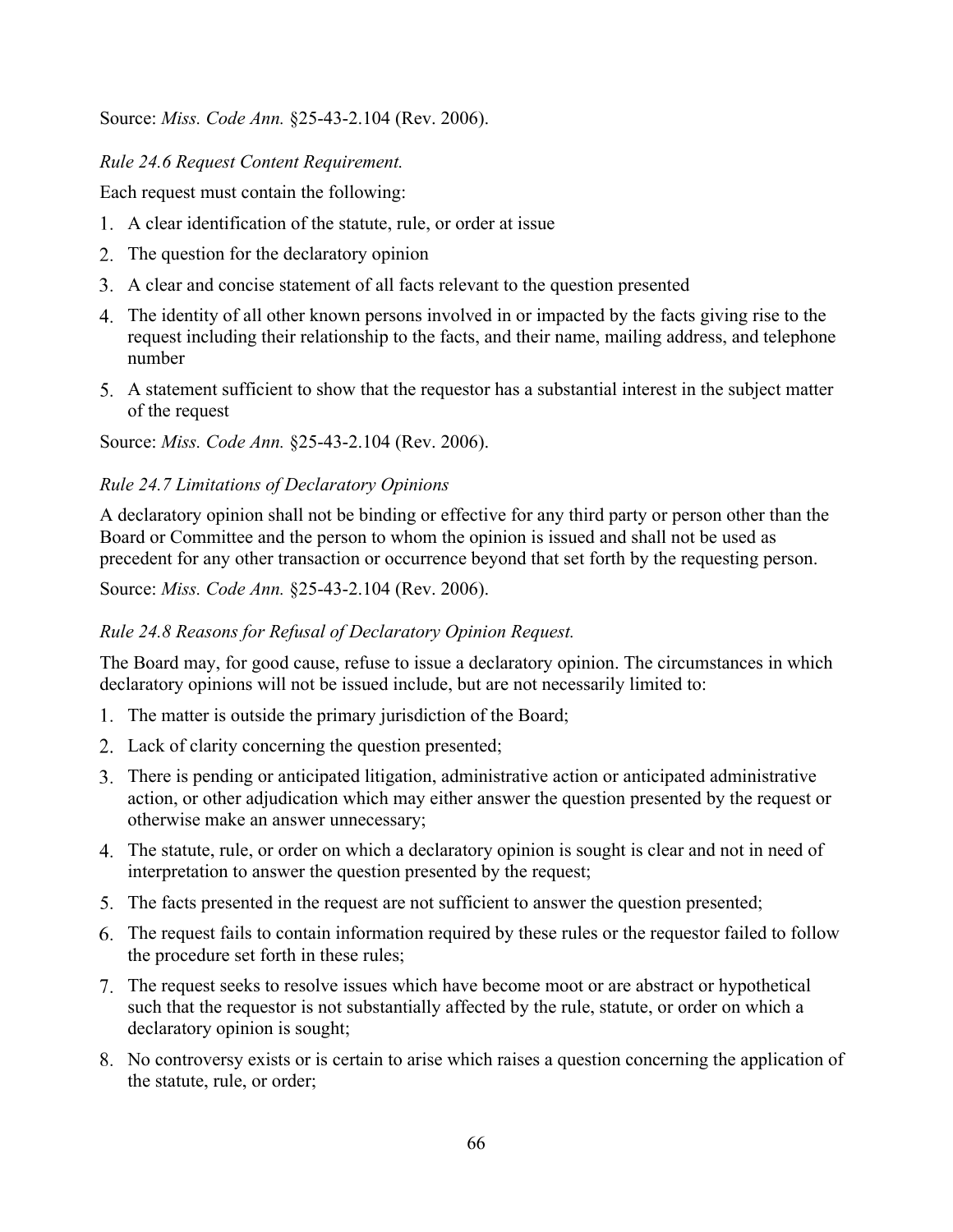Source: *Miss. Code Ann.* §25-43-2.104 (Rev. 2006).

*Rule 24.6 Request Content Requirement.*

Each request must contain the following:

1. A clear identification of the statute, rule, or order at issue
2. The question for the declaratory opinion
3. A clear and concise statement of all facts relevant to the question presented
4. The identity of all other known persons involved in or impacted by the facts giving rise to the request including their relationship to the facts, and their name, mailing address, and telephone number
5. A statement sufficient to show that the requestor has a substantial interest in the subject matter of the request

Source: *Miss. Code Ann.* §25-43-2.104 (Rev. 2006).

*Rule 24.7 Limitations of Declaratory Opinions*

A declaratory opinion shall not be binding or effective for any third party or person other than the Board or Committee and the person to whom the opinion is issued and shall not be used as precedent for any other transaction or occurrence beyond that set forth by the requesting person.

Source: *Miss. Code Ann.* §25-43-2.104 (Rev. 2006).

*Rule 24.8 Reasons for Refusal of Declaratory Opinion Request.*

The Board may, for good cause, refuse to issue a declaratory opinion. The circumstances in which declaratory opinions will not be issued include, but are not necessarily limited to:

1. The matter is outside the primary jurisdiction of the Board;
2. Lack of clarity concerning the question presented;
3. There is pending or anticipated litigation, administrative action or anticipated administrative action, or other adjudication which may either answer the question presented by the request or otherwise make an answer unnecessary;
4. The statute, rule, or order on which a declaratory opinion is sought is clear and not in need of interpretation to answer the question presented by the request;
5. The facts presented in the request are not sufficient to answer the question presented;
6. The request fails to contain information required by these rules or the requestor failed to follow the procedure set forth in these rules;
7. The request seeks to resolve issues which have become moot or are abstract or hypothetical such that the requestor is not substantially affected by the rule, statute, or order on which a declaratory opinion is sought;
8. No controversy exists or is certain to arise which raises a question concerning the application of the statute, rule, or order;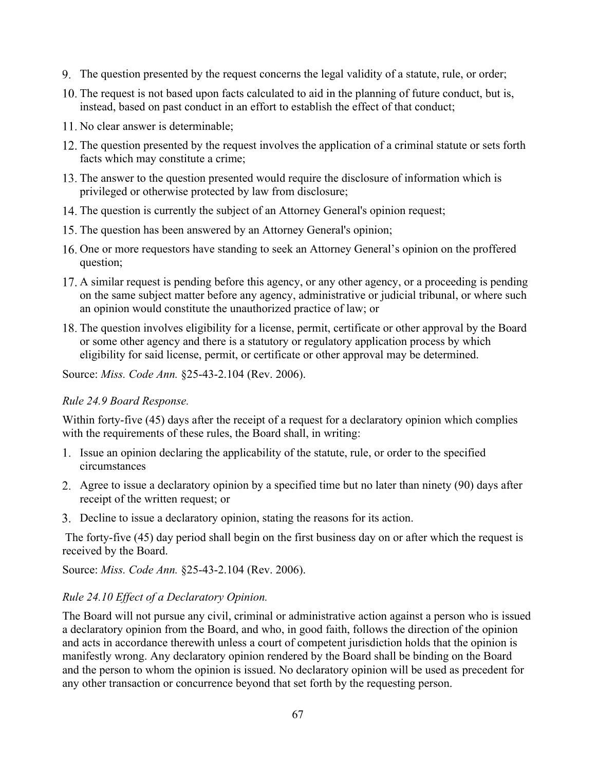9. The question presented by the request concerns the legal validity of a statute, rule, or order;
10. The request is not based upon facts calculated to aid in the planning of future conduct, but is, instead, based on past conduct in an effort to establish the effect of that conduct;
11. No clear answer is determinable;
12. The question presented by the request involves the application of a criminal statute or sets forth facts which may constitute a crime;
13. The answer to the question presented would require the disclosure of information which is privileged or otherwise protected by law from disclosure;
14. The question is currently the subject of an Attorney General's opinion request;
15. The question has been answered by an Attorney General's opinion;
16. One or more requestors have standing to seek an Attorney General's opinion on the proffered question;
17. A similar request is pending before this agency, or any other agency, or a proceeding is pending on the same subject matter before any agency, administrative or judicial tribunal, or where such an opinion would constitute the unauthorized practice of law; or
18. The question involves eligibility for a license, permit, certificate or other approval by the Board or some other agency and there is a statutory or regulatory application process by which eligibility for said license, permit, or certificate or other approval may be determined.

Source: *Miss. Code Ann.* §25-43-2.104 (Rev. 2006).

*Rule 24.9 Board Response.*

Within forty-five (45) days after the receipt of a request for a declaratory opinion which complies with the requirements of these rules, the Board shall, in writing:

1. Issue an opinion declaring the applicability of the statute, rule, or order to the specified circumstances
2. Agree to issue a declaratory opinion by a specified time but no later than ninety (90) days after receipt of the written request; or
3. Decline to issue a declaratory opinion, stating the reasons for its action.

The forty-five (45) day period shall begin on the first business day on or after which the request is received by the Board.

Source: *Miss. Code Ann.* §25-43-2.104 (Rev. 2006).

*Rule 24.10 Effect of a Declaratory Opinion.*

The Board will not pursue any civil, criminal or administrative action against a person who is issued a declaratory opinion from the Board, and who, in good faith, follows the direction of the opinion and acts in accordance therewith unless a court of competent jurisdiction holds that the opinion is manifestly wrong. Any declaratory opinion rendered by the Board shall be binding on the Board and the person to whom the opinion is issued. No declaratory opinion will be used as precedent for any other transaction or concurrence beyond that set forth by the requesting person.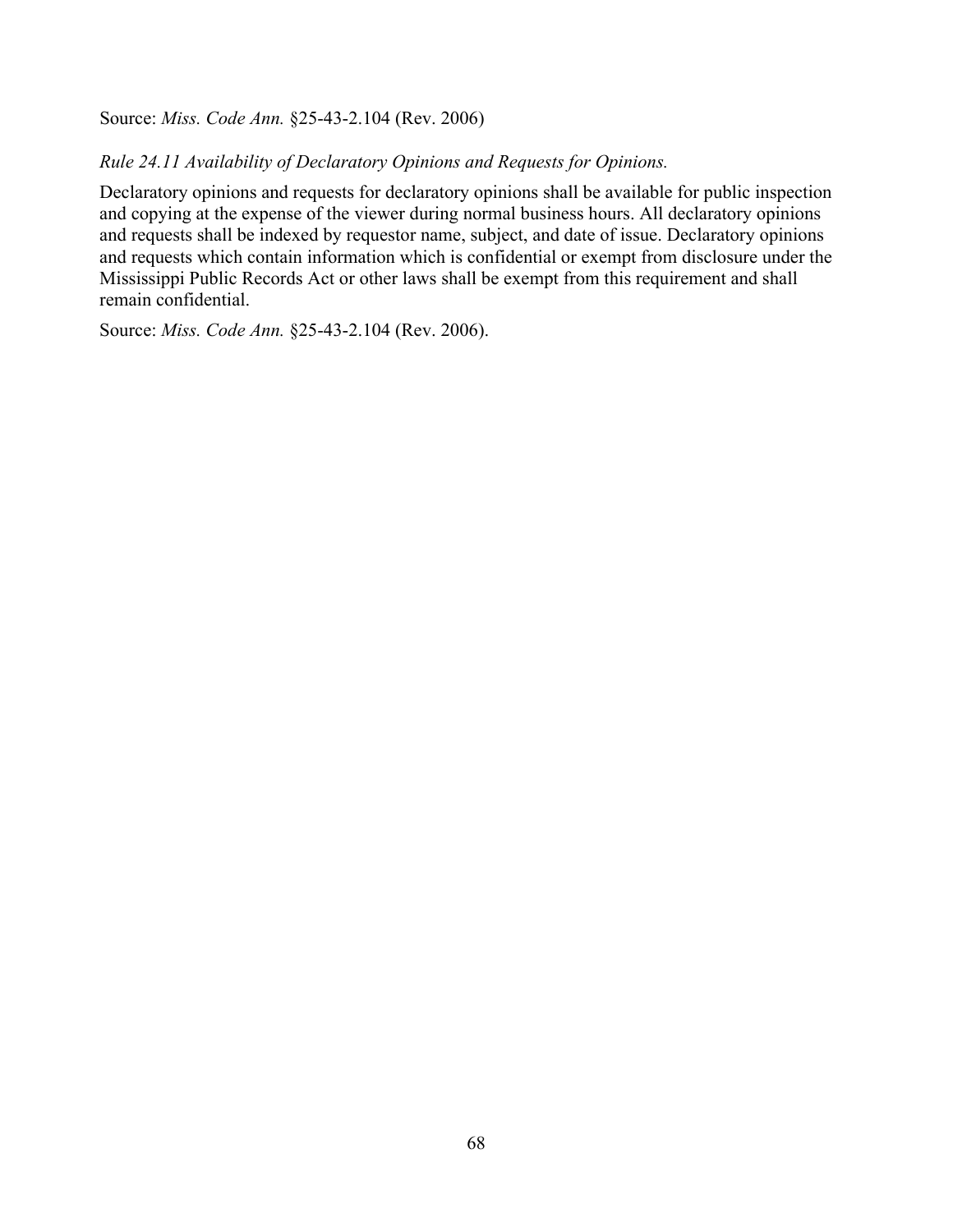Source: *Miss. Code Ann.* §25-43-2.104 (Rev. 2006)

*Rule 24.11 Availability of Declaratory Opinions and Requests for Opinions.*

Declaratory opinions and requests for declaratory opinions shall be available for public inspection and copying at the expense of the viewer during normal business hours. All declaratory opinions and requests shall be indexed by requestor name, subject, and date of issue. Declaratory opinions and requests which contain information which is confidential or exempt from disclosure under the Mississippi Public Records Act or other laws shall be exempt from this requirement and shall remain confidential.

Source: *Miss. Code Ann.* §25-43-2.104 (Rev. 2006).